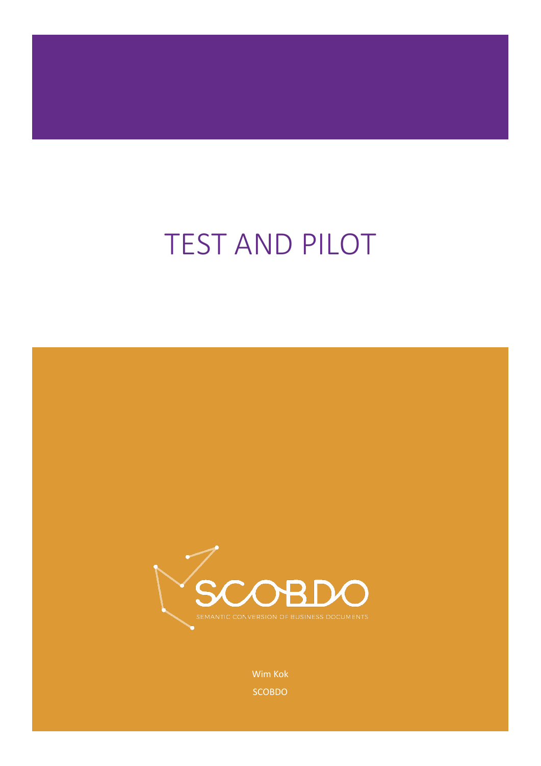# TEST AND PILOT

SCOBDO

SEMANTIC CONVERSION OF BUSINESS DOCUMENTS

Wim Kok

SCOBDO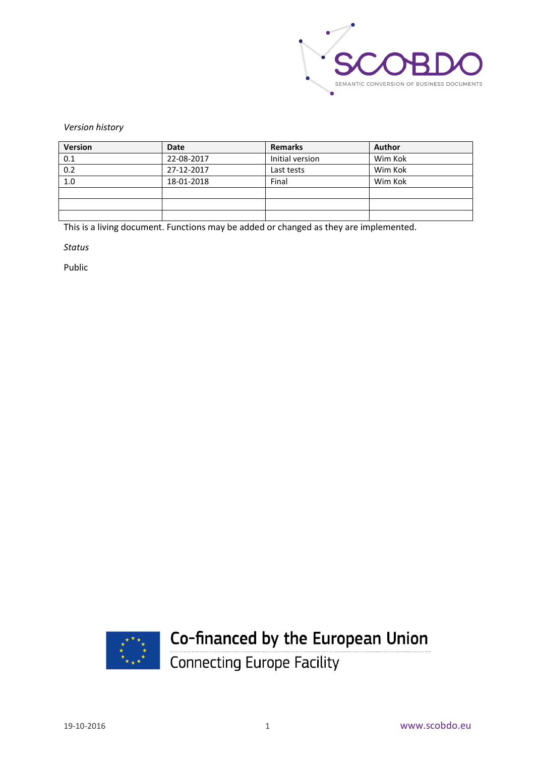*Version history*

| Version | Date | Remarks | Author |
|---|---|---|---|
| 0.1 | 22-08-2017 | Initial version | Wim Kok |
| 0.2 | 27-12-2017 | Last tests | Wim Kok |
| 1.0 | 18-01-2018 | Final | Wim Kok |
| | | | |
| | | | |
| | | | |

This is a living document. Functions may be added or changed as they are implemented.

*Status*

Public

Co-financed by the European Union

Connecting Europe Facility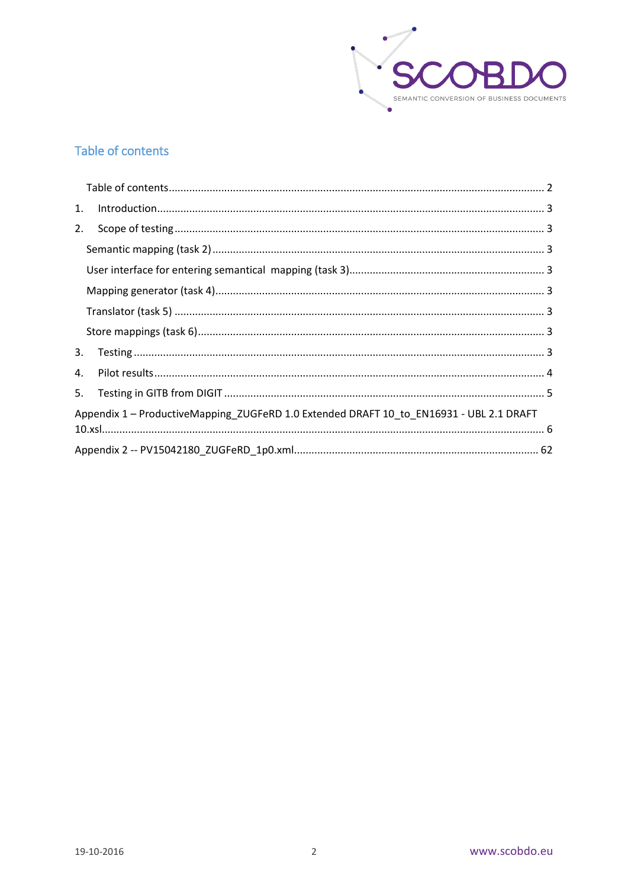## Table of contents

Table of contents ........ 2

1. Introduction ........ 3
2. Scope of testing ........ 3

Semantic mapping (task 2) ........ 3

User interface for entering semantical mapping (task 3) ........ 3

Mapping generator (task 4) ........ 3

Translator (task 5) ........ 3

Store mappings (task 6) ........ 3

3. Testing ........ 3
4. Pilot results ........ 4
5. Testing in GITB from DIGIT ........ 5

Appendix 1 – ProductiveMapping_ZUGFeRD 1.0 Extended DRAFT 10_to_EN16931 - UBL 2.1 DRAFT 10.xsl ........ 6

Appendix 2 -- PV15042180_ZUGFeRD_1p0.xml ........ 62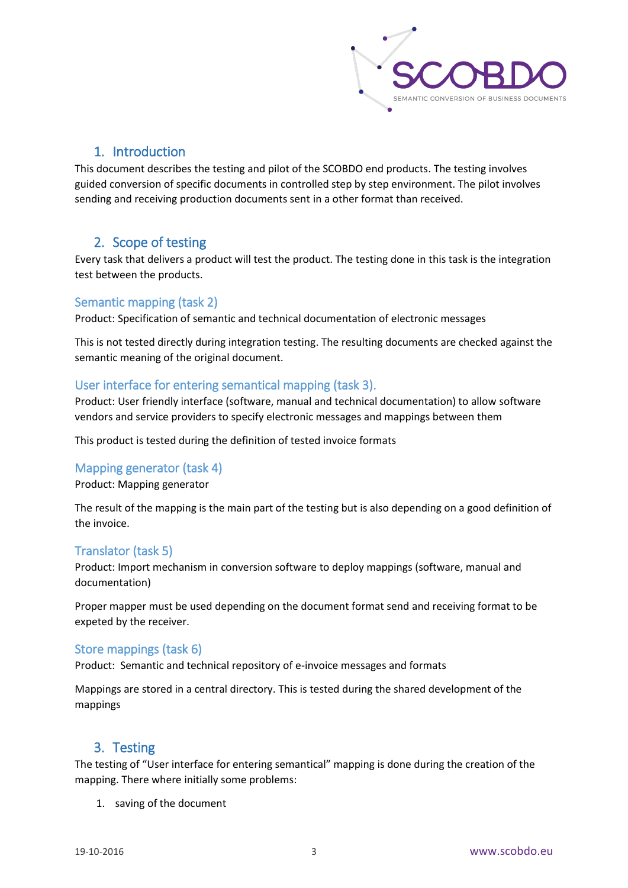## 1. Introduction

This document describes the testing and pilot of the SCOBDO end products. The testing involves guided conversion of specific documents in controlled step by step environment. The pilot involves sending and receiving production documents sent in a other format than received.

## 2. Scope of testing

Every task that delivers a product will test the product. The testing done in this task is the integration test between the products.

### Semantic mapping (task 2)

Product: Specification of semantic and technical documentation of electronic messages

This is not tested directly during integration testing. The resulting documents are checked against the semantic meaning of the original document.

### User interface for entering semantical mapping (task 3).

Product: User friendly interface (software, manual and technical documentation) to allow software vendors and service providers to specify electronic messages and mappings between them

This product is tested during the definition of tested invoice formats

### Mapping generator (task 4)

Product: Mapping generator

The result of the mapping is the main part of the testing but is also depending on a good definition of the invoice.

### Translator (task 5)

Product: Import mechanism in conversion software to deploy mappings (software, manual and documentation)

Proper mapper must be used depending on the document format send and receiving format to be expeted by the receiver.

### Store mappings (task 6)

Product: Semantic and technical repository of e-invoice messages and formats

Mappings are stored in a central directory. This is tested during the shared development of the mappings

## 3. Testing

The testing of "User interface for entering semantical" mapping is done during the creation of the mapping. There where initially some problems:

1. saving of the document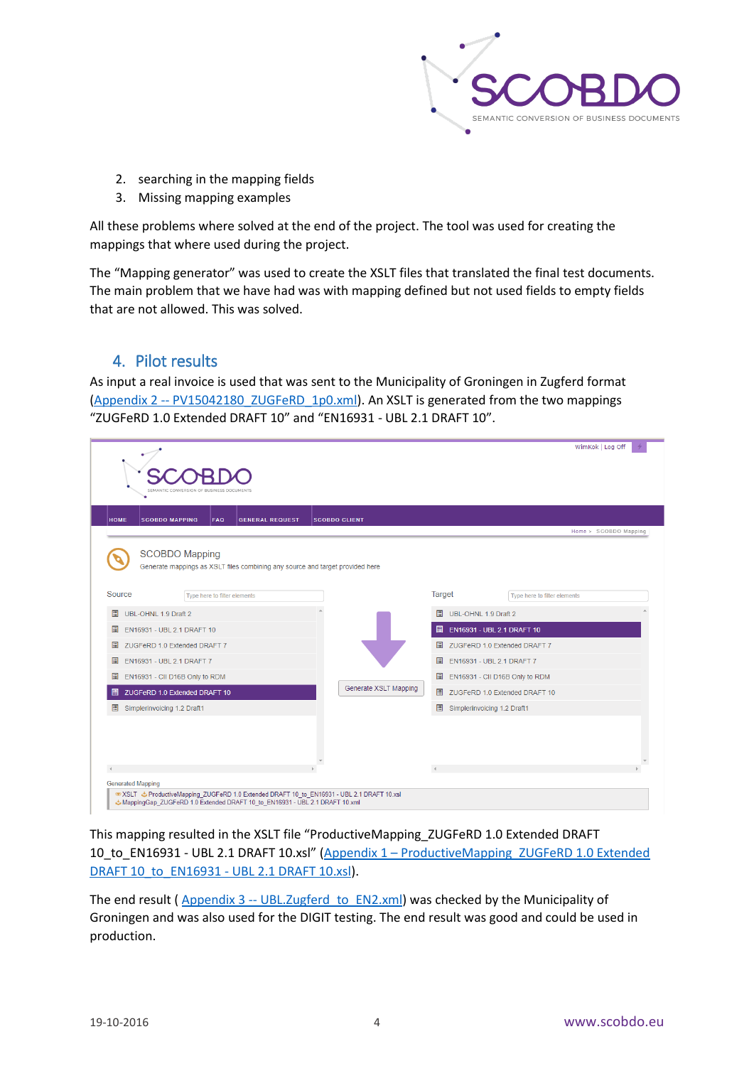2. searching in the mapping fields
3. Missing mapping examples

All these problems where solved at the end of the project. The tool was used for creating the mappings that where used during the project.

The "Mapping generator" was used to create the XSLT files that translated the final test documents. The main problem that we have had was with mapping defined but not used fields to empty fields that are not allowed. This was solved.

## 4. Pilot results

As input a real invoice is used that was sent to the Municipality of Groningen in Zugferd format (Appendix 2 -- PV15042180_ZUGFeRD_1p0.xml). An XSLT is generated from the two mappings "ZUGFeRD 1.0 Extended DRAFT 10" and "EN16931 - UBL 2.1 DRAFT 10".

This mapping resulted in the XSLT file "ProductiveMapping_ZUGFeRD 1.0 Extended DRAFT 10_to_EN16931 - UBL 2.1 DRAFT 10.xsl" (Appendix 1 – ProductiveMapping_ZUGFeRD 1.0 Extended DRAFT 10_to_EN16931 - UBL 2.1 DRAFT 10.xsl).

The end result ( Appendix 3 -- UBL.Zugferd_to_EN2.xml) was checked by the Municipality of Groningen and was also used for the DIGIT testing. The end result was good and could be used in production.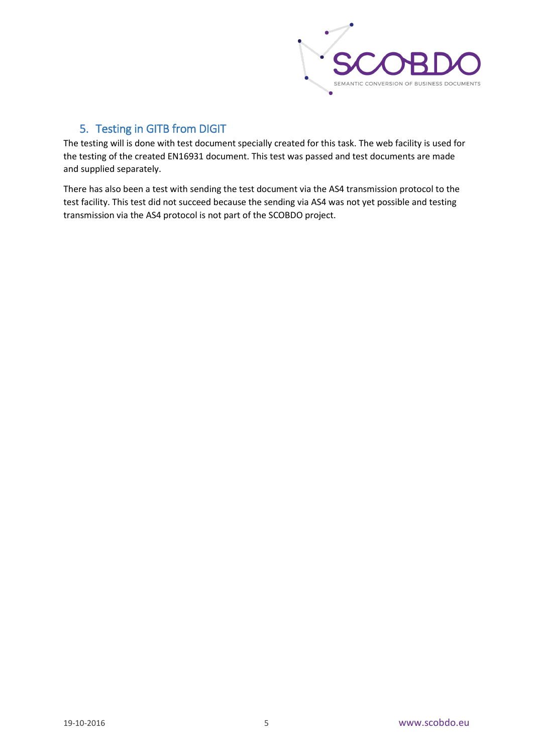## 5. Testing in GITB from DIGIT

The testing will is done with test document specially created for this task. The web facility is used for the testing of the created EN16931 document. This test was passed and test documents are made and supplied separately.

There has also been a test with sending the test document via the AS4 transmission protocol to the test facility. This test did not succeed because the sending via AS4 was not yet possible and testing transmission via the AS4 protocol is not part of the SCOBDO project.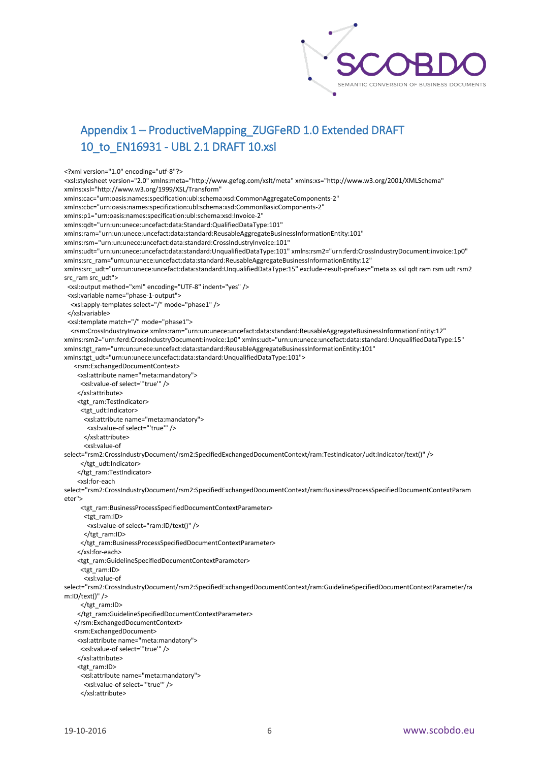## Appendix 1 – ProductiveMapping_ZUGFeRD 1.0 Extended DRAFT 10_to_EN16931 - UBL 2.1 DRAFT 10.xsl

```
<?xml version="1.0" encoding="utf-8"?>
<xsl:stylesheet version="2.0" xmlns:meta="http://www.gefeg.com/xslt/meta" xmlns:xs="http://www.w3.org/2001/XMLSchema"
xmlns:xsl="http://www.w3.org/1999/XSL/Transform"
xmlns:cac="urn:oasis:names:specification:ubl:schema:xsd:CommonAggregateComponents-2"
xmlns:cbc="urn:oasis:names:specification:ubl:schema:xsd:CommonBasicComponents-2"
xmlns:p1="urn:oasis:names:specification:ubl:schema:xsd:Invoice-2"
xmlns:qdt="urn:un:unece:uncefact:data:Standard:QualifiedDataType:101"
xmlns:ram="urn:un:unece:uncefact:data:standard:ReusableAggregateBusinessInformationEntity:101"
xmlns:rsm="urn:un:unece:uncefact:data:standard:CrossIndustryInvoice:101"
xmlns:udt="urn:un:unece:uncefact:data:standard:UnqualifiedDataType:101" xmlns:rsm2="urn:ferd:CrossIndustryDocument:invoice:1p0"
xmlns:src_ram="urn:un:unece:uncefact:data:standard:ReusableAggregateBusinessInformationEntity:12"
xmlns:src_udt="urn:un:unece:uncefact:data:standard:UnqualifiedDataType:15" exclude-result-prefixes="meta xs xsl qdt ram rsm udt rsm2
src_ram src_udt">
 <xsl:output method="xml" encoding="UTF-8" indent="yes" />
 <xsl:variable name="phase-1-output">
  <xsl:apply-templates select="/" mode="phase1" />
 </xsl:variable>
 <xsl:template match="/" mode="phase1">
  <rsm:CrossIndustryInvoice xmlns:ram="urn:un:unece:uncefact:data:standard:ReusableAggregateBusinessInformationEntity:12"
xmlns:rsm2="urn:ferd:CrossIndustryDocument:invoice:1p0" xmlns:udt="urn:un:unece:uncefact:data:standard:UnqualifiedDataType:15"
xmlns:tgt_ram="urn:un:unece:uncefact:data:standard:ReusableAggregateBusinessInformationEntity:101"
xmlns:tgt_udt="urn:un:unece:uncefact:data:standard:UnqualifiedDataType:101">
   <rsm:ExchangedDocumentContext>
    <xsl:attribute name="meta:mandatory">
     <xsl:value-of select="'true'" />
    </xsl:attribute>
    <tgt_ram:TestIndicator>
     <tgt_udt:Indicator>
      <xsl:attribute name="meta:mandatory">
       <xsl:value-of select="'true'" />
      </xsl:attribute>
      <xsl:value-of
select="rsm2:CrossIndustryDocument/rsm2:SpecifiedExchangedDocumentContext/ram:TestIndicator/udt:Indicator/text()" />
     </tgt_udt:Indicator>
    </tgt_ram:TestIndicator>
    <xsl:for-each
select="rsm2:CrossIndustryDocument/rsm2:SpecifiedExchangedDocumentContext/ram:BusinessProcessSpecifiedDocumentContextParam
eter">
     <tgt_ram:BusinessProcessSpecifiedDocumentContextParameter>
      <tgt_ram:ID>
       <xsl:value-of select="ram:ID/text()" />
      </tgt_ram:ID>
     </tgt_ram:BusinessProcessSpecifiedDocumentContextParameter>
    </xsl:for-each>
    <tgt_ram:GuidelineSpecifiedDocumentContextParameter>
     <tgt_ram:ID>
      <xsl:value-of
select="rsm2:CrossIndustryDocument/rsm2:SpecifiedExchangedDocumentContext/ram:GuidelineSpecifiedDocumentContextParameter/ra
m:ID/text()" />
     </tgt_ram:ID>
    </tgt_ram:GuidelineSpecifiedDocumentContextParameter>
   </rsm:ExchangedDocumentContext>
   <rsm:ExchangedDocument>
    <xsl:attribute name="meta:mandatory">
     <xsl:value-of select="'true'" />
    </xsl:attribute>
    <tgt_ram:ID>
     <xsl:attribute name="meta:mandatory">
      <xsl:value-of select="'true'" />
     </xsl:attribute>
```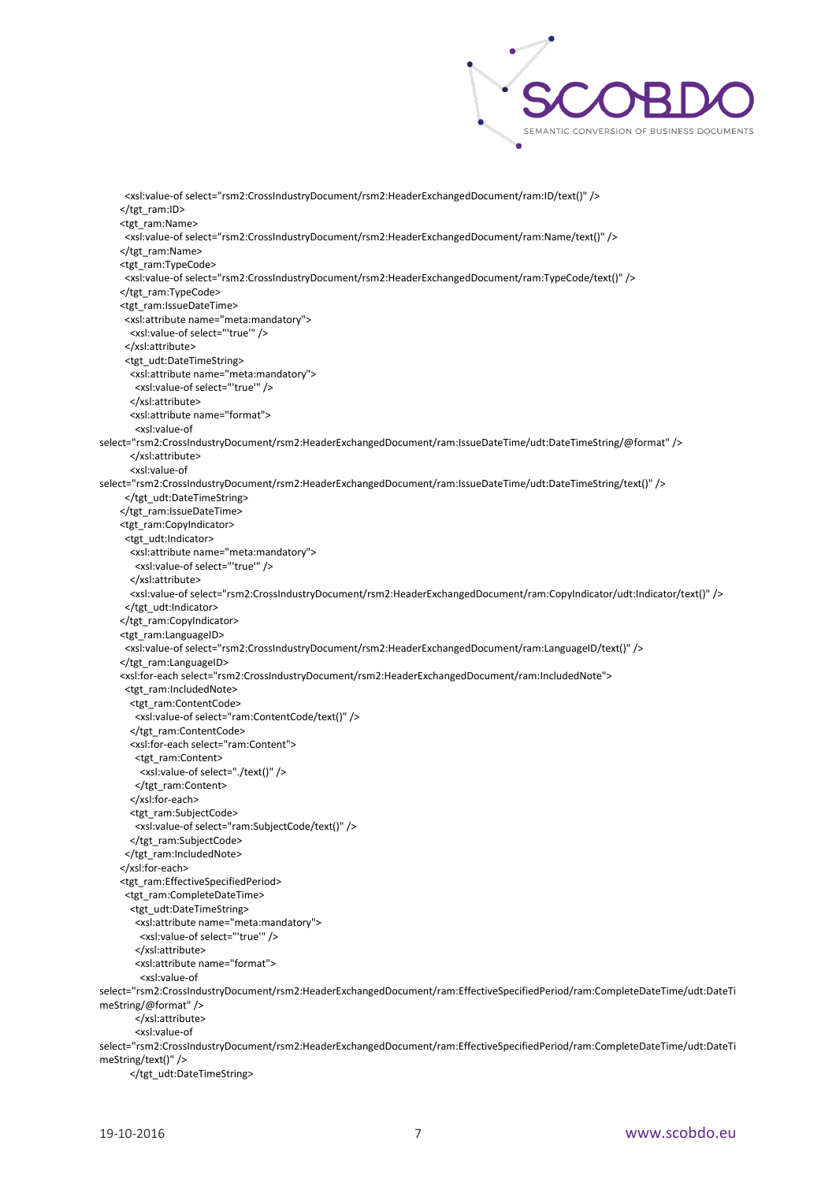```
    <xsl:value-of select="rsm2:CrossIndustryDocument/rsm2:HeaderExchangedDocument/ram:ID/text()" />
  </tgt_ram:ID>
  <tgt_ram:Name>
    <xsl:value-of select="rsm2:CrossIndustryDocument/rsm2:HeaderExchangedDocument/ram:Name/text()" />
  </tgt_ram:Name>
  <tgt_ram:TypeCode>
    <xsl:value-of select="rsm2:CrossIndustryDocument/rsm2:HeaderExchangedDocument/ram:TypeCode/text()" />
  </tgt_ram:TypeCode>
  <tgt_ram:IssueDateTime>
    <xsl:attribute name="meta:mandatory">
      <xsl:value-of select="'true'" />
    </xsl:attribute>
    <tgt_udt:DateTimeString>
      <xsl:attribute name="meta:mandatory">
        <xsl:value-of select="'true'" />
      </xsl:attribute>
      <xsl:attribute name="format">
        <xsl:value-of
select="rsm2:CrossIndustryDocument/rsm2:HeaderExchangedDocument/ram:IssueDateTime/udt:DateTimeString/@format" />
      </xsl:attribute>
      <xsl:value-of
select="rsm2:CrossIndustryDocument/rsm2:HeaderExchangedDocument/ram:IssueDateTime/udt:DateTimeString/text()" />
    </tgt_udt:DateTimeString>
  </tgt_ram:IssueDateTime>
  <tgt_ram:CopyIndicator>
    <tgt_udt:Indicator>
      <xsl:attribute name="meta:mandatory">
        <xsl:value-of select="'true'" />
      </xsl:attribute>
      <xsl:value-of select="rsm2:CrossIndustryDocument/rsm2:HeaderExchangedDocument/ram:CopyIndicator/udt:Indicator/text()" />
    </tgt_udt:Indicator>
  </tgt_ram:CopyIndicator>
  <tgt_ram:LanguageID>
    <xsl:value-of select="rsm2:CrossIndustryDocument/rsm2:HeaderExchangedDocument/ram:LanguageID/text()" />
  </tgt_ram:LanguageID>
  <xsl:for-each select="rsm2:CrossIndustryDocument/rsm2:HeaderExchangedDocument/ram:IncludedNote">
    <tgt_ram:IncludedNote>
      <tgt_ram:ContentCode>
        <xsl:value-of select="ram:ContentCode/text()" />
      </tgt_ram:ContentCode>
      <xsl:for-each select="ram:Content">
        <tgt_ram:Content>
          <xsl:value-of select="./text()" />
        </tgt_ram:Content>
      </xsl:for-each>
      <tgt_ram:SubjectCode>
        <xsl:value-of select="ram:SubjectCode/text()" />
      </tgt_ram:SubjectCode>
    </tgt_ram:IncludedNote>
  </xsl:for-each>
  <tgt_ram:EffectiveSpecifiedPeriod>
    <tgt_ram:CompleteDateTime>
      <tgt_udt:DateTimeString>
        <xsl:attribute name="meta:mandatory">
          <xsl:value-of select="'true'" />
        </xsl:attribute>
        <xsl:attribute name="format">
          <xsl:value-of
select="rsm2:CrossIndustryDocument/rsm2:HeaderExchangedDocument/ram:EffectiveSpecifiedPeriod/ram:CompleteDateTime/udt:DateTi
meString/@format" />
        </xsl:attribute>
        <xsl:value-of
select="rsm2:CrossIndustryDocument/rsm2:HeaderExchangedDocument/ram:EffectiveSpecifiedPeriod/ram:CompleteDateTime/udt:DateTi
meString/text()" />
      </tgt_udt:DateTimeString>
```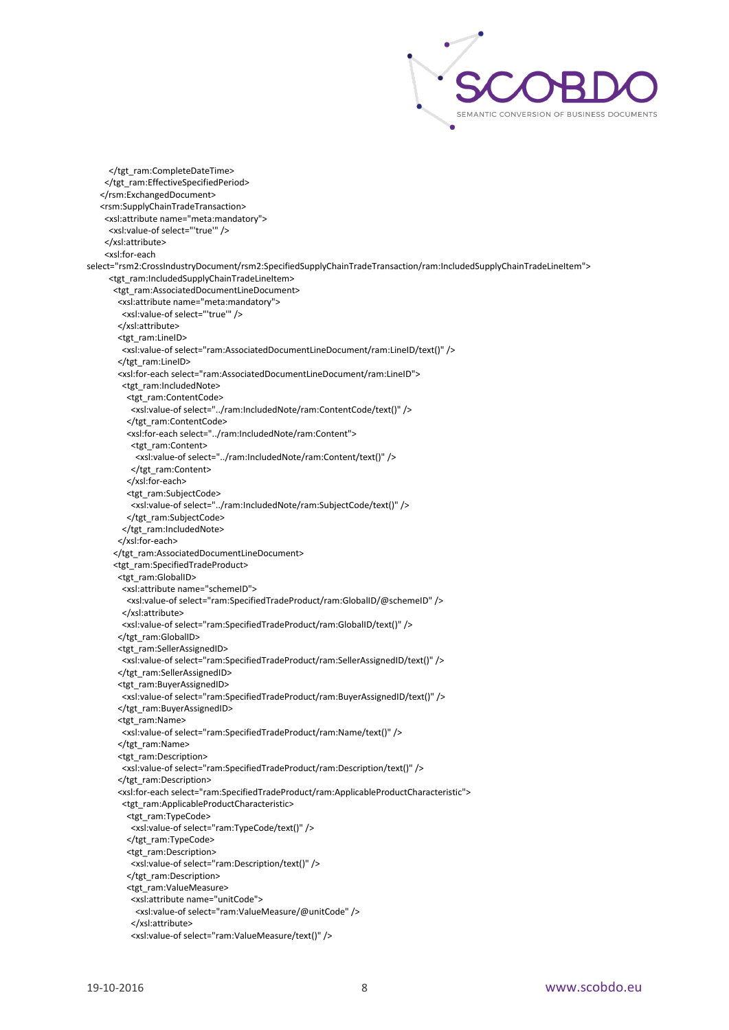```
        </tgt_ram:CompleteDateTime>
      </tgt_ram:EffectiveSpecifiedPeriod>
    </rsm:ExchangedDocument>
    <rsm:SupplyChainTradeTransaction>
      <xsl:attribute name="meta:mandatory">
        <xsl:value-of select="'true'" />
      </xsl:attribute>
      <xsl:for-each
select="rsm2:CrossIndustryDocument/rsm2:SpecifiedSupplyChainTradeTransaction/ram:IncludedSupplyChainTradeLineItem">
        <tgt_ram:IncludedSupplyChainTradeLineItem>
          <tgt_ram:AssociatedDocumentLineDocument>
            <xsl:attribute name="meta:mandatory">
              <xsl:value-of select="'true'" />
            </xsl:attribute>
            <tgt_ram:LineID>
              <xsl:value-of select="ram:AssociatedDocumentLineDocument/ram:LineID/text()" />
            </tgt_ram:LineID>
            <xsl:for-each select="ram:AssociatedDocumentLineDocument/ram:LineID">
              <tgt_ram:IncludedNote>
                <tgt_ram:ContentCode>
                  <xsl:value-of select="../ram:IncludedNote/ram:ContentCode/text()" />
                </tgt_ram:ContentCode>
                <xsl:for-each select="../ram:IncludedNote/ram:Content">
                  <tgt_ram:Content>
                    <xsl:value-of select="../ram:IncludedNote/ram:Content/text()" />
                  </tgt_ram:Content>
                </xsl:for-each>
                <tgt_ram:SubjectCode>
                  <xsl:value-of select="../ram:IncludedNote/ram:SubjectCode/text()" />
                </tgt_ram:SubjectCode>
              </tgt_ram:IncludedNote>
            </xsl:for-each>
          </tgt_ram:AssociatedDocumentLineDocument>
          <tgt_ram:SpecifiedTradeProduct>
            <tgt_ram:GlobalID>
              <xsl:attribute name="schemeID">
                <xsl:value-of select="ram:SpecifiedTradeProduct/ram:GlobalID/@schemeID" />
              </xsl:attribute>
              <xsl:value-of select="ram:SpecifiedTradeProduct/ram:GlobalID/text()" />
            </tgt_ram:GlobalID>
            <tgt_ram:SellerAssignedID>
              <xsl:value-of select="ram:SpecifiedTradeProduct/ram:SellerAssignedID/text()" />
            </tgt_ram:SellerAssignedID>
            <tgt_ram:BuyerAssignedID>
              <xsl:value-of select="ram:SpecifiedTradeProduct/ram:BuyerAssignedID/text()" />
            </tgt_ram:BuyerAssignedID>
            <tgt_ram:Name>
              <xsl:value-of select="ram:SpecifiedTradeProduct/ram:Name/text()" />
            </tgt_ram:Name>
            <tgt_ram:Description>
              <xsl:value-of select="ram:SpecifiedTradeProduct/ram:Description/text()" />
            </tgt_ram:Description>
            <xsl:for-each select="ram:SpecifiedTradeProduct/ram:ApplicableProductCharacteristic">
              <tgt_ram:ApplicableProductCharacteristic>
                <tgt_ram:TypeCode>
                  <xsl:value-of select="ram:TypeCode/text()" />
                </tgt_ram:TypeCode>
                <tgt_ram:Description>
                  <xsl:value-of select="ram:Description/text()" />
                </tgt_ram:Description>
                <tgt_ram:ValueMeasure>
                  <xsl:attribute name="unitCode">
                    <xsl:value-of select="ram:ValueMeasure/@unitCode" />
                  </xsl:attribute>
                  <xsl:value-of select="ram:ValueMeasure/text()" />
```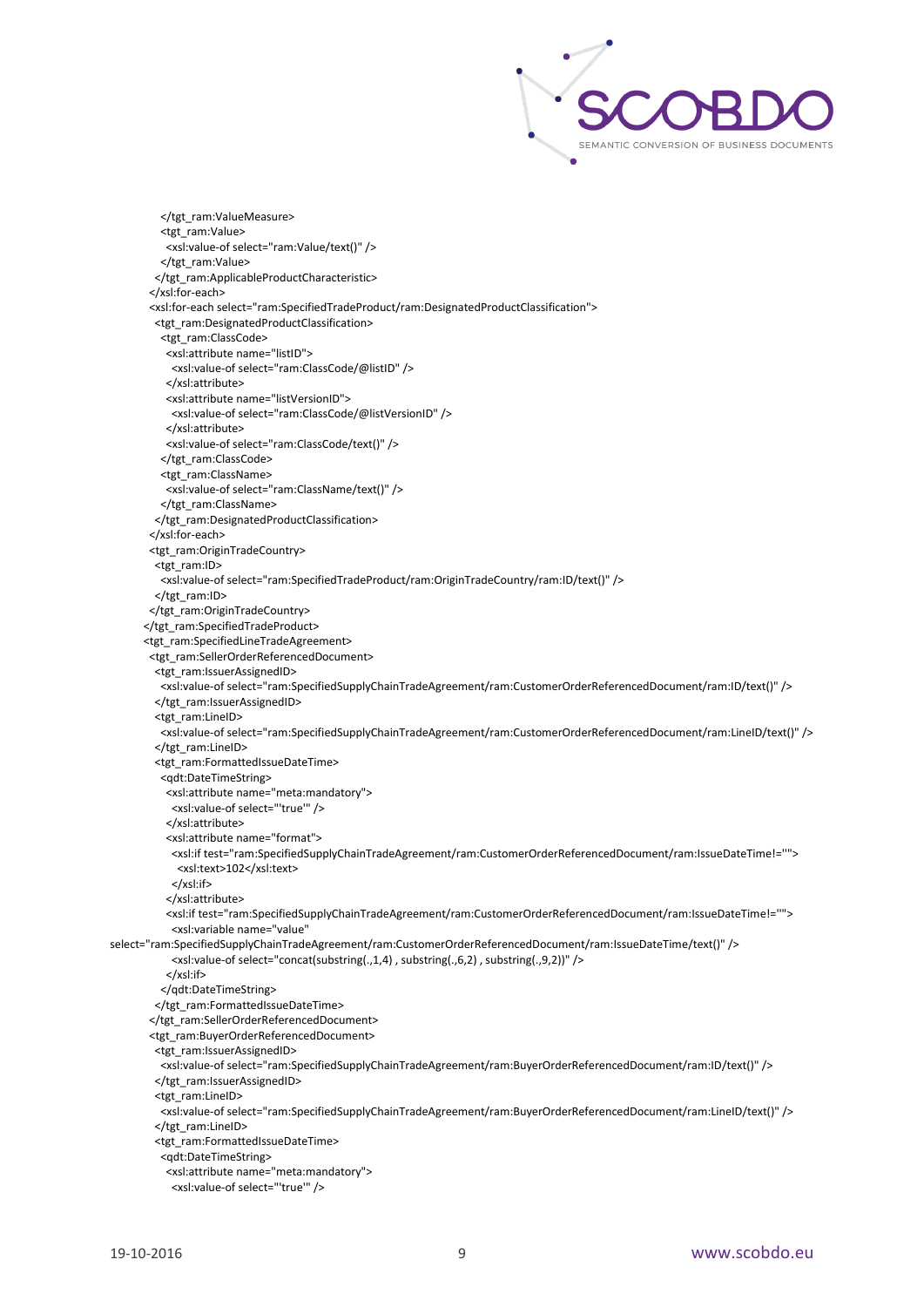```
          </tgt_ram:ValueMeasure>
          <tgt_ram:Value>
            <xsl:value-of select="ram:Value/text()" />
          </tgt_ram:Value>
        </tgt_ram:ApplicableProductCharacteristic>
      </xsl:for-each>
      <xsl:for-each select="ram:SpecifiedTradeProduct/ram:DesignatedProductClassification">
        <tgt_ram:DesignatedProductClassification>
          <tgt_ram:ClassCode>
            <xsl:attribute name="listID">
              <xsl:value-of select="ram:ClassCode/@listID" />
            </xsl:attribute>
            <xsl:attribute name="listVersionID">
              <xsl:value-of select="ram:ClassCode/@listVersionID" />
            </xsl:attribute>
            <xsl:value-of select="ram:ClassCode/text()" />
          </tgt_ram:ClassCode>
          <tgt_ram:ClassName>
            <xsl:value-of select="ram:ClassName/text()" />
          </tgt_ram:ClassName>
        </tgt_ram:DesignatedProductClassification>
      </xsl:for-each>
      <tgt_ram:OriginTradeCountry>
        <tgt_ram:ID>
          <xsl:value-of select="ram:SpecifiedTradeProduct/ram:OriginTradeCountry/ram:ID/text()" />
        </tgt_ram:ID>
      </tgt_ram:OriginTradeCountry>
    </tgt_ram:SpecifiedTradeProduct>
    <tgt_ram:SpecifiedLineTradeAgreement>
      <tgt_ram:SellerOrderReferencedDocument>
        <tgt_ram:IssuerAssignedID>
          <xsl:value-of select="ram:SpecifiedSupplyChainTradeAgreement/ram:CustomerOrderReferencedDocument/ram:ID/text()" />
        </tgt_ram:IssuerAssignedID>
        <tgt_ram:LineID>
          <xsl:value-of select="ram:SpecifiedSupplyChainTradeAgreement/ram:CustomerOrderReferencedDocument/ram:LineID/text()" />
        </tgt_ram:LineID>
        <tgt_ram:FormattedIssueDateTime>
          <qdt:DateTimeString>
            <xsl:attribute name="meta:mandatory">
              <xsl:value-of select="'true'" />
            </xsl:attribute>
            <xsl:attribute name="format">
              <xsl:if test="ram:SpecifiedSupplyChainTradeAgreement/ram:CustomerOrderReferencedDocument/ram:IssueDateTime!=''">
                <xsl:text>102</xsl:text>
              </xsl:if>
            </xsl:attribute>
            <xsl:if test="ram:SpecifiedSupplyChainTradeAgreement/ram:CustomerOrderReferencedDocument/ram:IssueDateTime!=''">
              <xsl:variable name="value"
select="ram:SpecifiedSupplyChainTradeAgreement/ram:CustomerOrderReferencedDocument/ram:IssueDateTime/text()" />
              <xsl:value-of select="concat(substring(.,1,4) , substring(.,6,2) , substring(.,9,2))" />
            </xsl:if>
          </qdt:DateTimeString>
        </tgt_ram:FormattedIssueDateTime>
      </tgt_ram:SellerOrderReferencedDocument>
      <tgt_ram:BuyerOrderReferencedDocument>
        <tgt_ram:IssuerAssignedID>
          <xsl:value-of select="ram:SpecifiedSupplyChainTradeAgreement/ram:BuyerOrderReferencedDocument/ram:ID/text()" />
        </tgt_ram:IssuerAssignedID>
        <tgt_ram:LineID>
          <xsl:value-of select="ram:SpecifiedSupplyChainTradeAgreement/ram:BuyerOrderReferencedDocument/ram:LineID/text()" />
        </tgt_ram:LineID>
        <tgt_ram:FormattedIssueDateTime>
          <qdt:DateTimeString>
            <xsl:attribute name="meta:mandatory">
              <xsl:value-of select="'true'" />
```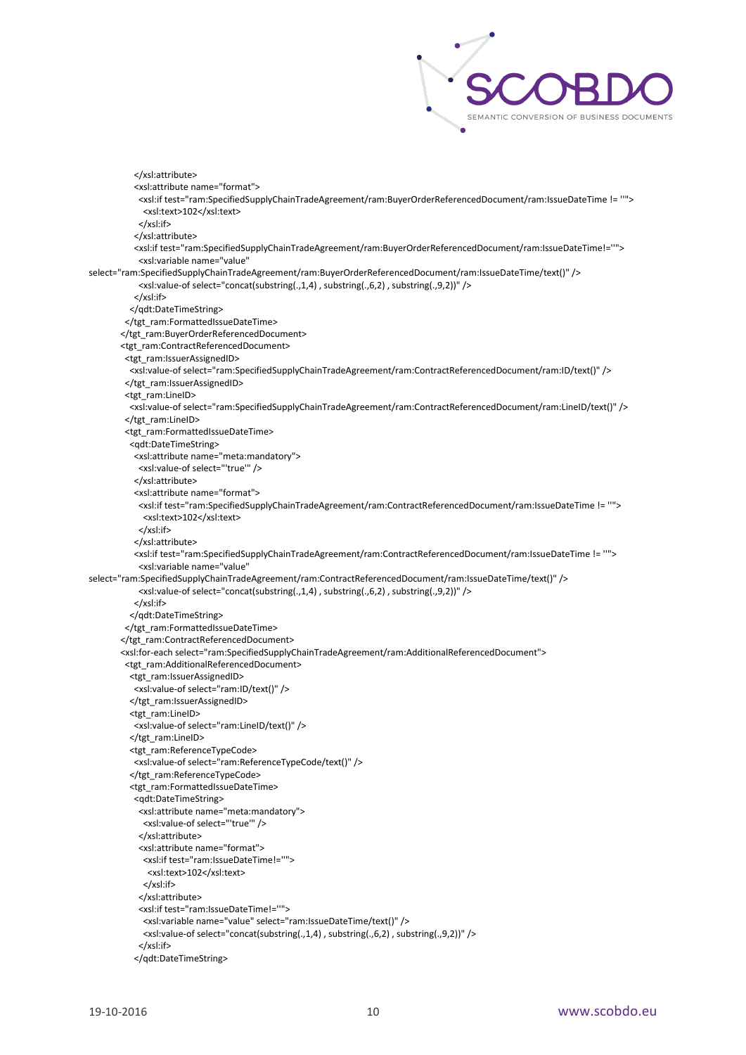```
            </xsl:attribute>
            <xsl:attribute name="format">
              <xsl:if test="ram:SpecifiedSupplyChainTradeAgreement/ram:BuyerOrderReferencedDocument/ram:IssueDateTime != ''">
                <xsl:text>102</xsl:text>
              </xsl:if>
            </xsl:attribute>
            <xsl:if test="ram:SpecifiedSupplyChainTradeAgreement/ram:BuyerOrderReferencedDocument/ram:IssueDateTime!=''">
              <xsl:variable name="value"
select="ram:SpecifiedSupplyChainTradeAgreement/ram:BuyerOrderReferencedDocument/ram:IssueDateTime/text()" />
              <xsl:value-of select="concat(substring(.,1,4) , substring(.,6,2) , substring(.,9,2))" />
            </xsl:if>
          </qdt:DateTimeString>
        </tgt_ram:FormattedIssueDateTime>
      </tgt_ram:BuyerOrderReferencedDocument>
      <tgt_ram:ContractReferencedDocument>
        <tgt_ram:IssuerAssignedID>
          <xsl:value-of select="ram:SpecifiedSupplyChainTradeAgreement/ram:ContractReferencedDocument/ram:ID/text()" />
        </tgt_ram:IssuerAssignedID>
        <tgt_ram:LineID>
          <xsl:value-of select="ram:SpecifiedSupplyChainTradeAgreement/ram:ContractReferencedDocument/ram:LineID/text()" />
        </tgt_ram:LineID>
        <tgt_ram:FormattedIssueDateTime>
          <qdt:DateTimeString>
            <xsl:attribute name="meta:mandatory">
              <xsl:value-of select="'true'" />
            </xsl:attribute>
            <xsl:attribute name="format">
              <xsl:if test="ram:SpecifiedSupplyChainTradeAgreement/ram:ContractReferencedDocument/ram:IssueDateTime != ''">
                <xsl:text>102</xsl:text>
              </xsl:if>
            </xsl:attribute>
            <xsl:if test="ram:SpecifiedSupplyChainTradeAgreement/ram:ContractReferencedDocument/ram:IssueDateTime != ''">
              <xsl:variable name="value"
select="ram:SpecifiedSupplyChainTradeAgreement/ram:ContractReferencedDocument/ram:IssueDateTime/text()" />
              <xsl:value-of select="concat(substring(.,1,4) , substring(.,6,2) , substring(.,9,2))" />
            </xsl:if>
          </qdt:DateTimeString>
        </tgt_ram:FormattedIssueDateTime>
      </tgt_ram:ContractReferencedDocument>
      <xsl:for-each select="ram:SpecifiedSupplyChainTradeAgreement/ram:AdditionalReferencedDocument">
        <tgt_ram:AdditionalReferencedDocument>
          <tgt_ram:IssuerAssignedID>
            <xsl:value-of select="ram:ID/text()" />
          </tgt_ram:IssuerAssignedID>
          <tgt_ram:LineID>
            <xsl:value-of select="ram:LineID/text()" />
          </tgt_ram:LineID>
          <tgt_ram:ReferenceTypeCode>
            <xsl:value-of select="ram:ReferenceTypeCode/text()" />
          </tgt_ram:ReferenceTypeCode>
          <tgt_ram:FormattedIssueDateTime>
            <qdt:DateTimeString>
              <xsl:attribute name="meta:mandatory">
                <xsl:value-of select="'true'" />
              </xsl:attribute>
              <xsl:attribute name="format">
                <xsl:if test="ram:IssueDateTime!=''">
                  <xsl:text>102</xsl:text>
                </xsl:if>
              </xsl:attribute>
              <xsl:if test="ram:IssueDateTime!=''">
                <xsl:variable name="value" select="ram:IssueDateTime/text()" />
                <xsl:value-of select="concat(substring(.,1,4) , substring(.,6,2) , substring(.,9,2))" />
              </xsl:if>
            </qdt:DateTimeString>
```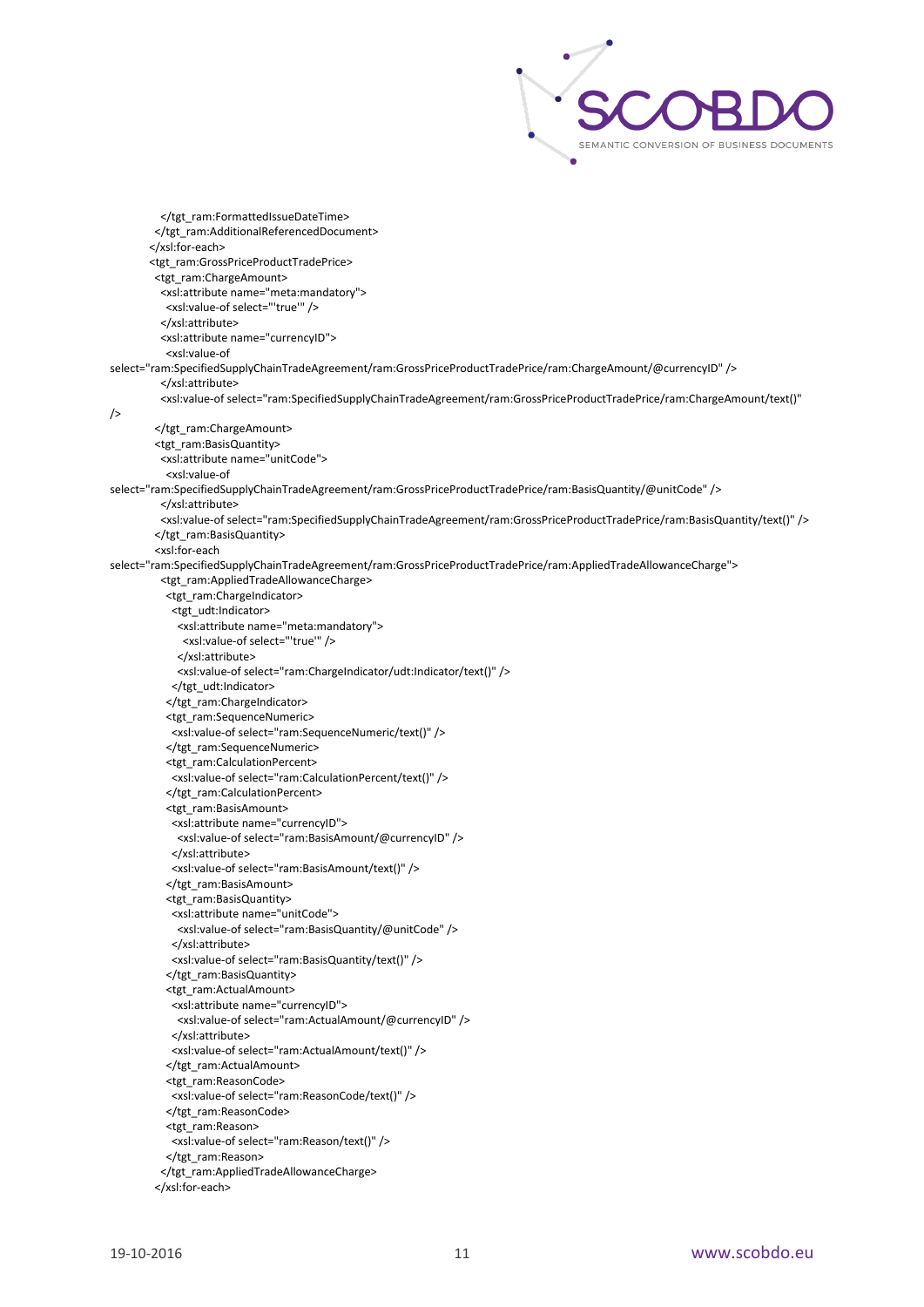```
          </tgt_ram:FormattedIssueDateTime>
        </tgt_ram:AdditionalReferencedDocument>
      </xsl:for-each>
      <tgt_ram:GrossPriceProductTradePrice>
        <tgt_ram:ChargeAmount>
          <xsl:attribute name="meta:mandatory">
            <xsl:value-of select="'true'" />
          </xsl:attribute>
          <xsl:attribute name="currencyID">
            <xsl:value-of
select="ram:SpecifiedSupplyChainTradeAgreement/ram:GrossPriceProductTradePrice/ram:ChargeAmount/@currencyID" />
          </xsl:attribute>
          <xsl:value-of select="ram:SpecifiedSupplyChainTradeAgreement/ram:GrossPriceProductTradePrice/ram:ChargeAmount/text()"
/>
        </tgt_ram:ChargeAmount>
        <tgt_ram:BasisQuantity>
          <xsl:attribute name="unitCode">
            <xsl:value-of
select="ram:SpecifiedSupplyChainTradeAgreement/ram:GrossPriceProductTradePrice/ram:BasisQuantity/@unitCode" />
          </xsl:attribute>
          <xsl:value-of select="ram:SpecifiedSupplyChainTradeAgreement/ram:GrossPriceProductTradePrice/ram:BasisQuantity/text()" />
        </tgt_ram:BasisQuantity>
        <xsl:for-each
select="ram:SpecifiedSupplyChainTradeAgreement/ram:GrossPriceProductTradePrice/ram:AppliedTradeAllowanceCharge">
          <tgt_ram:AppliedTradeAllowanceCharge>
            <tgt_ram:ChargeIndicator>
              <tgt_udt:Indicator>
                <xsl:attribute name="meta:mandatory">
                  <xsl:value-of select="'true'" />
                </xsl:attribute>
                <xsl:value-of select="ram:ChargeIndicator/udt:Indicator/text()" />
              </tgt_udt:Indicator>
            </tgt_ram:ChargeIndicator>
            <tgt_ram:SequenceNumeric>
              <xsl:value-of select="ram:SequenceNumeric/text()" />
            </tgt_ram:SequenceNumeric>
            <tgt_ram:CalculationPercent>
              <xsl:value-of select="ram:CalculationPercent/text()" />
            </tgt_ram:CalculationPercent>
            <tgt_ram:BasisAmount>
              <xsl:attribute name="currencyID">
                <xsl:value-of select="ram:BasisAmount/@currencyID" />
              </xsl:attribute>
              <xsl:value-of select="ram:BasisAmount/text()" />
            </tgt_ram:BasisAmount>
            <tgt_ram:BasisQuantity>
              <xsl:attribute name="unitCode">
                <xsl:value-of select="ram:BasisQuantity/@unitCode" />
              </xsl:attribute>
              <xsl:value-of select="ram:BasisQuantity/text()" />
            </tgt_ram:BasisQuantity>
            <tgt_ram:ActualAmount>
              <xsl:attribute name="currencyID">
                <xsl:value-of select="ram:ActualAmount/@currencyID" />
              </xsl:attribute>
              <xsl:value-of select="ram:ActualAmount/text()" />
            </tgt_ram:ActualAmount>
            <tgt_ram:ReasonCode>
              <xsl:value-of select="ram:ReasonCode/text()" />
            </tgt_ram:ReasonCode>
            <tgt_ram:Reason>
              <xsl:value-of select="ram:Reason/text()" />
            </tgt_ram:Reason>
          </tgt_ram:AppliedTradeAllowanceCharge>
        </xsl:for-each>
```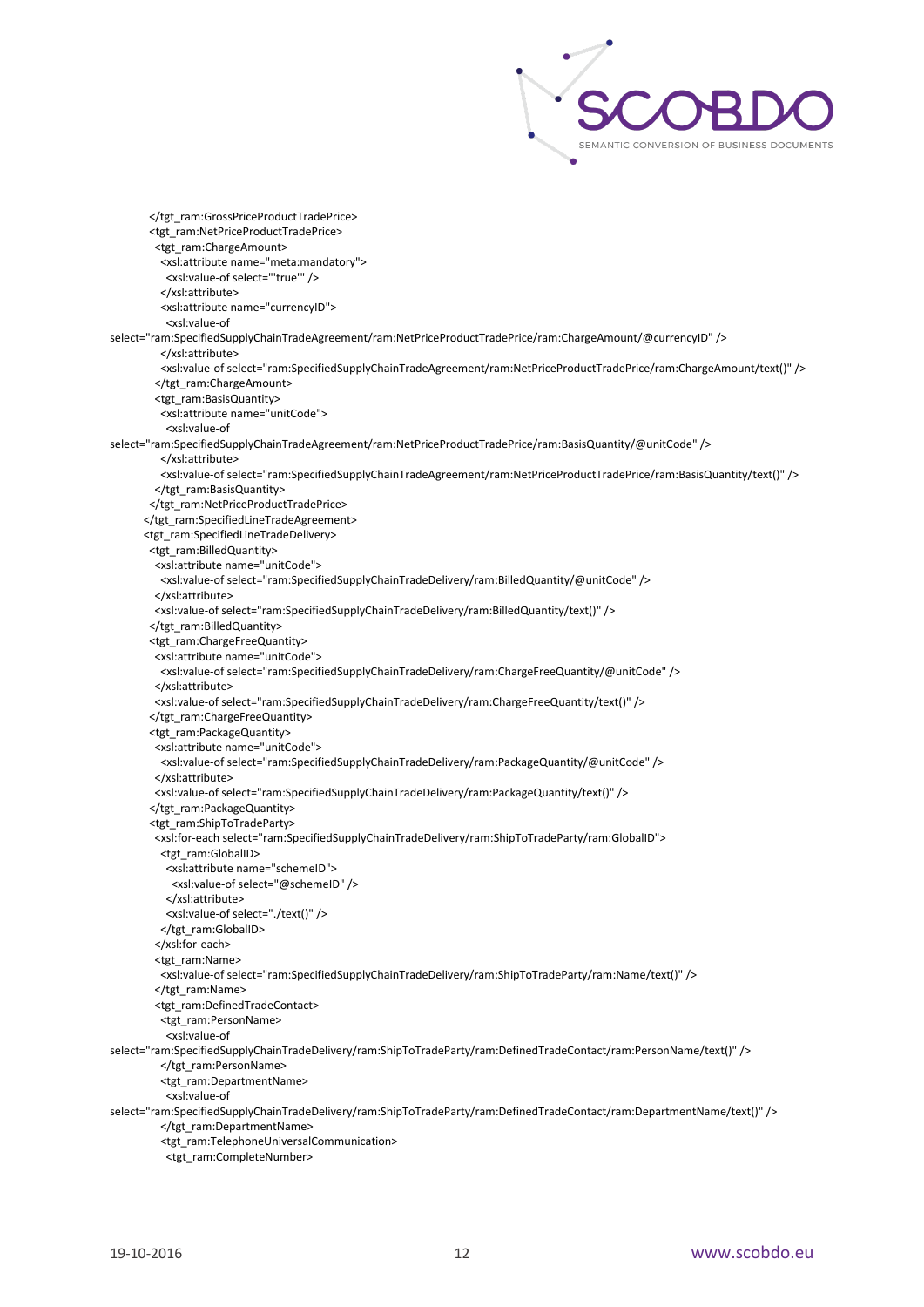```
          </tgt_ram:GrossPriceProductTradePrice>
          <tgt_ram:NetPriceProductTradePrice>
            <tgt_ram:ChargeAmount>
              <xsl:attribute name="meta:mandatory">
                <xsl:value-of select="'true'" />
              </xsl:attribute>
              <xsl:attribute name="currencyID">
                <xsl:value-of
select="ram:SpecifiedSupplyChainTradeAgreement/ram:NetPriceProductTradePrice/ram:ChargeAmount/@currencyID" />
              </xsl:attribute>
              <xsl:value-of select="ram:SpecifiedSupplyChainTradeAgreement/ram:NetPriceProductTradePrice/ram:ChargeAmount/text()" />
            </tgt_ram:ChargeAmount>
            <tgt_ram:BasisQuantity>
              <xsl:attribute name="unitCode">
                <xsl:value-of
select="ram:SpecifiedSupplyChainTradeAgreement/ram:NetPriceProductTradePrice/ram:BasisQuantity/@unitCode" />
              </xsl:attribute>
              <xsl:value-of select="ram:SpecifiedSupplyChainTradeAgreement/ram:NetPriceProductTradePrice/ram:BasisQuantity/text()" />
            </tgt_ram:BasisQuantity>
          </tgt_ram:NetPriceProductTradePrice>
        </tgt_ram:SpecifiedLineTradeAgreement>
        <tgt_ram:SpecifiedLineTradeDelivery>
          <tgt_ram:BilledQuantity>
            <xsl:attribute name="unitCode">
              <xsl:value-of select="ram:SpecifiedSupplyChainTradeDelivery/ram:BilledQuantity/@unitCode" />
            </xsl:attribute>
            <xsl:value-of select="ram:SpecifiedSupplyChainTradeDelivery/ram:BilledQuantity/text()" />
          </tgt_ram:BilledQuantity>
          <tgt_ram:ChargeFreeQuantity>
            <xsl:attribute name="unitCode">
              <xsl:value-of select="ram:SpecifiedSupplyChainTradeDelivery/ram:ChargeFreeQuantity/@unitCode" />
            </xsl:attribute>
            <xsl:value-of select="ram:SpecifiedSupplyChainTradeDelivery/ram:ChargeFreeQuantity/text()" />
          </tgt_ram:ChargeFreeQuantity>
          <tgt_ram:PackageQuantity>
            <xsl:attribute name="unitCode">
              <xsl:value-of select="ram:SpecifiedSupplyChainTradeDelivery/ram:PackageQuantity/@unitCode" />
            </xsl:attribute>
            <xsl:value-of select="ram:SpecifiedSupplyChainTradeDelivery/ram:PackageQuantity/text()" />
          </tgt_ram:PackageQuantity>
          <tgt_ram:ShipToTradeParty>
            <xsl:for-each select="ram:SpecifiedSupplyChainTradeDelivery/ram:ShipToTradeParty/ram:GlobalID">
              <tgt_ram:GlobalID>
                <xsl:attribute name="schemeID">
                  <xsl:value-of select="@schemeID" />
                </xsl:attribute>
                <xsl:value-of select="./text()" />
              </tgt_ram:GlobalID>
            </xsl:for-each>
            <tgt_ram:Name>
              <xsl:value-of select="ram:SpecifiedSupplyChainTradeDelivery/ram:ShipToTradeParty/ram:Name/text()" />
            </tgt_ram:Name>
            <tgt_ram:DefinedTradeContact>
              <tgt_ram:PersonName>
                <xsl:value-of
select="ram:SpecifiedSupplyChainTradeDelivery/ram:ShipToTradeParty/ram:DefinedTradeContact/ram:PersonName/text()" />
              </tgt_ram:PersonName>
              <tgt_ram:DepartmentName>
                <xsl:value-of
select="ram:SpecifiedSupplyChainTradeDelivery/ram:ShipToTradeParty/ram:DefinedTradeContact/ram:DepartmentName/text()" />
              </tgt_ram:DepartmentName>
              <tgt_ram:TelephoneUniversalCommunication>
                <tgt_ram:CompleteNumber>
```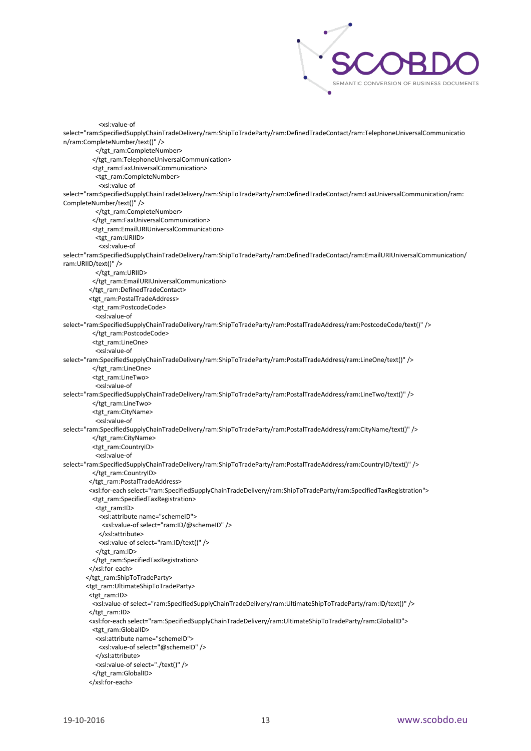```
            <xsl:value-of
select="ram:SpecifiedSupplyChainTradeDelivery/ram:ShipToTradeParty/ram:DefinedTradeContact/ram:TelephoneUniversalCommunication/ram:CompleteNumber/text()" />
          </tgt_ram:CompleteNumber>
        </tgt_ram:TelephoneUniversalCommunication>
        <tgt_ram:FaxUniversalCommunication>
          <tgt_ram:CompleteNumber>
            <xsl:value-of
select="ram:SpecifiedSupplyChainTradeDelivery/ram:ShipToTradeParty/ram:DefinedTradeContact/ram:FaxUniversalCommunication/ram:CompleteNumber/text()" />
          </tgt_ram:CompleteNumber>
        </tgt_ram:FaxUniversalCommunication>
        <tgt_ram:EmailURIUniversalCommunication>
          <tgt_ram:URIID>
            <xsl:value-of
select="ram:SpecifiedSupplyChainTradeDelivery/ram:ShipToTradeParty/ram:DefinedTradeContact/ram:EmailURIUniversalCommunication/ram:URIID/text()" />
          </tgt_ram:URIID>
        </tgt_ram:EmailURIUniversalCommunication>
      </tgt_ram:DefinedTradeContact>
      <tgt_ram:PostalTradeAddress>
        <tgt_ram:PostcodeCode>
          <xsl:value-of
select="ram:SpecifiedSupplyChainTradeDelivery/ram:ShipToTradeParty/ram:PostalTradeAddress/ram:PostcodeCode/text()" />
        </tgt_ram:PostcodeCode>
        <tgt_ram:LineOne>
          <xsl:value-of
select="ram:SpecifiedSupplyChainTradeDelivery/ram:ShipToTradeParty/ram:PostalTradeAddress/ram:LineOne/text()" />
        </tgt_ram:LineOne>
        <tgt_ram:LineTwo>
          <xsl:value-of
select="ram:SpecifiedSupplyChainTradeDelivery/ram:ShipToTradeParty/ram:PostalTradeAddress/ram:LineTwo/text()" />
        </tgt_ram:LineTwo>
        <tgt_ram:CityName>
          <xsl:value-of
select="ram:SpecifiedSupplyChainTradeDelivery/ram:ShipToTradeParty/ram:PostalTradeAddress/ram:CityName/text()" />
        </tgt_ram:CityName>
        <tgt_ram:CountryID>
          <xsl:value-of
select="ram:SpecifiedSupplyChainTradeDelivery/ram:ShipToTradeParty/ram:PostalTradeAddress/ram:CountryID/text()" />
        </tgt_ram:CountryID>
      </tgt_ram:PostalTradeAddress>
      <xsl:for-each select="ram:SpecifiedSupplyChainTradeDelivery/ram:ShipToTradeParty/ram:SpecifiedTaxRegistration">
        <tgt_ram:SpecifiedTaxRegistration>
          <tgt_ram:ID>
            <xsl:attribute name="schemeID">
              <xsl:value-of select="ram:ID/@schemeID" />
            </xsl:attribute>
            <xsl:value-of select="ram:ID/text()" />
          </tgt_ram:ID>
        </tgt_ram:SpecifiedTaxRegistration>
      </xsl:for-each>
    </tgt_ram:ShipToTradeParty>
    <tgt_ram:UltimateShipToTradeParty>
      <tgt_ram:ID>
        <xsl:value-of select="ram:SpecifiedSupplyChainTradeDelivery/ram:UltimateShipToTradeParty/ram:ID/text()" />
      </tgt_ram:ID>
      <xsl:for-each select="ram:SpecifiedSupplyChainTradeDelivery/ram:UltimateShipToTradeParty/ram:GlobalID">
        <tgt_ram:GlobalID>
          <xsl:attribute name="schemeID">
            <xsl:value-of select="@schemeID" />
          </xsl:attribute>
          <xsl:value-of select="./text()" />
        </tgt_ram:GlobalID>
      </xsl:for-each>
```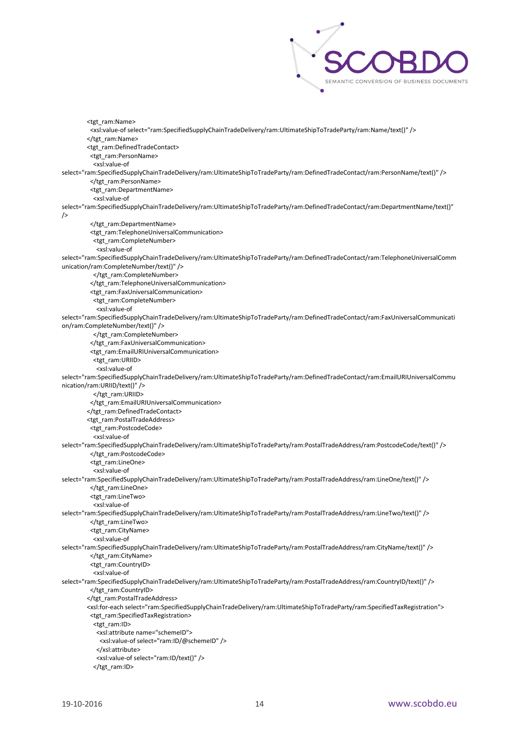```
<tgt_ram:Name>
 <xsl:value-of select="ram:SpecifiedSupplyChainTradeDelivery/ram:UltimateShipToTradeParty/ram:Name/text()" />
</tgt_ram:Name>
<tgt_ram:DefinedTradeContact>
 <tgt_ram:PersonName>
  <xsl:value-of
select="ram:SpecifiedSupplyChainTradeDelivery/ram:UltimateShipToTradeParty/ram:DefinedTradeContact/ram:PersonName/text()" />
 </tgt_ram:PersonName>
 <tgt_ram:DepartmentName>
  <xsl:value-of
select="ram:SpecifiedSupplyChainTradeDelivery/ram:UltimateShipToTradeParty/ram:DefinedTradeContact/ram:DepartmentName/text()"
/>
 </tgt_ram:DepartmentName>
 <tgt_ram:TelephoneUniversalCommunication>
  <tgt_ram:CompleteNumber>
   <xsl:value-of
select="ram:SpecifiedSupplyChainTradeDelivery/ram:UltimateShipToTradeParty/ram:DefinedTradeContact/ram:TelephoneUniversalComm
unication/ram:CompleteNumber/text()" />
  </tgt_ram:CompleteNumber>
 </tgt_ram:TelephoneUniversalCommunication>
 <tgt_ram:FaxUniversalCommunication>
  <tgt_ram:CompleteNumber>
   <xsl:value-of
select="ram:SpecifiedSupplyChainTradeDelivery/ram:UltimateShipToTradeParty/ram:DefinedTradeContact/ram:FaxUniversalCommunicati
on/ram:CompleteNumber/text()" />
  </tgt_ram:CompleteNumber>
 </tgt_ram:FaxUniversalCommunication>
 <tgt_ram:EmailURIUniversalCommunication>
  <tgt_ram:URIID>
   <xsl:value-of
select="ram:SpecifiedSupplyChainTradeDelivery/ram:UltimateShipToTradeParty/ram:DefinedTradeContact/ram:EmailURIUniversalCommu
nication/ram:URIID/text()" />
  </tgt_ram:URIID>
 </tgt_ram:EmailURIUniversalCommunication>
</tgt_ram:DefinedTradeContact>
<tgt_ram:PostalTradeAddress>
 <tgt_ram:PostcodeCode>
  <xsl:value-of
select="ram:SpecifiedSupplyChainTradeDelivery/ram:UltimateShipToTradeParty/ram:PostalTradeAddress/ram:PostcodeCode/text()" />
 </tgt_ram:PostcodeCode>
 <tgt_ram:LineOne>
  <xsl:value-of
select="ram:SpecifiedSupplyChainTradeDelivery/ram:UltimateShipToTradeParty/ram:PostalTradeAddress/ram:LineOne/text()" />
 </tgt_ram:LineOne>
 <tgt_ram:LineTwo>
  <xsl:value-of
select="ram:SpecifiedSupplyChainTradeDelivery/ram:UltimateShipToTradeParty/ram:PostalTradeAddress/ram:LineTwo/text()" />
 </tgt_ram:LineTwo>
 <tgt_ram:CityName>
  <xsl:value-of
select="ram:SpecifiedSupplyChainTradeDelivery/ram:UltimateShipToTradeParty/ram:PostalTradeAddress/ram:CityName/text()" />
 </tgt_ram:CityName>
 <tgt_ram:CountryID>
  <xsl:value-of
select="ram:SpecifiedSupplyChainTradeDelivery/ram:UltimateShipToTradeParty/ram:PostalTradeAddress/ram:CountryID/text()" />
 </tgt_ram:CountryID>
</tgt_ram:PostalTradeAddress>
<xsl:for-each select="ram:SpecifiedSupplyChainTradeDelivery/ram:UltimateShipToTradeParty/ram:SpecifiedTaxRegistration">
 <tgt_ram:SpecifiedTaxRegistration>
  <tgt_ram:ID>
   <xsl:attribute name="schemeID">
    <xsl:value-of select="ram:ID/@schemeID" />
   </xsl:attribute>
   <xsl:value-of select="ram:ID/text()" />
  </tgt_ram:ID>
```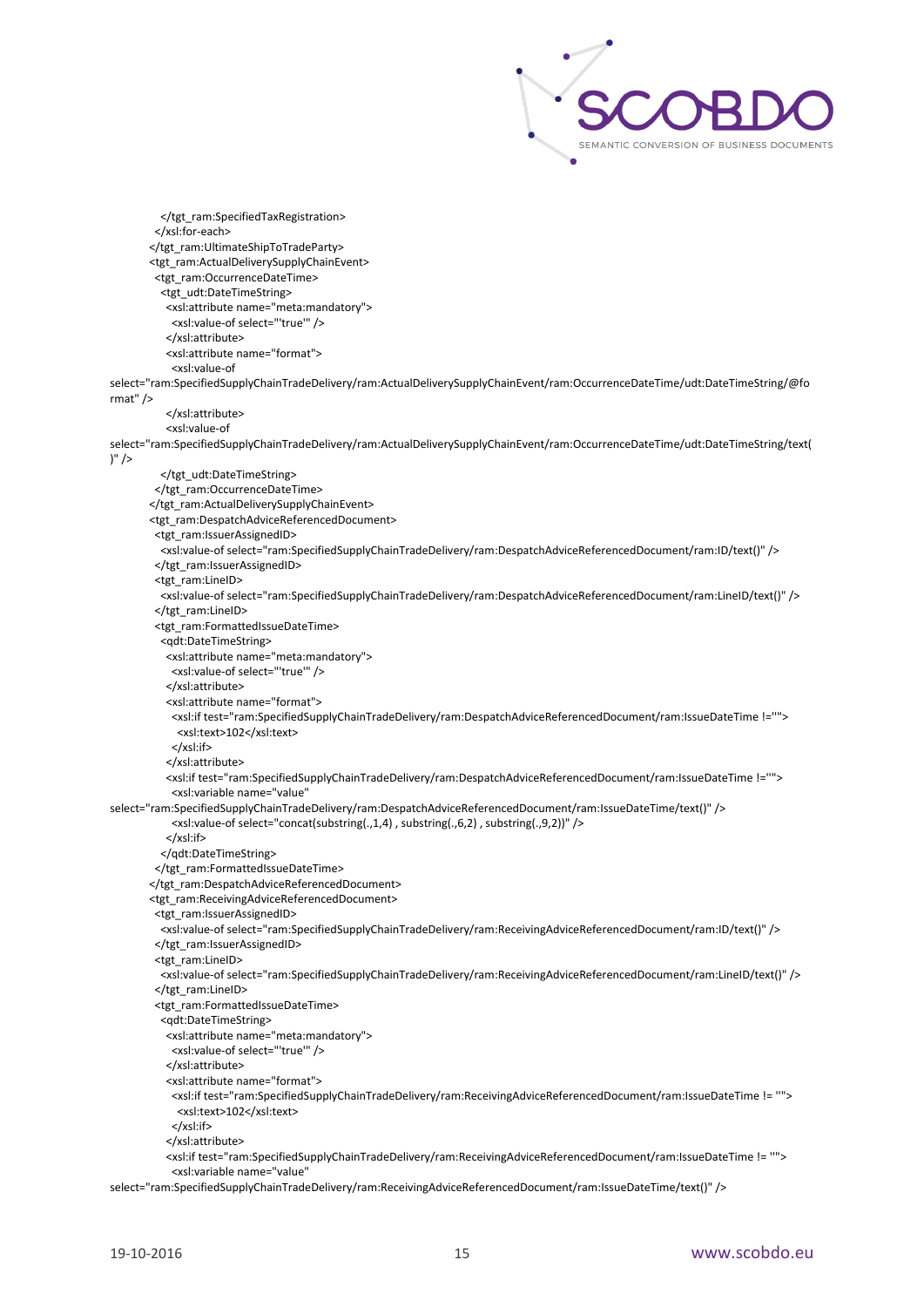```
        </tgt_ram:SpecifiedTaxRegistration>
      </xsl:for-each>
    </tgt_ram:UltimateShipToTradeParty>
    <tgt_ram:ActualDeliverySupplyChainEvent>
      <tgt_ram:OccurrenceDateTime>
        <tgt_udt:DateTimeString>
          <xsl:attribute name="meta:mandatory">
            <xsl:value-of select="'true'" />
          </xsl:attribute>
          <xsl:attribute name="format">
            <xsl:value-of
select="ram:SpecifiedSupplyChainTradeDelivery/ram:ActualDeliverySupplyChainEvent/ram:OccurrenceDateTime/udt:DateTimeString/@format" />
          </xsl:attribute>
          <xsl:value-of
select="ram:SpecifiedSupplyChainTradeDelivery/ram:ActualDeliverySupplyChainEvent/ram:OccurrenceDateTime/udt:DateTimeString/text()" />
        </tgt_udt:DateTimeString>
      </tgt_ram:OccurrenceDateTime>
    </tgt_ram:ActualDeliverySupplyChainEvent>
    <tgt_ram:DespatchAdviceReferencedDocument>
      <tgt_ram:IssuerAssignedID>
        <xsl:value-of select="ram:SpecifiedSupplyChainTradeDelivery/ram:DespatchAdviceReferencedDocument/ram:ID/text()" />
      </tgt_ram:IssuerAssignedID>
      <tgt_ram:LineID>
        <xsl:value-of select="ram:SpecifiedSupplyChainTradeDelivery/ram:DespatchAdviceReferencedDocument/ram:LineID/text()" />
      </tgt_ram:LineID>
      <tgt_ram:FormattedIssueDateTime>
        <qdt:DateTimeString>
          <xsl:attribute name="meta:mandatory">
            <xsl:value-of select="'true'" />
          </xsl:attribute>
          <xsl:attribute name="format">
            <xsl:if test="ram:SpecifiedSupplyChainTradeDelivery/ram:DespatchAdviceReferencedDocument/ram:IssueDateTime !=''">
              <xsl:text>102</xsl:text>
            </xsl:if>
          </xsl:attribute>
          <xsl:if test="ram:SpecifiedSupplyChainTradeDelivery/ram:DespatchAdviceReferencedDocument/ram:IssueDateTime !=''">
            <xsl:variable name="value"
select="ram:SpecifiedSupplyChainTradeDelivery/ram:DespatchAdviceReferencedDocument/ram:IssueDateTime/text()" />
            <xsl:value-of select="concat(substring(.,1,4) , substring(.,6,2) , substring(.,9,2))" />
          </xsl:if>
        </qdt:DateTimeString>
      </tgt_ram:FormattedIssueDateTime>
    </tgt_ram:DespatchAdviceReferencedDocument>
    <tgt_ram:ReceivingAdviceReferencedDocument>
      <tgt_ram:IssuerAssignedID>
        <xsl:value-of select="ram:SpecifiedSupplyChainTradeDelivery/ram:ReceivingAdviceReferencedDocument/ram:ID/text()" />
      </tgt_ram:IssuerAssignedID>
      <tgt_ram:LineID>
        <xsl:value-of select="ram:SpecifiedSupplyChainTradeDelivery/ram:ReceivingAdviceReferencedDocument/ram:LineID/text()" />
      </tgt_ram:LineID>
      <tgt_ram:FormattedIssueDateTime>
        <qdt:DateTimeString>
          <xsl:attribute name="meta:mandatory">
            <xsl:value-of select="'true'" />
          </xsl:attribute>
          <xsl:attribute name="format">
            <xsl:if test="ram:SpecifiedSupplyChainTradeDelivery/ram:ReceivingAdviceReferencedDocument/ram:IssueDateTime != ''">
              <xsl:text>102</xsl:text>
            </xsl:if>
          </xsl:attribute>
          <xsl:if test="ram:SpecifiedSupplyChainTradeDelivery/ram:ReceivingAdviceReferencedDocument/ram:IssueDateTime != ''">
            <xsl:variable name="value"
select="ram:SpecifiedSupplyChainTradeDelivery/ram:ReceivingAdviceReferencedDocument/ram:IssueDateTime/text()" />
```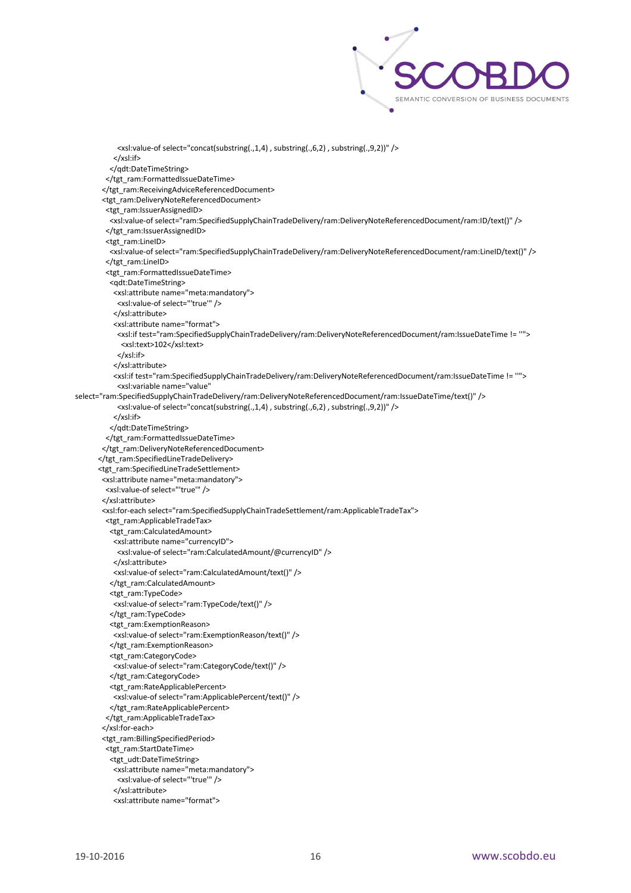```
              <xsl:value-of select="concat(substring(.,1,4) , substring(.,6,2) , substring(.,9,2))" />
            </xsl:if>
          </qdt:DateTimeString>
        </tgt_ram:FormattedIssueDateTime>
      </tgt_ram:ReceivingAdviceReferencedDocument>
      <tgt_ram:DeliveryNoteReferencedDocument>
        <tgt_ram:IssuerAssignedID>
          <xsl:value-of select="ram:SpecifiedSupplyChainTradeDelivery/ram:DeliveryNoteReferencedDocument/ram:ID/text()" />
        </tgt_ram:IssuerAssignedID>
        <tgt_ram:LineID>
          <xsl:value-of select="ram:SpecifiedSupplyChainTradeDelivery/ram:DeliveryNoteReferencedDocument/ram:LineID/text()" />
        </tgt_ram:LineID>
        <tgt_ram:FormattedIssueDateTime>
          <qdt:DateTimeString>
            <xsl:attribute name="meta:mandatory">
              <xsl:value-of select="'true'" />
            </xsl:attribute>
            <xsl:attribute name="format">
              <xsl:if test="ram:SpecifiedSupplyChainTradeDelivery/ram:DeliveryNoteReferencedDocument/ram:IssueDateTime != ''">
                <xsl:text>102</xsl:text>
              </xsl:if>
            </xsl:attribute>
            <xsl:if test="ram:SpecifiedSupplyChainTradeDelivery/ram:DeliveryNoteReferencedDocument/ram:IssueDateTime != ''">
              <xsl:variable name="value"
select="ram:SpecifiedSupplyChainTradeDelivery/ram:DeliveryNoteReferencedDocument/ram:IssueDateTime/text()" />
              <xsl:value-of select="concat(substring(.,1,4) , substring(.,6,2) , substring(.,9,2))" />
            </xsl:if>
          </qdt:DateTimeString>
        </tgt_ram:FormattedIssueDateTime>
      </tgt_ram:DeliveryNoteReferencedDocument>
    </tgt_ram:SpecifiedLineTradeDelivery>
    <tgt_ram:SpecifiedLineTradeSettlement>
      <xsl:attribute name="meta:mandatory">
        <xsl:value-of select="'true'" />
      </xsl:attribute>
      <xsl:for-each select="ram:SpecifiedSupplyChainTradeSettlement/ram:ApplicableTradeTax">
        <tgt_ram:ApplicableTradeTax>
          <tgt_ram:CalculatedAmount>
            <xsl:attribute name="currencyID">
              <xsl:value-of select="ram:CalculatedAmount/@currencyID" />
            </xsl:attribute>
            <xsl:value-of select="ram:CalculatedAmount/text()" />
          </tgt_ram:CalculatedAmount>
          <tgt_ram:TypeCode>
            <xsl:value-of select="ram:TypeCode/text()" />
          </tgt_ram:TypeCode>
          <tgt_ram:ExemptionReason>
            <xsl:value-of select="ram:ExemptionReason/text()" />
          </tgt_ram:ExemptionReason>
          <tgt_ram:CategoryCode>
            <xsl:value-of select="ram:CategoryCode/text()" />
          </tgt_ram:CategoryCode>
          <tgt_ram:RateApplicablePercent>
            <xsl:value-of select="ram:ApplicablePercent/text()" />
          </tgt_ram:RateApplicablePercent>
        </tgt_ram:ApplicableTradeTax>
      </xsl:for-each>
      <tgt_ram:BillingSpecifiedPeriod>
        <tgt_ram:StartDateTime>
          <tgt_udt:DateTimeString>
            <xsl:attribute name="meta:mandatory">
              <xsl:value-of select="'true'" />
            </xsl:attribute>
            <xsl:attribute name="format">
```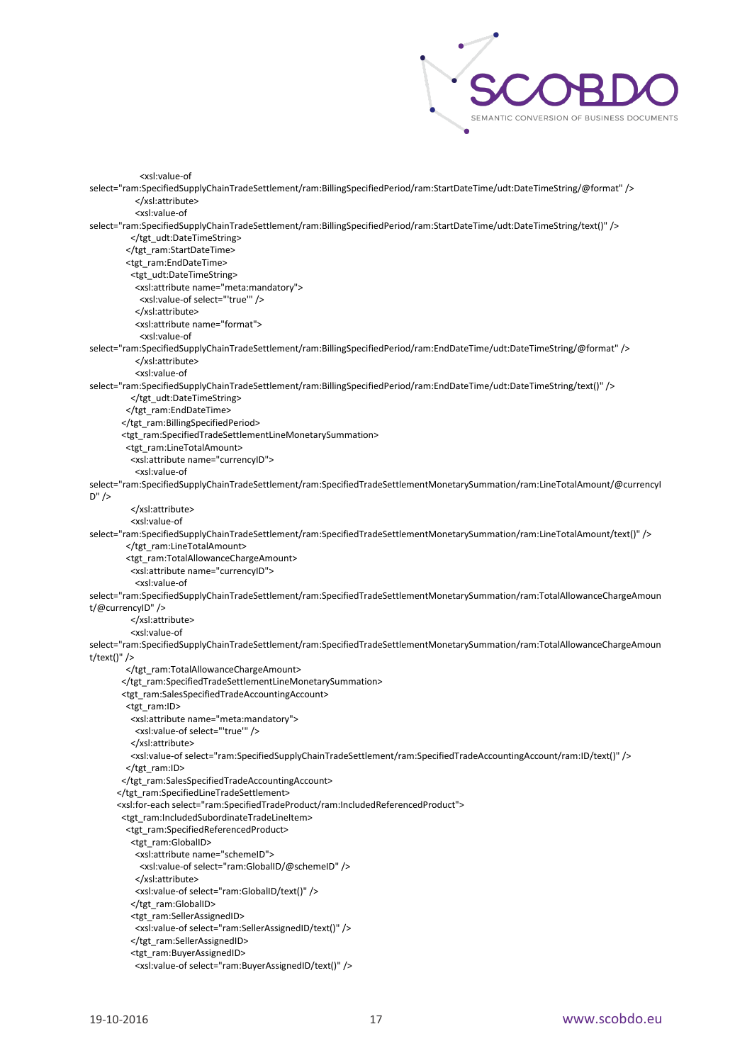```
            <xsl:value-of
select="ram:SpecifiedSupplyChainTradeSettlement/ram:BillingSpecifiedPeriod/ram:StartDateTime/udt:DateTimeString/@format" />
          </xsl:attribute>
          <xsl:value-of
select="ram:SpecifiedSupplyChainTradeSettlement/ram:BillingSpecifiedPeriod/ram:StartDateTime/udt:DateTimeString/text()" />
        </tgt_udt:DateTimeString>
      </tgt_ram:StartDateTime>
      <tgt_ram:EndDateTime>
        <tgt_udt:DateTimeString>
          <xsl:attribute name="meta:mandatory">
            <xsl:value-of select="'true'" />
          </xsl:attribute>
          <xsl:attribute name="format">
            <xsl:value-of
select="ram:SpecifiedSupplyChainTradeSettlement/ram:BillingSpecifiedPeriod/ram:EndDateTime/udt:DateTimeString/@format" />
          </xsl:attribute>
          <xsl:value-of
select="ram:SpecifiedSupplyChainTradeSettlement/ram:BillingSpecifiedPeriod/ram:EndDateTime/udt:DateTimeString/text()" />
        </tgt_udt:DateTimeString>
      </tgt_ram:EndDateTime>
    </tgt_ram:BillingSpecifiedPeriod>
    <tgt_ram:SpecifiedTradeSettlementLineMonetarySummation>
      <tgt_ram:LineTotalAmount>
        <xsl:attribute name="currencyID">
          <xsl:value-of
select="ram:SpecifiedSupplyChainTradeSettlement/ram:SpecifiedTradeSettlementMonetarySummation/ram:LineTotalAmount/@currencyID" />
        </xsl:attribute>
        <xsl:value-of
select="ram:SpecifiedSupplyChainTradeSettlement/ram:SpecifiedTradeSettlementMonetarySummation/ram:LineTotalAmount/text()" />
      </tgt_ram:LineTotalAmount>
      <tgt_ram:TotalAllowanceChargeAmount>
        <xsl:attribute name="currencyID">
          <xsl:value-of
select="ram:SpecifiedSupplyChainTradeSettlement/ram:SpecifiedTradeSettlementMonetarySummation/ram:TotalAllowanceChargeAmount/@currencyID" />
        </xsl:attribute>
        <xsl:value-of
select="ram:SpecifiedSupplyChainTradeSettlement/ram:SpecifiedTradeSettlementMonetarySummation/ram:TotalAllowanceChargeAmount/text()" />
      </tgt_ram:TotalAllowanceChargeAmount>
    </tgt_ram:SpecifiedTradeSettlementLineMonetarySummation>
    <tgt_ram:SalesSpecifiedTradeAccountingAccount>
      <tgt_ram:ID>
        <xsl:attribute name="meta:mandatory">
          <xsl:value-of select="'true'" />
        </xsl:attribute>
        <xsl:value-of select="ram:SpecifiedSupplyChainTradeSettlement/ram:SpecifiedTradeAccountingAccount/ram:ID/text()" />
      </tgt_ram:ID>
    </tgt_ram:SalesSpecifiedTradeAccountingAccount>
  </tgt_ram:SpecifiedLineTradeSettlement>
  <xsl:for-each select="ram:SpecifiedTradeProduct/ram:IncludedReferencedProduct">
    <tgt_ram:IncludedSubordinateTradeLineItem>
      <tgt_ram:SpecifiedReferencedProduct>
        <tgt_ram:GlobalID>
          <xsl:attribute name="schemeID">
            <xsl:value-of select="ram:GlobalID/@schemeID" />
          </xsl:attribute>
          <xsl:value-of select="ram:GlobalID/text()" />
        </tgt_ram:GlobalID>
        <tgt_ram:SellerAssignedID>
          <xsl:value-of select="ram:SellerAssignedID/text()" />
        </tgt_ram:SellerAssignedID>
        <tgt_ram:BuyerAssignedID>
          <xsl:value-of select="ram:BuyerAssignedID/text()" />
```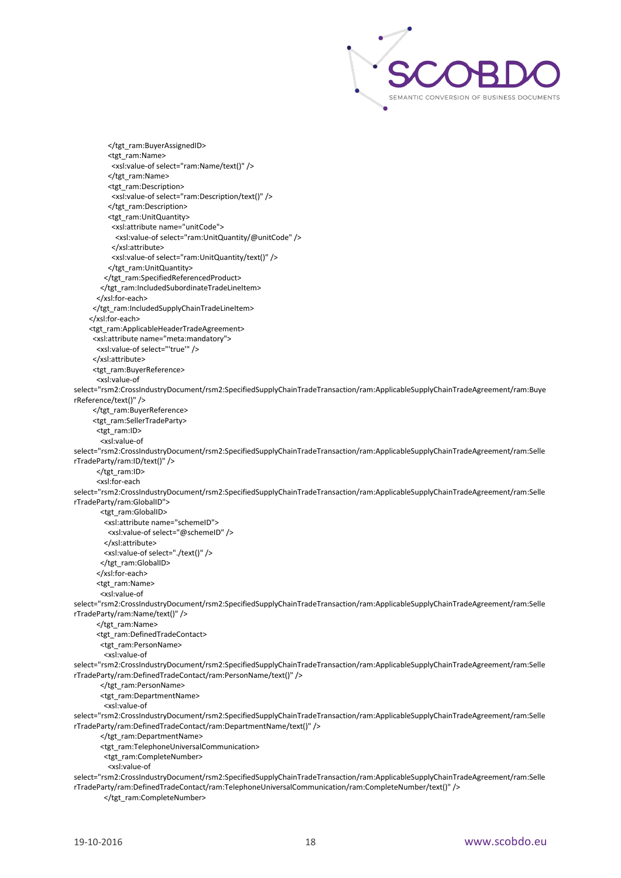```
          </tgt_ram:BuyerAssignedID>
          <tgt_ram:Name>
           <xsl:value-of select="ram:Name/text()" />
          </tgt_ram:Name>
          <tgt_ram:Description>
           <xsl:value-of select="ram:Description/text()" />
          </tgt_ram:Description>
          <tgt_ram:UnitQuantity>
           <xsl:attribute name="unitCode">
            <xsl:value-of select="ram:UnitQuantity/@unitCode" />
           </xsl:attribute>
           <xsl:value-of select="ram:UnitQuantity/text()" />
          </tgt_ram:UnitQuantity>
         </tgt_ram:SpecifiedReferencedProduct>
        </tgt_ram:IncludedSubordinateTradeLineItem>
       </xsl:for-each>
      </tgt_ram:IncludedSupplyChainTradeLineItem>
     </xsl:for-each>
     <tgt_ram:ApplicableHeaderTradeAgreement>
      <xsl:attribute name="meta:mandatory">
       <xsl:value-of select="'true'" />
      </xsl:attribute>
      <tgt_ram:BuyerReference>
       <xsl:value-of
select="rsm2:CrossIndustryDocument/rsm2:SpecifiedSupplyChainTradeTransaction/ram:ApplicableSupplyChainTradeAgreement/ram:BuyerReference/text()" />
      </tgt_ram:BuyerReference>
      <tgt_ram:SellerTradeParty>
       <tgt_ram:ID>
        <xsl:value-of
select="rsm2:CrossIndustryDocument/rsm2:SpecifiedSupplyChainTradeTransaction/ram:ApplicableSupplyChainTradeAgreement/ram:SellerTradeParty/ram:ID/text()" />
       </tgt_ram:ID>
       <xsl:for-each
select="rsm2:CrossIndustryDocument/rsm2:SpecifiedSupplyChainTradeTransaction/ram:ApplicableSupplyChainTradeAgreement/ram:SellerTradeParty/ram:GlobalID">
        <tgt_ram:GlobalID>
         <xsl:attribute name="schemeID">
          <xsl:value-of select="@schemeID" />
         </xsl:attribute>
         <xsl:value-of select="./text()" />
        </tgt_ram:GlobalID>
       </xsl:for-each>
       <tgt_ram:Name>
        <xsl:value-of
select="rsm2:CrossIndustryDocument/rsm2:SpecifiedSupplyChainTradeTransaction/ram:ApplicableSupplyChainTradeAgreement/ram:SellerTradeParty/ram:Name/text()" />
       </tgt_ram:Name>
       <tgt_ram:DefinedTradeContact>
        <tgt_ram:PersonName>
         <xsl:value-of
select="rsm2:CrossIndustryDocument/rsm2:SpecifiedSupplyChainTradeTransaction/ram:ApplicableSupplyChainTradeAgreement/ram:SellerTradeParty/ram:DefinedTradeContact/ram:PersonName/text()" />
        </tgt_ram:PersonName>
        <tgt_ram:DepartmentName>
         <xsl:value-of
select="rsm2:CrossIndustryDocument/rsm2:SpecifiedSupplyChainTradeTransaction/ram:ApplicableSupplyChainTradeAgreement/ram:SellerTradeParty/ram:DefinedTradeContact/ram:DepartmentName/text()" />
        </tgt_ram:DepartmentName>
        <tgt_ram:TelephoneUniversalCommunication>
         <tgt_ram:CompleteNumber>
          <xsl:value-of
select="rsm2:CrossIndustryDocument/rsm2:SpecifiedSupplyChainTradeTransaction/ram:ApplicableSupplyChainTradeAgreement/ram:SellerTradeParty/ram:DefinedTradeContact/ram:TelephoneUniversalCommunication/ram:CompleteNumber/text()" />
         </tgt_ram:CompleteNumber>
```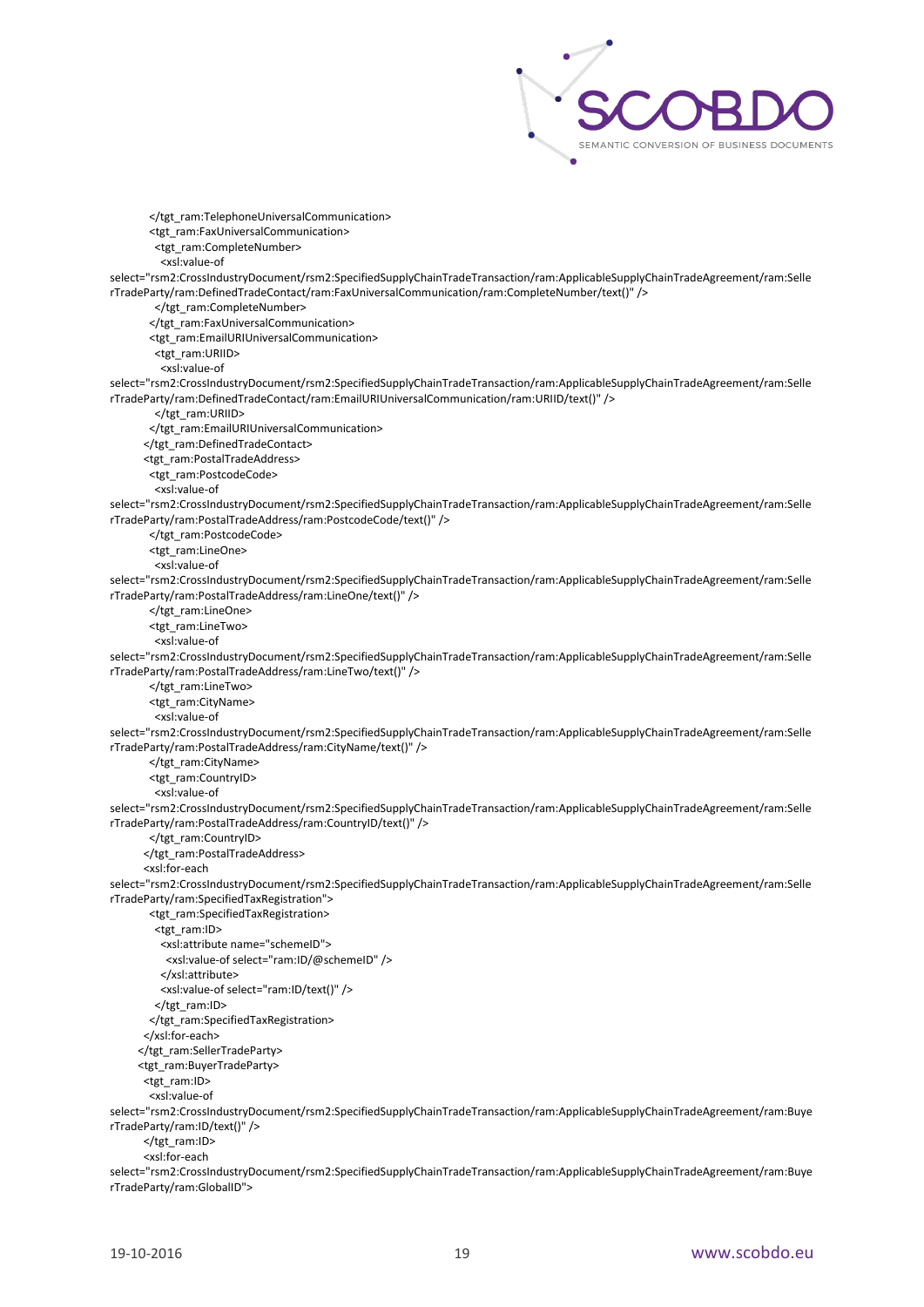```
        </tgt_ram:TelephoneUniversalCommunication>
        <tgt_ram:FaxUniversalCommunication>
          <tgt_ram:CompleteNumber>
            <xsl:value-of
select="rsm2:CrossIndustryDocument/rsm2:SpecifiedSupplyChainTradeTransaction/ram:ApplicableSupplyChainTradeAgreement/ram:SellerTradeParty/ram:DefinedTradeContact/ram:FaxUniversalCommunication/ram:CompleteNumber/text()" />
          </tgt_ram:CompleteNumber>
        </tgt_ram:FaxUniversalCommunication>
        <tgt_ram:EmailURIUniversalCommunication>
          <tgt_ram:URIID>
            <xsl:value-of
select="rsm2:CrossIndustryDocument/rsm2:SpecifiedSupplyChainTradeTransaction/ram:ApplicableSupplyChainTradeAgreement/ram:SellerTradeParty/ram:DefinedTradeContact/ram:EmailURIUniversalCommunication/ram:URIID/text()" />
          </tgt_ram:URIID>
        </tgt_ram:EmailURIUniversalCommunication>
      </tgt_ram:DefinedTradeContact>
      <tgt_ram:PostalTradeAddress>
        <tgt_ram:PostcodeCode>
          <xsl:value-of
select="rsm2:CrossIndustryDocument/rsm2:SpecifiedSupplyChainTradeTransaction/ram:ApplicableSupplyChainTradeAgreement/ram:SellerTradeParty/ram:PostalTradeAddress/ram:PostcodeCode/text()" />
        </tgt_ram:PostcodeCode>
        <tgt_ram:LineOne>
          <xsl:value-of
select="rsm2:CrossIndustryDocument/rsm2:SpecifiedSupplyChainTradeTransaction/ram:ApplicableSupplyChainTradeAgreement/ram:SellerTradeParty/ram:PostalTradeAddress/ram:LineOne/text()" />
        </tgt_ram:LineOne>
        <tgt_ram:LineTwo>
          <xsl:value-of
select="rsm2:CrossIndustryDocument/rsm2:SpecifiedSupplyChainTradeTransaction/ram:ApplicableSupplyChainTradeAgreement/ram:SellerTradeParty/ram:PostalTradeAddress/ram:LineTwo/text()" />
        </tgt_ram:LineTwo>
        <tgt_ram:CityName>
          <xsl:value-of
select="rsm2:CrossIndustryDocument/rsm2:SpecifiedSupplyChainTradeTransaction/ram:ApplicableSupplyChainTradeAgreement/ram:SellerTradeParty/ram:PostalTradeAddress/ram:CityName/text()" />
        </tgt_ram:CityName>
        <tgt_ram:CountryID>
          <xsl:value-of
select="rsm2:CrossIndustryDocument/rsm2:SpecifiedSupplyChainTradeTransaction/ram:ApplicableSupplyChainTradeAgreement/ram:SellerTradeParty/ram:PostalTradeAddress/ram:CountryID/text()" />
        </tgt_ram:CountryID>
      </tgt_ram:PostalTradeAddress>
      <xsl:for-each
select="rsm2:CrossIndustryDocument/rsm2:SpecifiedSupplyChainTradeTransaction/ram:ApplicableSupplyChainTradeAgreement/ram:SellerTradeParty/ram:SpecifiedTaxRegistration">
        <tgt_ram:SpecifiedTaxRegistration>
          <tgt_ram:ID>
            <xsl:attribute name="schemeID">
              <xsl:value-of select="ram:ID/@schemeID" />
            </xsl:attribute>
            <xsl:value-of select="ram:ID/text()" />
          </tgt_ram:ID>
        </tgt_ram:SpecifiedTaxRegistration>
      </xsl:for-each>
    </tgt_ram:SellerTradeParty>
    <tgt_ram:BuyerTradeParty>
      <tgt_ram:ID>
        <xsl:value-of
select="rsm2:CrossIndustryDocument/rsm2:SpecifiedSupplyChainTradeTransaction/ram:ApplicableSupplyChainTradeAgreement/ram:BuyerTradeParty/ram:ID/text()" />
      </tgt_ram:ID>
      <xsl:for-each
select="rsm2:CrossIndustryDocument/rsm2:SpecifiedSupplyChainTradeTransaction/ram:ApplicableSupplyChainTradeAgreement/ram:BuyerTradeParty/ram:GlobalID">
```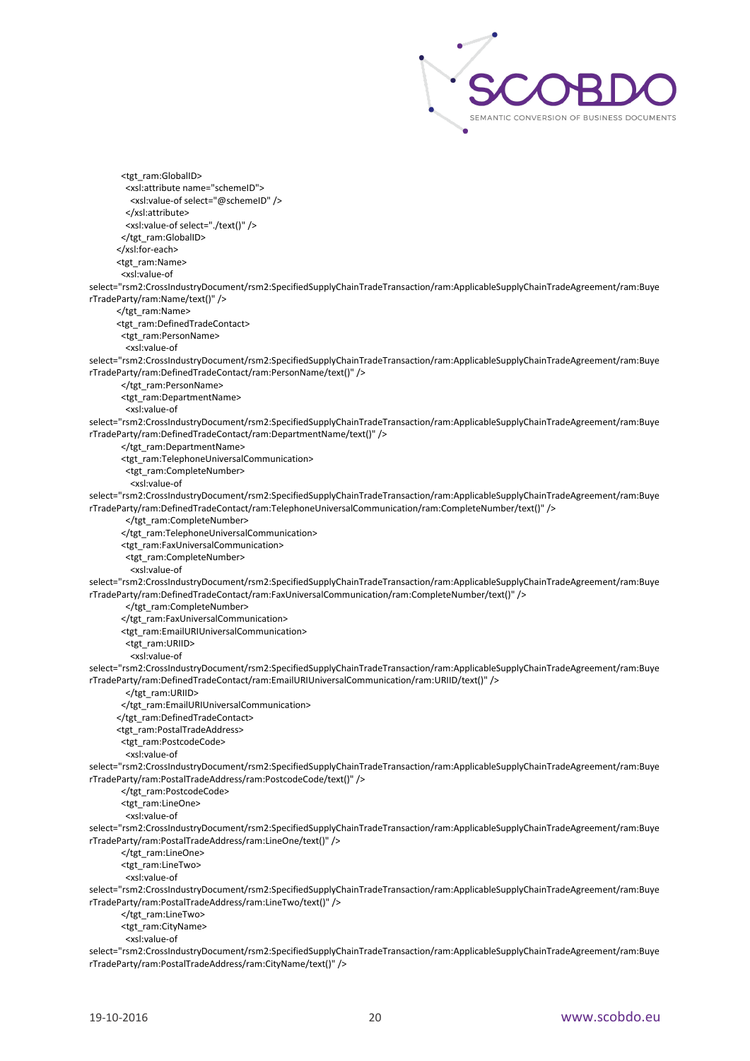```
      <tgt_ram:GlobalID>
        <xsl:attribute name="schemeID">
          <xsl:value-of select="@schemeID" />
        </xsl:attribute>
        <xsl:value-of select="./text()" />
      </tgt_ram:GlobalID>
    </xsl:for-each>
    <tgt_ram:Name>
      <xsl:value-of
select="rsm2:CrossIndustryDocument/rsm2:SpecifiedSupplyChainTradeTransaction/ram:ApplicableSupplyChainTradeAgreement/ram:BuyerTradeParty/ram:Name/text()" />
    </tgt_ram:Name>
    <tgt_ram:DefinedTradeContact>
      <tgt_ram:PersonName>
        <xsl:value-of
select="rsm2:CrossIndustryDocument/rsm2:SpecifiedSupplyChainTradeTransaction/ram:ApplicableSupplyChainTradeAgreement/ram:BuyerTradeParty/ram:DefinedTradeContact/ram:PersonName/text()" />
      </tgt_ram:PersonName>
      <tgt_ram:DepartmentName>
        <xsl:value-of
select="rsm2:CrossIndustryDocument/rsm2:SpecifiedSupplyChainTradeTransaction/ram:ApplicableSupplyChainTradeAgreement/ram:BuyerTradeParty/ram:DefinedTradeContact/ram:DepartmentName/text()" />
      </tgt_ram:DepartmentName>
      <tgt_ram:TelephoneUniversalCommunication>
        <tgt_ram:CompleteNumber>
          <xsl:value-of
select="rsm2:CrossIndustryDocument/rsm2:SpecifiedSupplyChainTradeTransaction/ram:ApplicableSupplyChainTradeAgreement/ram:BuyerTradeParty/ram:DefinedTradeContact/ram:TelephoneUniversalCommunication/ram:CompleteNumber/text()" />
        </tgt_ram:CompleteNumber>
      </tgt_ram:TelephoneUniversalCommunication>
      <tgt_ram:FaxUniversalCommunication>
        <tgt_ram:CompleteNumber>
          <xsl:value-of
select="rsm2:CrossIndustryDocument/rsm2:SpecifiedSupplyChainTradeTransaction/ram:ApplicableSupplyChainTradeAgreement/ram:BuyerTradeParty/ram:DefinedTradeContact/ram:FaxUniversalCommunication/ram:CompleteNumber/text()" />
        </tgt_ram:CompleteNumber>
      </tgt_ram:FaxUniversalCommunication>
      <tgt_ram:EmailURIUniversalCommunication>
        <tgt_ram:URIID>
          <xsl:value-of
select="rsm2:CrossIndustryDocument/rsm2:SpecifiedSupplyChainTradeTransaction/ram:ApplicableSupplyChainTradeAgreement/ram:BuyerTradeParty/ram:DefinedTradeContact/ram:EmailURIUniversalCommunication/ram:URIID/text()" />
        </tgt_ram:URIID>
      </tgt_ram:EmailURIUniversalCommunication>
    </tgt_ram:DefinedTradeContact>
    <tgt_ram:PostalTradeAddress>
      <tgt_ram:PostcodeCode>
        <xsl:value-of
select="rsm2:CrossIndustryDocument/rsm2:SpecifiedSupplyChainTradeTransaction/ram:ApplicableSupplyChainTradeAgreement/ram:BuyerTradeParty/ram:PostalTradeAddress/ram:PostcodeCode/text()" />
      </tgt_ram:PostcodeCode>
      <tgt_ram:LineOne>
        <xsl:value-of
select="rsm2:CrossIndustryDocument/rsm2:SpecifiedSupplyChainTradeTransaction/ram:ApplicableSupplyChainTradeAgreement/ram:BuyerTradeParty/ram:PostalTradeAddress/ram:LineOne/text()" />
      </tgt_ram:LineOne>
      <tgt_ram:LineTwo>
        <xsl:value-of
select="rsm2:CrossIndustryDocument/rsm2:SpecifiedSupplyChainTradeTransaction/ram:ApplicableSupplyChainTradeAgreement/ram:BuyerTradeParty/ram:PostalTradeAddress/ram:LineTwo/text()" />
      </tgt_ram:LineTwo>
      <tgt_ram:CityName>
        <xsl:value-of
select="rsm2:CrossIndustryDocument/rsm2:SpecifiedSupplyChainTradeTransaction/ram:ApplicableSupplyChainTradeAgreement/ram:BuyerTradeParty/ram:PostalTradeAddress/ram:CityName/text()" />
```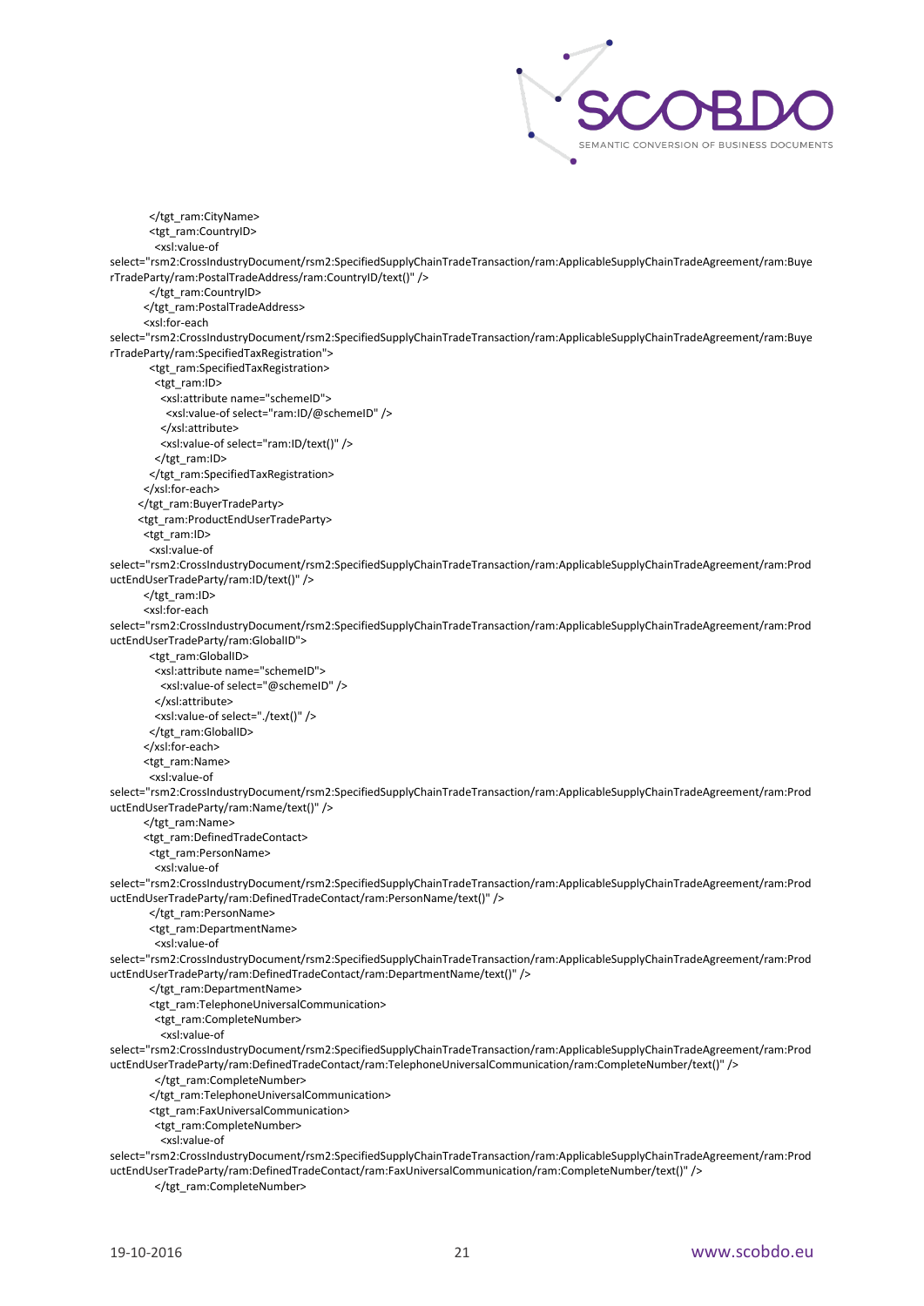```
          </tgt_ram:CityName>
          <tgt_ram:CountryID>
            <xsl:value-of
select="rsm2:CrossIndustryDocument/rsm2:SpecifiedSupplyChainTradeTransaction/ram:ApplicableSupplyChainTradeAgreement/ram:BuyerTradeParty/ram:PostalTradeAddress/ram:CountryID/text()" />
          </tgt_ram:CountryID>
        </tgt_ram:PostalTradeAddress>
        <xsl:for-each
select="rsm2:CrossIndustryDocument/rsm2:SpecifiedSupplyChainTradeTransaction/ram:ApplicableSupplyChainTradeAgreement/ram:BuyerTradeParty/ram:SpecifiedTaxRegistration">
          <tgt_ram:SpecifiedTaxRegistration>
            <tgt_ram:ID>
              <xsl:attribute name="schemeID">
                <xsl:value-of select="ram:ID/@schemeID" />
              </xsl:attribute>
              <xsl:value-of select="ram:ID/text()" />
            </tgt_ram:ID>
          </tgt_ram:SpecifiedTaxRegistration>
        </xsl:for-each>
      </tgt_ram:BuyerTradeParty>
      <tgt_ram:ProductEndUserTradeParty>
        <tgt_ram:ID>
          <xsl:value-of
select="rsm2:CrossIndustryDocument/rsm2:SpecifiedSupplyChainTradeTransaction/ram:ApplicableSupplyChainTradeAgreement/ram:ProductEndUserTradeParty/ram:ID/text()" />
        </tgt_ram:ID>
        <xsl:for-each
select="rsm2:CrossIndustryDocument/rsm2:SpecifiedSupplyChainTradeTransaction/ram:ApplicableSupplyChainTradeAgreement/ram:ProductEndUserTradeParty/ram:GlobalID">
          <tgt_ram:GlobalID>
            <xsl:attribute name="schemeID">
              <xsl:value-of select="@schemeID" />
            </xsl:attribute>
            <xsl:value-of select="./text()" />
          </tgt_ram:GlobalID>
        </xsl:for-each>
        <tgt_ram:Name>
          <xsl:value-of
select="rsm2:CrossIndustryDocument/rsm2:SpecifiedSupplyChainTradeTransaction/ram:ApplicableSupplyChainTradeAgreement/ram:ProductEndUserTradeParty/ram:Name/text()" />
        </tgt_ram:Name>
        <tgt_ram:DefinedTradeContact>
          <tgt_ram:PersonName>
            <xsl:value-of
select="rsm2:CrossIndustryDocument/rsm2:SpecifiedSupplyChainTradeTransaction/ram:ApplicableSupplyChainTradeAgreement/ram:ProductEndUserTradeParty/ram:DefinedTradeContact/ram:PersonName/text()" />
          </tgt_ram:PersonName>
          <tgt_ram:DepartmentName>
            <xsl:value-of
select="rsm2:CrossIndustryDocument/rsm2:SpecifiedSupplyChainTradeTransaction/ram:ApplicableSupplyChainTradeAgreement/ram:ProductEndUserTradeParty/ram:DefinedTradeContact/ram:DepartmentName/text()" />
          </tgt_ram:DepartmentName>
          <tgt_ram:TelephoneUniversalCommunication>
            <tgt_ram:CompleteNumber>
              <xsl:value-of
select="rsm2:CrossIndustryDocument/rsm2:SpecifiedSupplyChainTradeTransaction/ram:ApplicableSupplyChainTradeAgreement/ram:ProductEndUserTradeParty/ram:DefinedTradeContact/ram:TelephoneUniversalCommunication/ram:CompleteNumber/text()" />
            </tgt_ram:CompleteNumber>
          </tgt_ram:TelephoneUniversalCommunication>
          <tgt_ram:FaxUniversalCommunication>
            <tgt_ram:CompleteNumber>
              <xsl:value-of
select="rsm2:CrossIndustryDocument/rsm2:SpecifiedSupplyChainTradeTransaction/ram:ApplicableSupplyChainTradeAgreement/ram:ProductEndUserTradeParty/ram:DefinedTradeContact/ram:FaxUniversalCommunication/ram:CompleteNumber/text()" />
            </tgt_ram:CompleteNumber>
```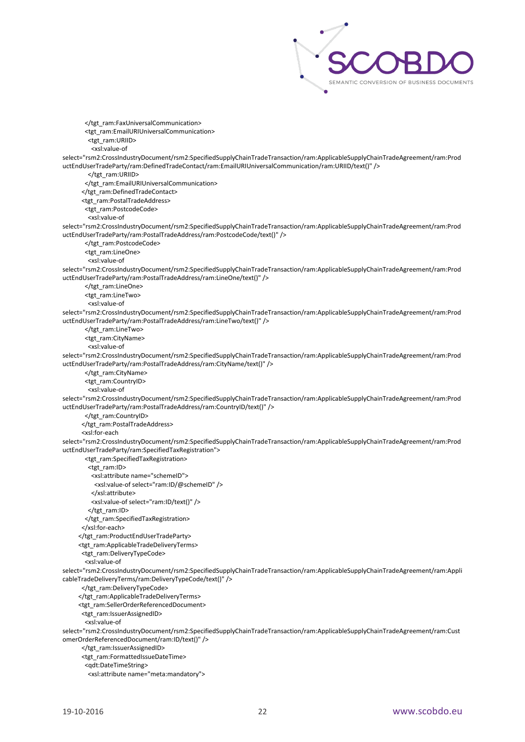```
        </tgt_ram:FaxUniversalCommunication>
        <tgt_ram:EmailURIUniversalCommunication>
          <tgt_ram:URIID>
            <xsl:value-of
select="rsm2:CrossIndustryDocument/rsm2:SpecifiedSupplyChainTradeTransaction/ram:ApplicableSupplyChainTradeAgreement/ram:ProductEndUserTradeParty/ram:DefinedTradeContact/ram:EmailURIUniversalCommunication/ram:URIID/text()" />
          </tgt_ram:URIID>
        </tgt_ram:EmailURIUniversalCommunication>
      </tgt_ram:DefinedTradeContact>
      <tgt_ram:PostalTradeAddress>
        <tgt_ram:PostcodeCode>
          <xsl:value-of
select="rsm2:CrossIndustryDocument/rsm2:SpecifiedSupplyChainTradeTransaction/ram:ApplicableSupplyChainTradeAgreement/ram:ProductEndUserTradeParty/ram:PostalTradeAddress/ram:PostcodeCode/text()" />
        </tgt_ram:PostcodeCode>
        <tgt_ram:LineOne>
          <xsl:value-of
select="rsm2:CrossIndustryDocument/rsm2:SpecifiedSupplyChainTradeTransaction/ram:ApplicableSupplyChainTradeAgreement/ram:ProductEndUserTradeParty/ram:PostalTradeAddress/ram:LineOne/text()" />
        </tgt_ram:LineOne>
        <tgt_ram:LineTwo>
          <xsl:value-of
select="rsm2:CrossIndustryDocument/rsm2:SpecifiedSupplyChainTradeTransaction/ram:ApplicableSupplyChainTradeAgreement/ram:ProductEndUserTradeParty/ram:PostalTradeAddress/ram:LineTwo/text()" />
        </tgt_ram:LineTwo>
        <tgt_ram:CityName>
          <xsl:value-of
select="rsm2:CrossIndustryDocument/rsm2:SpecifiedSupplyChainTradeTransaction/ram:ApplicableSupplyChainTradeAgreement/ram:ProductEndUserTradeParty/ram:PostalTradeAddress/ram:CityName/text()" />
        </tgt_ram:CityName>
        <tgt_ram:CountryID>
          <xsl:value-of
select="rsm2:CrossIndustryDocument/rsm2:SpecifiedSupplyChainTradeTransaction/ram:ApplicableSupplyChainTradeAgreement/ram:ProductEndUserTradeParty/ram:PostalTradeAddress/ram:CountryID/text()" />
        </tgt_ram:CountryID>
      </tgt_ram:PostalTradeAddress>
      <xsl:for-each
select="rsm2:CrossIndustryDocument/rsm2:SpecifiedSupplyChainTradeTransaction/ram:ApplicableSupplyChainTradeAgreement/ram:ProductEndUserTradeParty/ram:SpecifiedTaxRegistration">
        <tgt_ram:SpecifiedTaxRegistration>
          <tgt_ram:ID>
            <xsl:attribute name="schemeID">
              <xsl:value-of select="ram:ID/@schemeID" />
            </xsl:attribute>
            <xsl:value-of select="ram:ID/text()" />
          </tgt_ram:ID>
        </tgt_ram:SpecifiedTaxRegistration>
      </xsl:for-each>
    </tgt_ram:ProductEndUserTradeParty>
    <tgt_ram:ApplicableTradeDeliveryTerms>
      <tgt_ram:DeliveryTypeCode>
        <xsl:value-of
select="rsm2:CrossIndustryDocument/rsm2:SpecifiedSupplyChainTradeTransaction/ram:ApplicableSupplyChainTradeAgreement/ram:ApplicableTradeDeliveryTerms/ram:DeliveryTypeCode/text()" />
      </tgt_ram:DeliveryTypeCode>
    </tgt_ram:ApplicableTradeDeliveryTerms>
    <tgt_ram:SellerOrderReferencedDocument>
      <tgt_ram:IssuerAssignedID>
        <xsl:value-of
select="rsm2:CrossIndustryDocument/rsm2:SpecifiedSupplyChainTradeTransaction/ram:ApplicableSupplyChainTradeAgreement/ram:CustomerOrderReferencedDocument/ram:ID/text()" />
      </tgt_ram:IssuerAssignedID>
      <tgt_ram:FormattedIssueDateTime>
        <qdt:DateTimeString>
          <xsl:attribute name="meta:mandatory">
```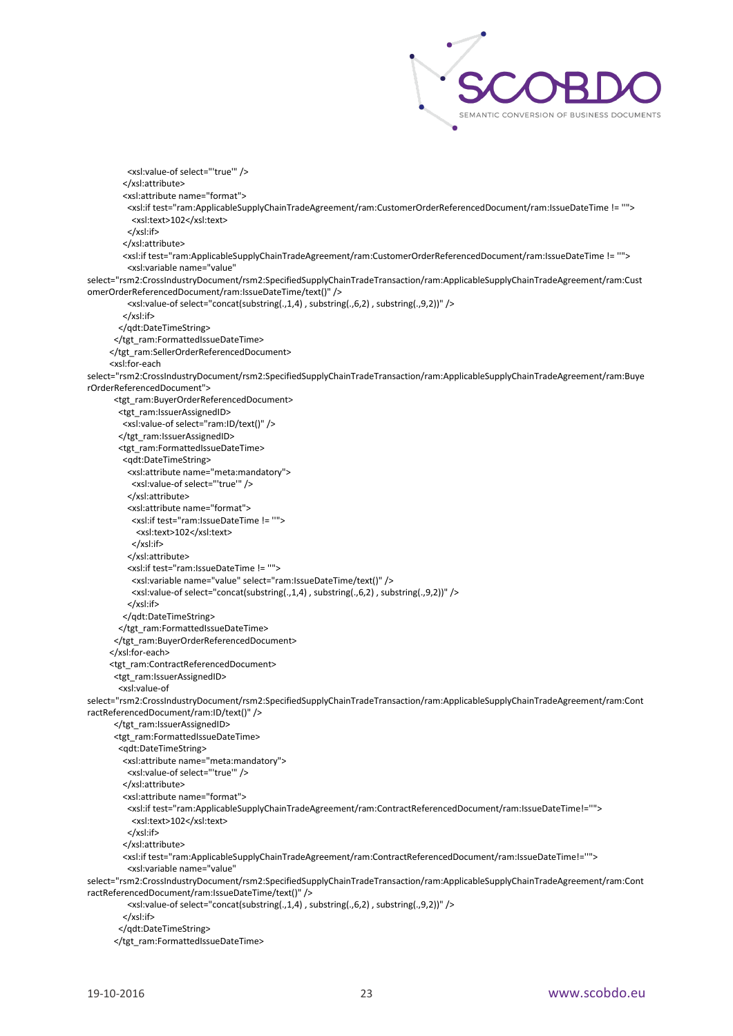```
            <xsl:value-of select="'true'" />
          </xsl:attribute>
          <xsl:attribute name="format">
            <xsl:if test="ram:ApplicableSupplyChainTradeAgreement/ram:CustomerOrderReferencedDocument/ram:IssueDateTime != ''">
              <xsl:text>102</xsl:text>
            </xsl:if>
          </xsl:attribute>
          <xsl:if test="ram:ApplicableSupplyChainTradeAgreement/ram:CustomerOrderReferencedDocument/ram:IssueDateTime != ''">
            <xsl:variable name="value"
select="rsm2:CrossIndustryDocument/rsm2:SpecifiedSupplyChainTradeTransaction/ram:ApplicableSupplyChainTradeAgreement/ram:CustomerOrderReferencedDocument/ram:IssueDateTime/text()" />
            <xsl:value-of select="concat(substring(.,1,4) , substring(.,6,2) , substring(.,9,2))" />
          </xsl:if>
        </qdt:DateTimeString>
      </tgt_ram:FormattedIssueDateTime>
    </tgt_ram:SellerOrderReferencedDocument>
    <xsl:for-each
select="rsm2:CrossIndustryDocument/rsm2:SpecifiedSupplyChainTradeTransaction/ram:ApplicableSupplyChainTradeAgreement/ram:BuyerOrderReferencedDocument">
      <tgt_ram:BuyerOrderReferencedDocument>
        <tgt_ram:IssuerAssignedID>
          <xsl:value-of select="ram:ID/text()" />
        </tgt_ram:IssuerAssignedID>
        <tgt_ram:FormattedIssueDateTime>
          <qdt:DateTimeString>
            <xsl:attribute name="meta:mandatory">
              <xsl:value-of select="'true'" />
            </xsl:attribute>
            <xsl:attribute name="format">
              <xsl:if test="ram:IssueDateTime != ''">
                <xsl:text>102</xsl:text>
              </xsl:if>
            </xsl:attribute>
            <xsl:if test="ram:IssueDateTime != ''">
              <xsl:variable name="value" select="ram:IssueDateTime/text()" />
              <xsl:value-of select="concat(substring(.,1,4) , substring(.,6,2) , substring(.,9,2))" />
            </xsl:if>
          </qdt:DateTimeString>
        </tgt_ram:FormattedIssueDateTime>
      </tgt_ram:BuyerOrderReferencedDocument>
    </xsl:for-each>
    <tgt_ram:ContractReferencedDocument>
      <tgt_ram:IssuerAssignedID>
        <xsl:value-of
select="rsm2:CrossIndustryDocument/rsm2:SpecifiedSupplyChainTradeTransaction/ram:ApplicableSupplyChainTradeAgreement/ram:ContractReferencedDocument/ram:ID/text()" />
      </tgt_ram:IssuerAssignedID>
      <tgt_ram:FormattedIssueDateTime>
        <qdt:DateTimeString>
          <xsl:attribute name="meta:mandatory">
            <xsl:value-of select="'true'" />
          </xsl:attribute>
          <xsl:attribute name="format">
            <xsl:if test="ram:ApplicableSupplyChainTradeAgreement/ram:ContractReferencedDocument/ram:IssueDateTime!=''">
              <xsl:text>102</xsl:text>
            </xsl:if>
          </xsl:attribute>
          <xsl:if test="ram:ApplicableSupplyChainTradeAgreement/ram:ContractReferencedDocument/ram:IssueDateTime!=''">
            <xsl:variable name="value"
select="rsm2:CrossIndustryDocument/rsm2:SpecifiedSupplyChainTradeTransaction/ram:ApplicableSupplyChainTradeAgreement/ram:ContractReferencedDocument/ram:IssueDateTime/text()" />
            <xsl:value-of select="concat(substring(.,1,4) , substring(.,6,2) , substring(.,9,2))" />
          </xsl:if>
        </qdt:DateTimeString>
      </tgt_ram:FormattedIssueDateTime>
```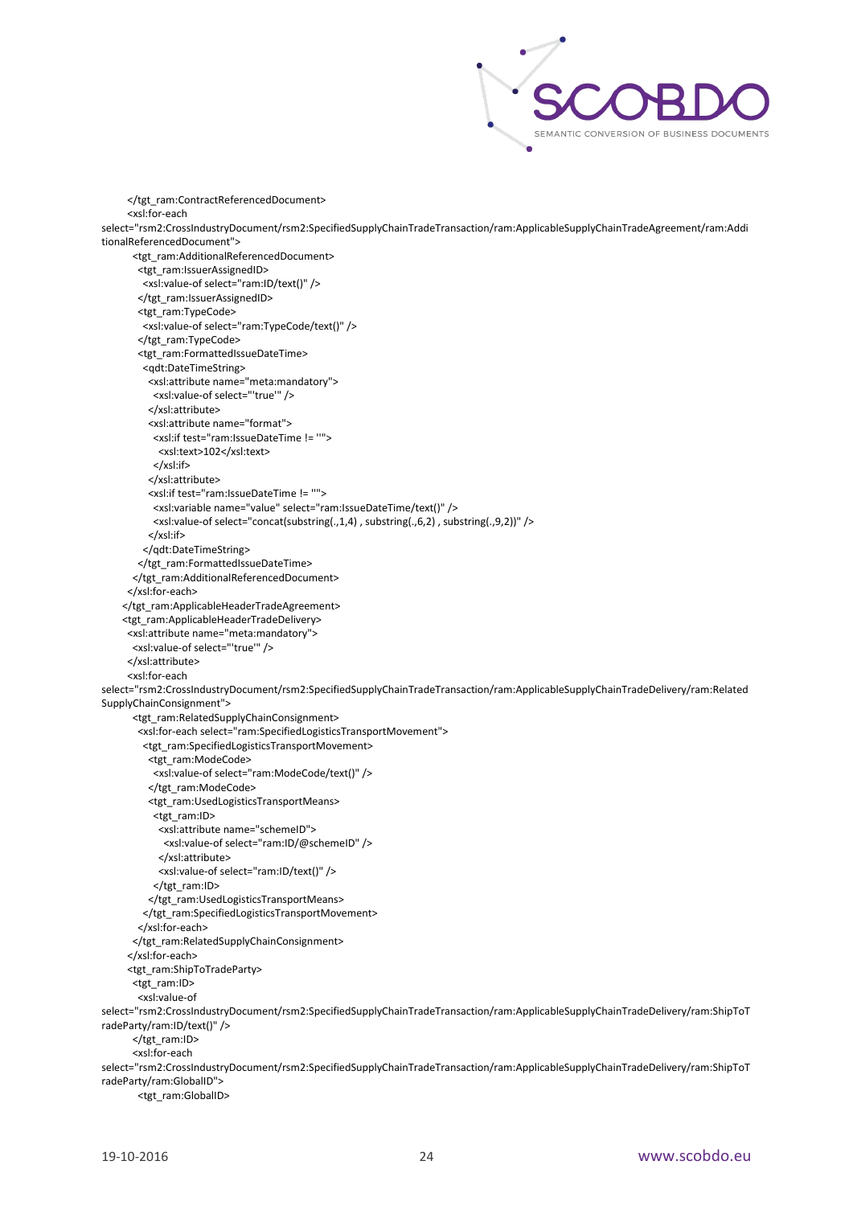```
      </tgt_ram:ContractReferencedDocument>
      <xsl:for-each
select="rsm2:CrossIndustryDocument/rsm2:SpecifiedSupplyChainTradeTransaction/ram:ApplicableSupplyChainTradeAgreement/ram:AdditionalReferencedDocument">
        <tgt_ram:AdditionalReferencedDocument>
          <tgt_ram:IssuerAssignedID>
            <xsl:value-of select="ram:ID/text()" />
          </tgt_ram:IssuerAssignedID>
          <tgt_ram:TypeCode>
            <xsl:value-of select="ram:TypeCode/text()" />
          </tgt_ram:TypeCode>
          <tgt_ram:FormattedIssueDateTime>
            <qdt:DateTimeString>
              <xsl:attribute name="meta:mandatory">
                <xsl:value-of select="'true'" />
              </xsl:attribute>
              <xsl:attribute name="format">
                <xsl:if test="ram:IssueDateTime != ''">
                  <xsl:text>102</xsl:text>
                </xsl:if>
              </xsl:attribute>
              <xsl:if test="ram:IssueDateTime != ''">
                <xsl:variable name="value" select="ram:IssueDateTime/text()" />
                <xsl:value-of select="concat(substring(.,1,4) , substring(.,6,2) , substring(.,9,2))" />
              </xsl:if>
            </qdt:DateTimeString>
          </tgt_ram:FormattedIssueDateTime>
        </tgt_ram:AdditionalReferencedDocument>
      </xsl:for-each>
    </tgt_ram:ApplicableHeaderTradeAgreement>
    <tgt_ram:ApplicableHeaderTradeDelivery>
      <xsl:attribute name="meta:mandatory">
        <xsl:value-of select="'true'" />
      </xsl:attribute>
      <xsl:for-each
select="rsm2:CrossIndustryDocument/rsm2:SpecifiedSupplyChainTradeTransaction/ram:ApplicableSupplyChainTradeDelivery/ram:RelatedSupplyChainConsignment">
        <tgt_ram:RelatedSupplyChainConsignment>
          <xsl:for-each select="ram:SpecifiedLogisticsTransportMovement">
            <tgt_ram:SpecifiedLogisticsTransportMovement>
              <tgt_ram:ModeCode>
                <xsl:value-of select="ram:ModeCode/text()" />
              </tgt_ram:ModeCode>
              <tgt_ram:UsedLogisticsTransportMeans>
                <tgt_ram:ID>
                  <xsl:attribute name="schemeID">
                    <xsl:value-of select="ram:ID/@schemeID" />
                  </xsl:attribute>
                  <xsl:value-of select="ram:ID/text()" />
                </tgt_ram:ID>
              </tgt_ram:UsedLogisticsTransportMeans>
            </tgt_ram:SpecifiedLogisticsTransportMovement>
          </xsl:for-each>
        </tgt_ram:RelatedSupplyChainConsignment>
      </xsl:for-each>
      <tgt_ram:ShipToTradeParty>
        <tgt_ram:ID>
          <xsl:value-of
select="rsm2:CrossIndustryDocument/rsm2:SpecifiedSupplyChainTradeTransaction/ram:ApplicableSupplyChainTradeDelivery/ram:ShipToTradeParty/ram:ID/text()" />
        </tgt_ram:ID>
        <xsl:for-each
select="rsm2:CrossIndustryDocument/rsm2:SpecifiedSupplyChainTradeTransaction/ram:ApplicableSupplyChainTradeDelivery/ram:ShipToTradeParty/ram:GlobalID">
          <tgt_ram:GlobalID>
```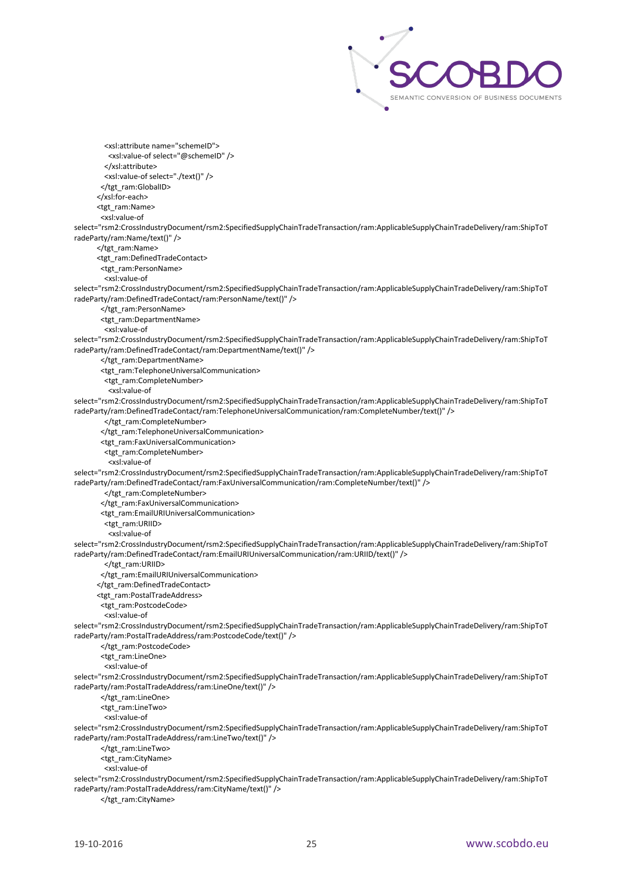```
          <xsl:attribute name="schemeID">
            <xsl:value-of select="@schemeID" />
          </xsl:attribute>
          <xsl:value-of select="./text()" />
        </tgt_ram:GlobalID>
      </xsl:for-each>
      <tgt_ram:Name>
        <xsl:value-of
select="rsm2:CrossIndustryDocument/rsm2:SpecifiedSupplyChainTradeTransaction/ram:ApplicableSupplyChainTradeDelivery/ram:ShipToTradeParty/ram:Name/text()" />
      </tgt_ram:Name>
      <tgt_ram:DefinedTradeContact>
        <tgt_ram:PersonName>
          <xsl:value-of
select="rsm2:CrossIndustryDocument/rsm2:SpecifiedSupplyChainTradeTransaction/ram:ApplicableSupplyChainTradeDelivery/ram:ShipToTradeParty/ram:DefinedTradeContact/ram:PersonName/text()" />
        </tgt_ram:PersonName>
        <tgt_ram:DepartmentName>
          <xsl:value-of
select="rsm2:CrossIndustryDocument/rsm2:SpecifiedSupplyChainTradeTransaction/ram:ApplicableSupplyChainTradeDelivery/ram:ShipToTradeParty/ram:DefinedTradeContact/ram:DepartmentName/text()" />
        </tgt_ram:DepartmentName>
        <tgt_ram:TelephoneUniversalCommunication>
          <tgt_ram:CompleteNumber>
            <xsl:value-of
select="rsm2:CrossIndustryDocument/rsm2:SpecifiedSupplyChainTradeTransaction/ram:ApplicableSupplyChainTradeDelivery/ram:ShipToTradeParty/ram:DefinedTradeContact/ram:TelephoneUniversalCommunication/ram:CompleteNumber/text()" />
          </tgt_ram:CompleteNumber>
        </tgt_ram:TelephoneUniversalCommunication>
        <tgt_ram:FaxUniversalCommunication>
          <tgt_ram:CompleteNumber>
            <xsl:value-of
select="rsm2:CrossIndustryDocument/rsm2:SpecifiedSupplyChainTradeTransaction/ram:ApplicableSupplyChainTradeDelivery/ram:ShipToTradeParty/ram:DefinedTradeContact/ram:FaxUniversalCommunication/ram:CompleteNumber/text()" />
          </tgt_ram:CompleteNumber>
        </tgt_ram:FaxUniversalCommunication>
        <tgt_ram:EmailURIUniversalCommunication>
          <tgt_ram:URIID>
            <xsl:value-of
select="rsm2:CrossIndustryDocument/rsm2:SpecifiedSupplyChainTradeTransaction/ram:ApplicableSupplyChainTradeDelivery/ram:ShipToTradeParty/ram:DefinedTradeContact/ram:EmailURIUniversalCommunication/ram:URIID/text()" />
          </tgt_ram:URIID>
        </tgt_ram:EmailURIUniversalCommunication>
      </tgt_ram:DefinedTradeContact>
      <tgt_ram:PostalTradeAddress>
        <tgt_ram:PostcodeCode>
          <xsl:value-of
select="rsm2:CrossIndustryDocument/rsm2:SpecifiedSupplyChainTradeTransaction/ram:ApplicableSupplyChainTradeDelivery/ram:ShipToTradeParty/ram:PostalTradeAddress/ram:PostcodeCode/text()" />
        </tgt_ram:PostcodeCode>
        <tgt_ram:LineOne>
          <xsl:value-of
select="rsm2:CrossIndustryDocument/rsm2:SpecifiedSupplyChainTradeTransaction/ram:ApplicableSupplyChainTradeDelivery/ram:ShipToTradeParty/ram:PostalTradeAddress/ram:LineOne/text()" />
        </tgt_ram:LineOne>
        <tgt_ram:LineTwo>
          <xsl:value-of
select="rsm2:CrossIndustryDocument/rsm2:SpecifiedSupplyChainTradeTransaction/ram:ApplicableSupplyChainTradeDelivery/ram:ShipToTradeParty/ram:PostalTradeAddress/ram:LineTwo/text()" />
        </tgt_ram:LineTwo>
        <tgt_ram:CityName>
          <xsl:value-of
select="rsm2:CrossIndustryDocument/rsm2:SpecifiedSupplyChainTradeTransaction/ram:ApplicableSupplyChainTradeDelivery/ram:ShipToTradeParty/ram:PostalTradeAddress/ram:CityName/text()" />
        </tgt_ram:CityName>
```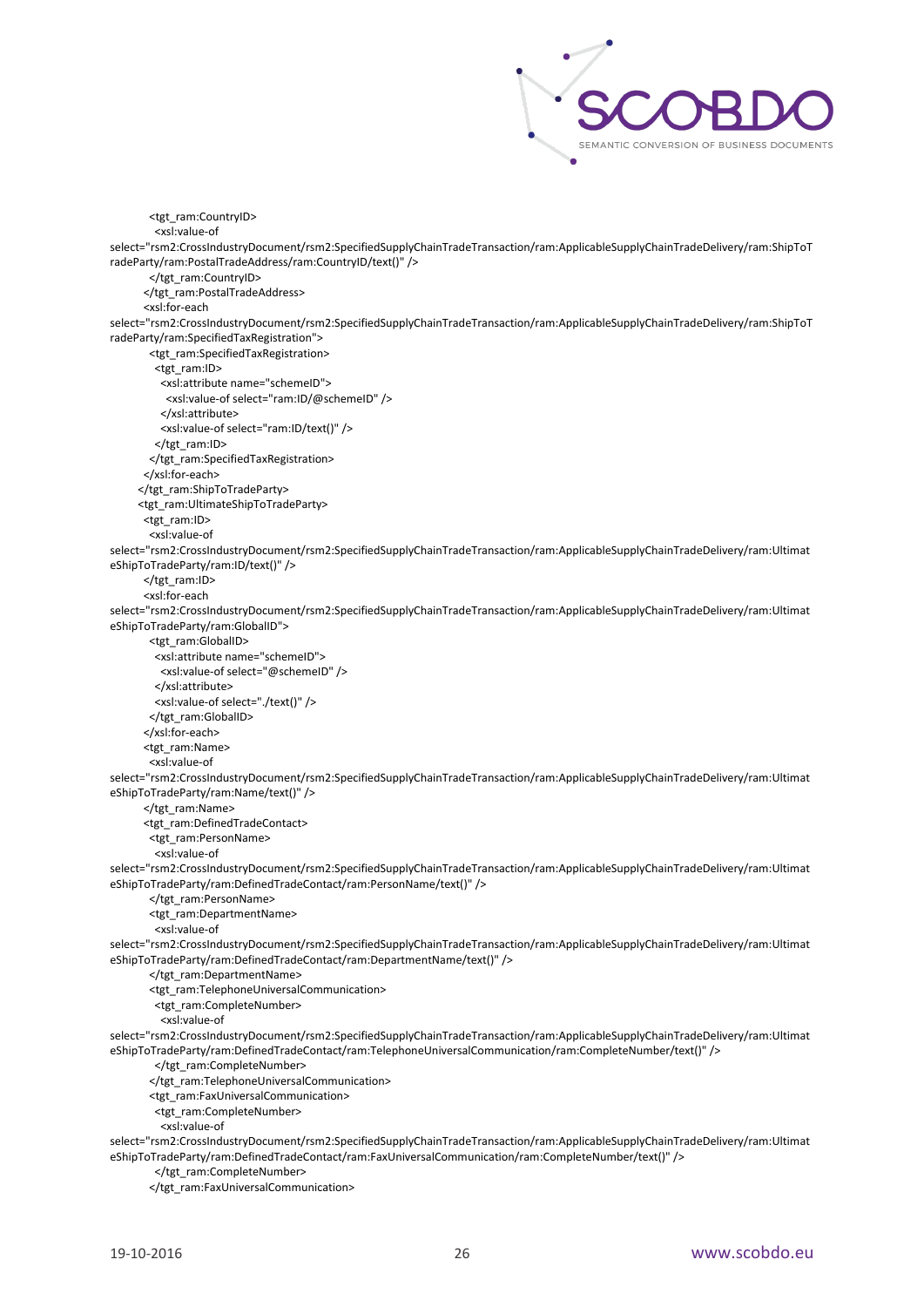```
        <tgt_ram:CountryID>
          <xsl:value-of
select="rsm2:CrossIndustryDocument/rsm2:SpecifiedSupplyChainTradeTransaction/ram:ApplicableSupplyChainTradeDelivery/ram:ShipToTradeParty/ram:PostalTradeAddress/ram:CountryID/text()" />
        </tgt_ram:CountryID>
      </tgt_ram:PostalTradeAddress>
      <xsl:for-each
select="rsm2:CrossIndustryDocument/rsm2:SpecifiedSupplyChainTradeTransaction/ram:ApplicableSupplyChainTradeDelivery/ram:ShipToTradeParty/ram:SpecifiedTaxRegistration">
        <tgt_ram:SpecifiedTaxRegistration>
          <tgt_ram:ID>
            <xsl:attribute name="schemeID">
              <xsl:value-of select="ram:ID/@schemeID" />
            </xsl:attribute>
            <xsl:value-of select="ram:ID/text()" />
          </tgt_ram:ID>
        </tgt_ram:SpecifiedTaxRegistration>
      </xsl:for-each>
    </tgt_ram:ShipToTradeParty>
    <tgt_ram:UltimateShipToTradeParty>
      <tgt_ram:ID>
        <xsl:value-of
select="rsm2:CrossIndustryDocument/rsm2:SpecifiedSupplyChainTradeTransaction/ram:ApplicableSupplyChainTradeDelivery/ram:UltimateShipToTradeParty/ram:ID/text()" />
      </tgt_ram:ID>
      <xsl:for-each
select="rsm2:CrossIndustryDocument/rsm2:SpecifiedSupplyChainTradeTransaction/ram:ApplicableSupplyChainTradeDelivery/ram:UltimateShipToTradeParty/ram:GlobalID">
        <tgt_ram:GlobalID>
          <xsl:attribute name="schemeID">
            <xsl:value-of select="@schemeID" />
          </xsl:attribute>
          <xsl:value-of select="./text()" />
        </tgt_ram:GlobalID>
      </xsl:for-each>
      <tgt_ram:Name>
        <xsl:value-of
select="rsm2:CrossIndustryDocument/rsm2:SpecifiedSupplyChainTradeTransaction/ram:ApplicableSupplyChainTradeDelivery/ram:UltimateShipToTradeParty/ram:Name/text()" />
      </tgt_ram:Name>
      <tgt_ram:DefinedTradeContact>
        <tgt_ram:PersonName>
          <xsl:value-of
select="rsm2:CrossIndustryDocument/rsm2:SpecifiedSupplyChainTradeTransaction/ram:ApplicableSupplyChainTradeDelivery/ram:UltimateShipToTradeParty/ram:DefinedTradeContact/ram:PersonName/text()" />
        </tgt_ram:PersonName>
        <tgt_ram:DepartmentName>
          <xsl:value-of
select="rsm2:CrossIndustryDocument/rsm2:SpecifiedSupplyChainTradeTransaction/ram:ApplicableSupplyChainTradeDelivery/ram:UltimateShipToTradeParty/ram:DefinedTradeContact/ram:DepartmentName/text()" />
        </tgt_ram:DepartmentName>
        <tgt_ram:TelephoneUniversalCommunication>
          <tgt_ram:CompleteNumber>
            <xsl:value-of
select="rsm2:CrossIndustryDocument/rsm2:SpecifiedSupplyChainTradeTransaction/ram:ApplicableSupplyChainTradeDelivery/ram:UltimateShipToTradeParty/ram:DefinedTradeContact/ram:TelephoneUniversalCommunication/ram:CompleteNumber/text()" />
          </tgt_ram:CompleteNumber>
        </tgt_ram:TelephoneUniversalCommunication>
        <tgt_ram:FaxUniversalCommunication>
          <tgt_ram:CompleteNumber>
            <xsl:value-of
select="rsm2:CrossIndustryDocument/rsm2:SpecifiedSupplyChainTradeTransaction/ram:ApplicableSupplyChainTradeDelivery/ram:UltimateShipToTradeParty/ram:DefinedTradeContact/ram:FaxUniversalCommunication/ram:CompleteNumber/text()" />
          </tgt_ram:CompleteNumber>
        </tgt_ram:FaxUniversalCommunication>
```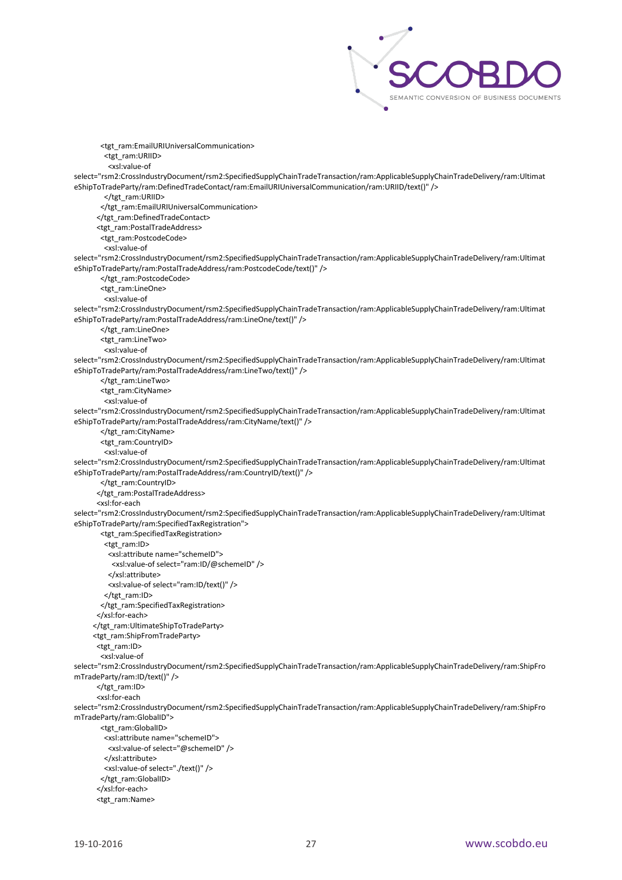```
<tgt_ram:EmailURIUniversalCommunication>
  <tgt_ram:URIID>
    <xsl:value-of
select="rsm2:CrossIndustryDocument/rsm2:SpecifiedSupplyChainTradeTransaction/ram:ApplicableSupplyChainTradeDelivery/ram:UltimateShipToTradeParty/ram:DefinedTradeContact/ram:EmailURIUniversalCommunication/ram:URIID/text()" />
  </tgt_ram:URIID>
</tgt_ram:EmailURIUniversalCommunication>
</tgt_ram:DefinedTradeContact>
<tgt_ram:PostalTradeAddress>
  <tgt_ram:PostcodeCode>
    <xsl:value-of
select="rsm2:CrossIndustryDocument/rsm2:SpecifiedSupplyChainTradeTransaction/ram:ApplicableSupplyChainTradeDelivery/ram:UltimateShipToTradeParty/ram:PostalTradeAddress/ram:PostcodeCode/text()" />
  </tgt_ram:PostcodeCode>
  <tgt_ram:LineOne>
    <xsl:value-of
select="rsm2:CrossIndustryDocument/rsm2:SpecifiedSupplyChainTradeTransaction/ram:ApplicableSupplyChainTradeDelivery/ram:UltimateShipToTradeParty/ram:PostalTradeAddress/ram:LineOne/text()" />
  </tgt_ram:LineOne>
  <tgt_ram:LineTwo>
    <xsl:value-of
select="rsm2:CrossIndustryDocument/rsm2:SpecifiedSupplyChainTradeTransaction/ram:ApplicableSupplyChainTradeDelivery/ram:UltimateShipToTradeParty/ram:PostalTradeAddress/ram:LineTwo/text()" />
  </tgt_ram:LineTwo>
  <tgt_ram:CityName>
    <xsl:value-of
select="rsm2:CrossIndustryDocument/rsm2:SpecifiedSupplyChainTradeTransaction/ram:ApplicableSupplyChainTradeDelivery/ram:UltimateShipToTradeParty/ram:PostalTradeAddress/ram:CityName/text()" />
  </tgt_ram:CityName>
  <tgt_ram:CountryID>
    <xsl:value-of
select="rsm2:CrossIndustryDocument/rsm2:SpecifiedSupplyChainTradeTransaction/ram:ApplicableSupplyChainTradeDelivery/ram:UltimateShipToTradeParty/ram:PostalTradeAddress/ram:CountryID/text()" />
  </tgt_ram:CountryID>
</tgt_ram:PostalTradeAddress>
<xsl:for-each
select="rsm2:CrossIndustryDocument/rsm2:SpecifiedSupplyChainTradeTransaction/ram:ApplicableSupplyChainTradeDelivery/ram:UltimateShipToTradeParty/ram:SpecifiedTaxRegistration">
  <tgt_ram:SpecifiedTaxRegistration>
    <tgt_ram:ID>
      <xsl:attribute name="schemeID">
        <xsl:value-of select="ram:ID/@schemeID" />
      </xsl:attribute>
      <xsl:value-of select="ram:ID/text()" />
    </tgt_ram:ID>
  </tgt_ram:SpecifiedTaxRegistration>
</xsl:for-each>
</tgt_ram:UltimateShipToTradeParty>
<tgt_ram:ShipFromTradeParty>
  <tgt_ram:ID>
    <xsl:value-of
select="rsm2:CrossIndustryDocument/rsm2:SpecifiedSupplyChainTradeTransaction/ram:ApplicableSupplyChainTradeDelivery/ram:ShipFromTradeParty/ram:ID/text()" />
  </tgt_ram:ID>
  <xsl:for-each
select="rsm2:CrossIndustryDocument/rsm2:SpecifiedSupplyChainTradeTransaction/ram:ApplicableSupplyChainTradeDelivery/ram:ShipFromTradeParty/ram:GlobalID">
    <tgt_ram:GlobalID>
      <xsl:attribute name="schemeID">
        <xsl:value-of select="@schemeID" />
      </xsl:attribute>
      <xsl:value-of select="./text()" />
    </tgt_ram:GlobalID>
  </xsl:for-each>
  <tgt_ram:Name>
```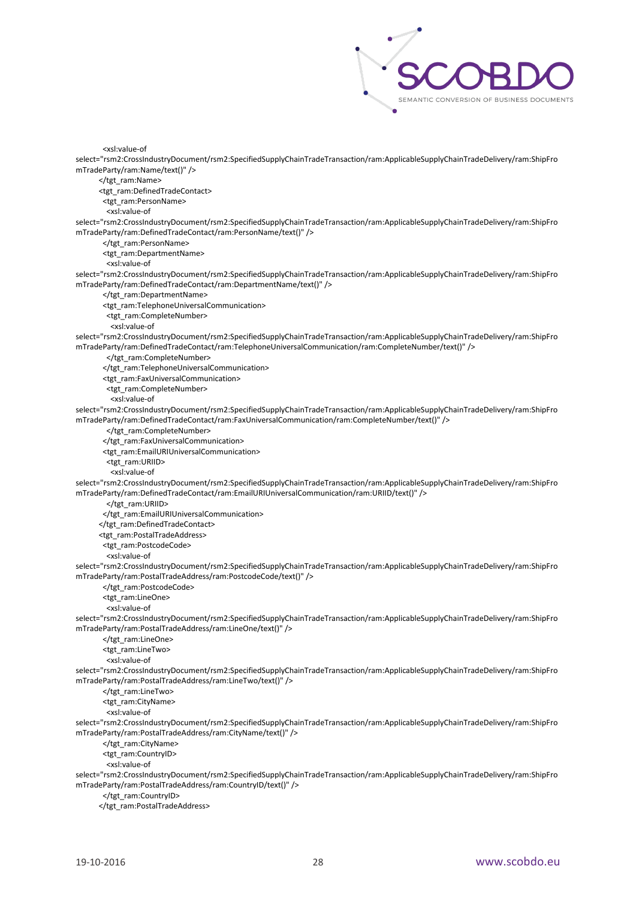```
        <xsl:value-of
select="rsm2:CrossIndustryDocument/rsm2:SpecifiedSupplyChainTradeTransaction/ram:ApplicableSupplyChainTradeDelivery/ram:ShipFromTradeParty/ram:Name/text()" />
       </tgt_ram:Name>
       <tgt_ram:DefinedTradeContact>
        <tgt_ram:PersonName>
         <xsl:value-of
select="rsm2:CrossIndustryDocument/rsm2:SpecifiedSupplyChainTradeTransaction/ram:ApplicableSupplyChainTradeDelivery/ram:ShipFromTradeParty/ram:DefinedTradeContact/ram:PersonName/text()" />
        </tgt_ram:PersonName>
        <tgt_ram:DepartmentName>
         <xsl:value-of
select="rsm2:CrossIndustryDocument/rsm2:SpecifiedSupplyChainTradeTransaction/ram:ApplicableSupplyChainTradeDelivery/ram:ShipFromTradeParty/ram:DefinedTradeContact/ram:DepartmentName/text()" />
        </tgt_ram:DepartmentName>
        <tgt_ram:TelephoneUniversalCommunication>
         <tgt_ram:CompleteNumber>
          <xsl:value-of
select="rsm2:CrossIndustryDocument/rsm2:SpecifiedSupplyChainTradeTransaction/ram:ApplicableSupplyChainTradeDelivery/ram:ShipFromTradeParty/ram:DefinedTradeContact/ram:TelephoneUniversalCommunication/ram:CompleteNumber/text()" />
         </tgt_ram:CompleteNumber>
        </tgt_ram:TelephoneUniversalCommunication>
        <tgt_ram:FaxUniversalCommunication>
         <tgt_ram:CompleteNumber>
          <xsl:value-of
select="rsm2:CrossIndustryDocument/rsm2:SpecifiedSupplyChainTradeTransaction/ram:ApplicableSupplyChainTradeDelivery/ram:ShipFromTradeParty/ram:DefinedTradeContact/ram:FaxUniversalCommunication/ram:CompleteNumber/text()" />
         </tgt_ram:CompleteNumber>
        </tgt_ram:FaxUniversalCommunication>
        <tgt_ram:EmailURIUniversalCommunication>
         <tgt_ram:URIID>
          <xsl:value-of
select="rsm2:CrossIndustryDocument/rsm2:SpecifiedSupplyChainTradeTransaction/ram:ApplicableSupplyChainTradeDelivery/ram:ShipFromTradeParty/ram:DefinedTradeContact/ram:EmailURIUniversalCommunication/ram:URIID/text()" />
         </tgt_ram:URIID>
        </tgt_ram:EmailURIUniversalCommunication>
       </tgt_ram:DefinedTradeContact>
       <tgt_ram:PostalTradeAddress>
        <tgt_ram:PostcodeCode>
         <xsl:value-of
select="rsm2:CrossIndustryDocument/rsm2:SpecifiedSupplyChainTradeTransaction/ram:ApplicableSupplyChainTradeDelivery/ram:ShipFromTradeParty/ram:PostalTradeAddress/ram:PostcodeCode/text()" />
        </tgt_ram:PostcodeCode>
        <tgt_ram:LineOne>
         <xsl:value-of
select="rsm2:CrossIndustryDocument/rsm2:SpecifiedSupplyChainTradeTransaction/ram:ApplicableSupplyChainTradeDelivery/ram:ShipFromTradeParty/ram:PostalTradeAddress/ram:LineOne/text()" />
        </tgt_ram:LineOne>
        <tgt_ram:LineTwo>
         <xsl:value-of
select="rsm2:CrossIndustryDocument/rsm2:SpecifiedSupplyChainTradeTransaction/ram:ApplicableSupplyChainTradeDelivery/ram:ShipFromTradeParty/ram:PostalTradeAddress/ram:LineTwo/text()" />
        </tgt_ram:LineTwo>
        <tgt_ram:CityName>
         <xsl:value-of
select="rsm2:CrossIndustryDocument/rsm2:SpecifiedSupplyChainTradeTransaction/ram:ApplicableSupplyChainTradeDelivery/ram:ShipFromTradeParty/ram:PostalTradeAddress/ram:CityName/text()" />
        </tgt_ram:CityName>
        <tgt_ram:CountryID>
         <xsl:value-of
select="rsm2:CrossIndustryDocument/rsm2:SpecifiedSupplyChainTradeTransaction/ram:ApplicableSupplyChainTradeDelivery/ram:ShipFromTradeParty/ram:PostalTradeAddress/ram:CountryID/text()" />
        </tgt_ram:CountryID>
       </tgt_ram:PostalTradeAddress>
```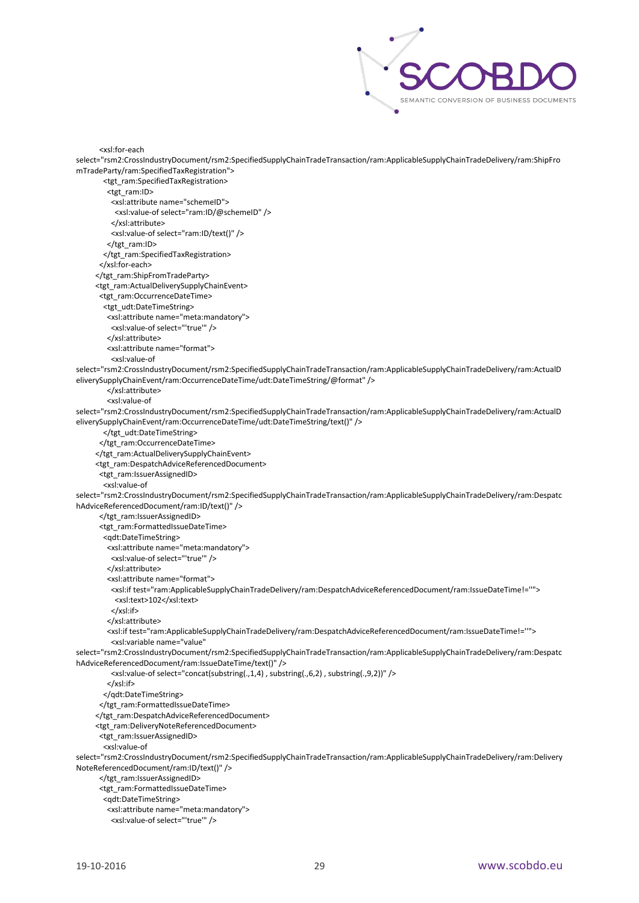```
      <xsl:for-each
select="rsm2:CrossIndustryDocument/rsm2:SpecifiedSupplyChainTradeTransaction/ram:ApplicableSupplyChainTradeDelivery/ram:ShipFromTradeParty/ram:SpecifiedTaxRegistration">
       <tgt_ram:SpecifiedTaxRegistration>
        <tgt_ram:ID>
         <xsl:attribute name="schemeID">
          <xsl:value-of select="ram:ID/@schemeID" />
         </xsl:attribute>
         <xsl:value-of select="ram:ID/text()" />
        </tgt_ram:ID>
       </tgt_ram:SpecifiedTaxRegistration>
      </xsl:for-each>
     </tgt_ram:ShipFromTradeParty>
     <tgt_ram:ActualDeliverySupplyChainEvent>
      <tgt_ram:OccurrenceDateTime>
       <tgt_udt:DateTimeString>
        <xsl:attribute name="meta:mandatory">
         <xsl:value-of select="'true'" />
        </xsl:attribute>
        <xsl:attribute name="format">
         <xsl:value-of
select="rsm2:CrossIndustryDocument/rsm2:SpecifiedSupplyChainTradeTransaction/ram:ApplicableSupplyChainTradeDelivery/ram:ActualDeliverySupplyChainEvent/ram:OccurrenceDateTime/udt:DateTimeString/@format" />
        </xsl:attribute>
        <xsl:value-of
select="rsm2:CrossIndustryDocument/rsm2:SpecifiedSupplyChainTradeTransaction/ram:ApplicableSupplyChainTradeDelivery/ram:ActualDeliverySupplyChainEvent/ram:OccurrenceDateTime/udt:DateTimeString/text()" />
       </tgt_udt:DateTimeString>
      </tgt_ram:OccurrenceDateTime>
     </tgt_ram:ActualDeliverySupplyChainEvent>
     <tgt_ram:DespatchAdviceReferencedDocument>
      <tgt_ram:IssuerAssignedID>
       <xsl:value-of
select="rsm2:CrossIndustryDocument/rsm2:SpecifiedSupplyChainTradeTransaction/ram:ApplicableSupplyChainTradeDelivery/ram:DespatchAdviceReferencedDocument/ram:ID/text()" />
      </tgt_ram:IssuerAssignedID>
      <tgt_ram:FormattedIssueDateTime>
       <qdt:DateTimeString>
        <xsl:attribute name="meta:mandatory">
         <xsl:value-of select="'true'" />
        </xsl:attribute>
        <xsl:attribute name="format">
         <xsl:if test="ram:ApplicableSupplyChainTradeDelivery/ram:DespatchAdviceReferencedDocument/ram:IssueDateTime!=''">
          <xsl:text>102</xsl:text>
         </xsl:if>
        </xsl:attribute>
        <xsl:if test="ram:ApplicableSupplyChainTradeDelivery/ram:DespatchAdviceReferencedDocument/ram:IssueDateTime!=''">
         <xsl:variable name="value"
select="rsm2:CrossIndustryDocument/rsm2:SpecifiedSupplyChainTradeTransaction/ram:ApplicableSupplyChainTradeDelivery/ram:DespatchAdviceReferencedDocument/ram:IssueDateTime/text()" />
         <xsl:value-of select="concat(substring(.,1,4) , substring(.,6,2) , substring(.,9,2))" />
        </xsl:if>
       </qdt:DateTimeString>
      </tgt_ram:FormattedIssueDateTime>
     </tgt_ram:DespatchAdviceReferencedDocument>
     <tgt_ram:DeliveryNoteReferencedDocument>
      <tgt_ram:IssuerAssignedID>
       <xsl:value-of
select="rsm2:CrossIndustryDocument/rsm2:SpecifiedSupplyChainTradeTransaction/ram:ApplicableSupplyChainTradeDelivery/ram:DeliveryNoteReferencedDocument/ram:ID/text()" />
      </tgt_ram:IssuerAssignedID>
      <tgt_ram:FormattedIssueDateTime>
       <qdt:DateTimeString>
        <xsl:attribute name="meta:mandatory">
         <xsl:value-of select="'true'" />
```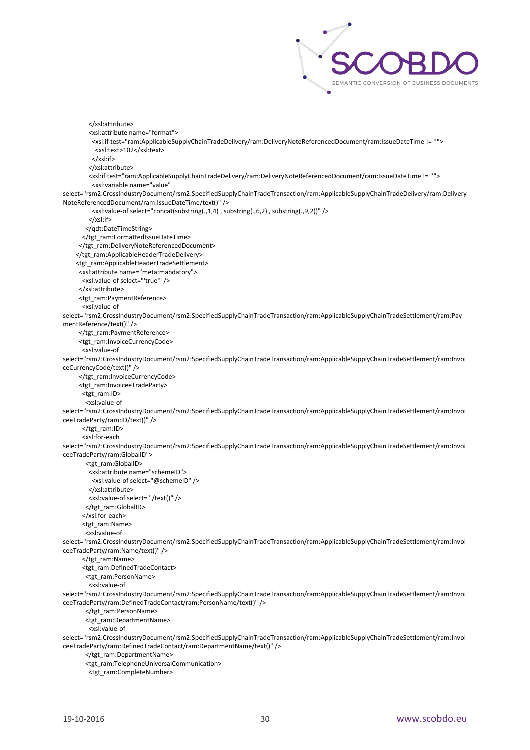```
        </xsl:attribute>
        <xsl:attribute name="format">
          <xsl:if test="ram:ApplicableSupplyChainTradeDelivery/ram:DeliveryNoteReferencedDocument/ram:IssueDateTime != ''">
            <xsl:text>102</xsl:text>
          </xsl:if>
        </xsl:attribute>
        <xsl:if test="ram:ApplicableSupplyChainTradeDelivery/ram:DeliveryNoteReferencedDocument/ram:IssueDateTime != ''">
          <xsl:variable name="value"
select="rsm2:CrossIndustryDocument/rsm2:SpecifiedSupplyChainTradeTransaction/ram:ApplicableSupplyChainTradeDelivery/ram:DeliveryNoteReferencedDocument/ram:IssueDateTime/text()" />
          <xsl:value-of select="concat(substring(.,1,4) , substring(.,6,2) , substring(.,9,2))" />
        </xsl:if>
      </qdt:DateTimeString>
    </tgt_ram:FormattedIssueDateTime>
  </tgt_ram:DeliveryNoteReferencedDocument>
</tgt_ram:ApplicableHeaderTradeDelivery>
<tgt_ram:ApplicableHeaderTradeSettlement>
  <xsl:attribute name="meta:mandatory">
    <xsl:value-of select="'true'" />
  </xsl:attribute>
  <tgt_ram:PaymentReference>
    <xsl:value-of
select="rsm2:CrossIndustryDocument/rsm2:SpecifiedSupplyChainTradeTransaction/ram:ApplicableSupplyChainTradeSettlement/ram:PaymentReference/text()" />
  </tgt_ram:PaymentReference>
  <tgt_ram:InvoiceCurrencyCode>
    <xsl:value-of
select="rsm2:CrossIndustryDocument/rsm2:SpecifiedSupplyChainTradeTransaction/ram:ApplicableSupplyChainTradeSettlement/ram:InvoiceCurrencyCode/text()" />
  </tgt_ram:InvoiceCurrencyCode>
  <tgt_ram:InvoiceeTradeParty>
    <tgt_ram:ID>
      <xsl:value-of
select="rsm2:CrossIndustryDocument/rsm2:SpecifiedSupplyChainTradeTransaction/ram:ApplicableSupplyChainTradeSettlement/ram:InvoiceeTradeParty/ram:ID/text()" />
    </tgt_ram:ID>
    <xsl:for-each
select="rsm2:CrossIndustryDocument/rsm2:SpecifiedSupplyChainTradeTransaction/ram:ApplicableSupplyChainTradeSettlement/ram:InvoiceeTradeParty/ram:GlobalID">
      <tgt_ram:GlobalID>
        <xsl:attribute name="schemeID">
          <xsl:value-of select="@schemeID" />
        </xsl:attribute>
        <xsl:value-of select="./text()" />
      </tgt_ram:GlobalID>
    </xsl:for-each>
    <tgt_ram:Name>
      <xsl:value-of
select="rsm2:CrossIndustryDocument/rsm2:SpecifiedSupplyChainTradeTransaction/ram:ApplicableSupplyChainTradeSettlement/ram:InvoiceeTradeParty/ram:Name/text()" />
    </tgt_ram:Name>
    <tgt_ram:DefinedTradeContact>
      <tgt_ram:PersonName>
        <xsl:value-of
select="rsm2:CrossIndustryDocument/rsm2:SpecifiedSupplyChainTradeTransaction/ram:ApplicableSupplyChainTradeSettlement/ram:InvoiceeTradeParty/ram:DefinedTradeContact/ram:PersonName/text()" />
      </tgt_ram:PersonName>
      <tgt_ram:DepartmentName>
        <xsl:value-of
select="rsm2:CrossIndustryDocument/rsm2:SpecifiedSupplyChainTradeTransaction/ram:ApplicableSupplyChainTradeSettlement/ram:InvoiceeTradeParty/ram:DefinedTradeContact/ram:DepartmentName/text()" />
      </tgt_ram:DepartmentName>
      <tgt_ram:TelephoneUniversalCommunication>
        <tgt_ram:CompleteNumber>
```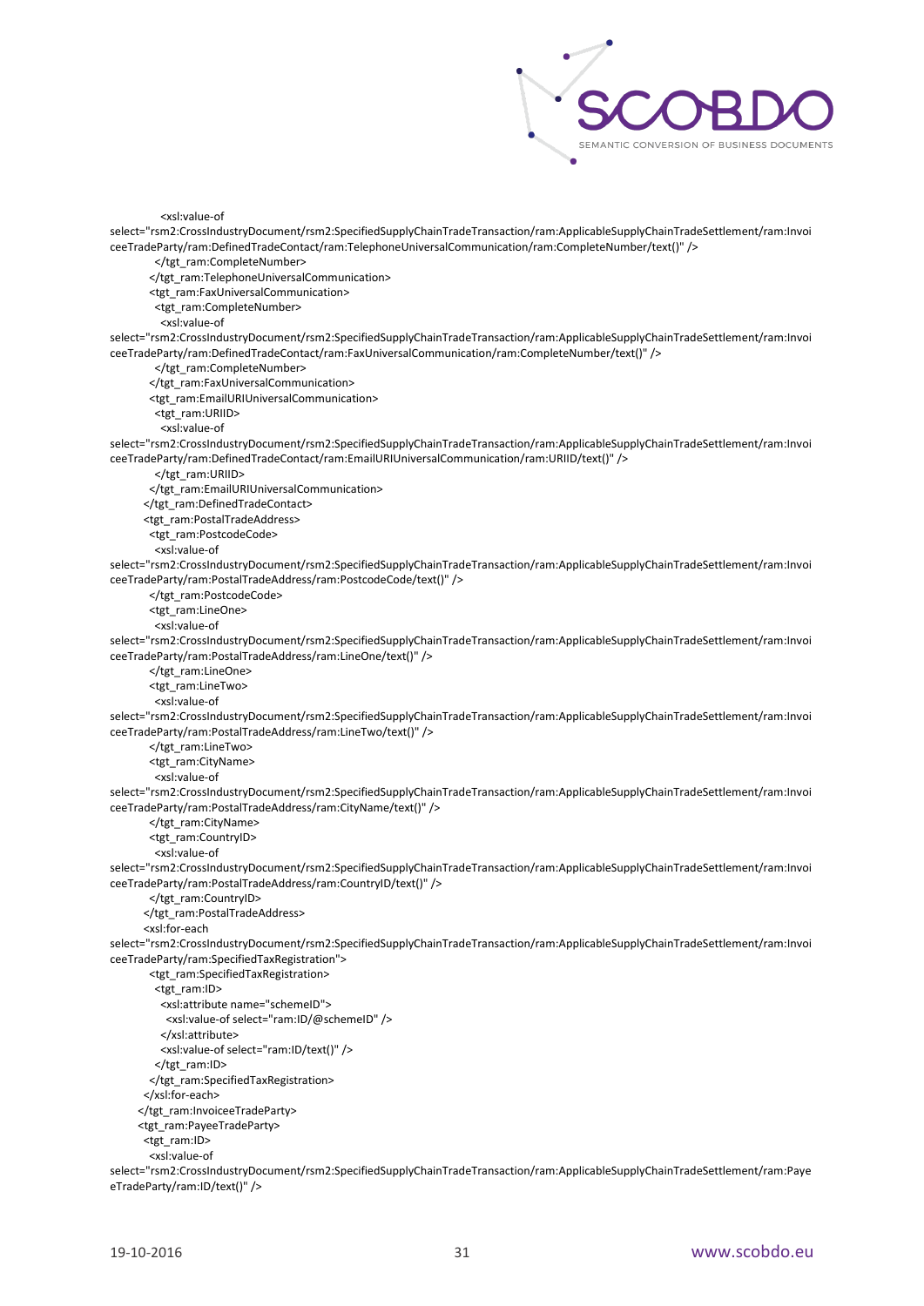```
<xsl:value-of
select="rsm2:CrossIndustryDocument/rsm2:SpecifiedSupplyChainTradeTransaction/ram:ApplicableSupplyChainTradeSettlement/ram:InvoiceeTradeParty/ram:DefinedTradeContact/ram:TelephoneUniversalCommunication/ram:CompleteNumber/text()" />
        </tgt_ram:CompleteNumber>
      </tgt_ram:TelephoneUniversalCommunication>
      <tgt_ram:FaxUniversalCommunication>
        <tgt_ram:CompleteNumber>
          <xsl:value-of
select="rsm2:CrossIndustryDocument/rsm2:SpecifiedSupplyChainTradeTransaction/ram:ApplicableSupplyChainTradeSettlement/ram:InvoiceeTradeParty/ram:DefinedTradeContact/ram:FaxUniversalCommunication/ram:CompleteNumber/text()" />
        </tgt_ram:CompleteNumber>
      </tgt_ram:FaxUniversalCommunication>
      <tgt_ram:EmailURIUniversalCommunication>
        <tgt_ram:URIID>
          <xsl:value-of
select="rsm2:CrossIndustryDocument/rsm2:SpecifiedSupplyChainTradeTransaction/ram:ApplicableSupplyChainTradeSettlement/ram:InvoiceeTradeParty/ram:DefinedTradeContact/ram:EmailURIUniversalCommunication/ram:URIID/text()" />
        </tgt_ram:URIID>
      </tgt_ram:EmailURIUniversalCommunication>
    </tgt_ram:DefinedTradeContact>
    <tgt_ram:PostalTradeAddress>
      <tgt_ram:PostcodeCode>
        <xsl:value-of
select="rsm2:CrossIndustryDocument/rsm2:SpecifiedSupplyChainTradeTransaction/ram:ApplicableSupplyChainTradeSettlement/ram:InvoiceeTradeParty/ram:PostalTradeAddress/ram:PostcodeCode/text()" />
      </tgt_ram:PostcodeCode>
      <tgt_ram:LineOne>
        <xsl:value-of
select="rsm2:CrossIndustryDocument/rsm2:SpecifiedSupplyChainTradeTransaction/ram:ApplicableSupplyChainTradeSettlement/ram:InvoiceeTradeParty/ram:PostalTradeAddress/ram:LineOne/text()" />
      </tgt_ram:LineOne>
      <tgt_ram:LineTwo>
        <xsl:value-of
select="rsm2:CrossIndustryDocument/rsm2:SpecifiedSupplyChainTradeTransaction/ram:ApplicableSupplyChainTradeSettlement/ram:InvoiceeTradeParty/ram:PostalTradeAddress/ram:LineTwo/text()" />
      </tgt_ram:LineTwo>
      <tgt_ram:CityName>
        <xsl:value-of
select="rsm2:CrossIndustryDocument/rsm2:SpecifiedSupplyChainTradeTransaction/ram:ApplicableSupplyChainTradeSettlement/ram:InvoiceeTradeParty/ram:PostalTradeAddress/ram:CityName/text()" />
      </tgt_ram:CityName>
      <tgt_ram:CountryID>
        <xsl:value-of
select="rsm2:CrossIndustryDocument/rsm2:SpecifiedSupplyChainTradeTransaction/ram:ApplicableSupplyChainTradeSettlement/ram:InvoiceeTradeParty/ram:PostalTradeAddress/ram:CountryID/text()" />
      </tgt_ram:CountryID>
    </tgt_ram:PostalTradeAddress>
    <xsl:for-each
select="rsm2:CrossIndustryDocument/rsm2:SpecifiedSupplyChainTradeTransaction/ram:ApplicableSupplyChainTradeSettlement/ram:InvoiceeTradeParty/ram:SpecifiedTaxRegistration">
      <tgt_ram:SpecifiedTaxRegistration>
        <tgt_ram:ID>
          <xsl:attribute name="schemeID">
            <xsl:value-of select="ram:ID/@schemeID" />
          </xsl:attribute>
          <xsl:value-of select="ram:ID/text()" />
        </tgt_ram:ID>
      </tgt_ram:SpecifiedTaxRegistration>
    </xsl:for-each>
  </tgt_ram:InvoiceeTradeParty>
  <tgt_ram:PayeeTradeParty>
    <tgt_ram:ID>
      <xsl:value-of
select="rsm2:CrossIndustryDocument/rsm2:SpecifiedSupplyChainTradeTransaction/ram:ApplicableSupplyChainTradeSettlement/ram:PayeeTradeParty/ram:ID/text()" />
```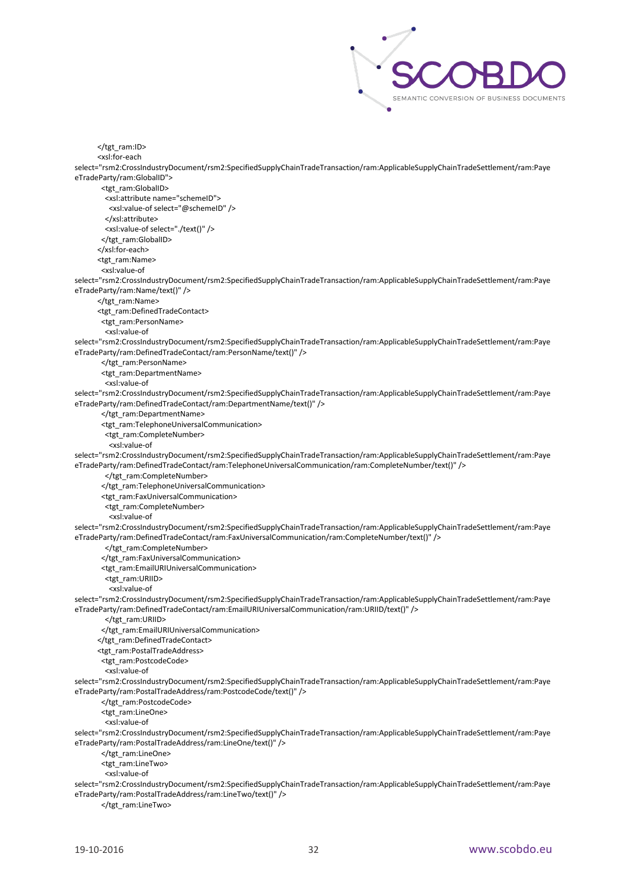```
</tgt_ram:ID>
<xsl:for-each
select="rsm2:CrossIndustryDocument/rsm2:SpecifiedSupplyChainTradeTransaction/ram:ApplicableSupplyChainTradeSettlement/ram:PayeeTradeParty/ram:GlobalID">
  <tgt_ram:GlobalID>
    <xsl:attribute name="schemeID">
      <xsl:value-of select="@schemeID" />
    </xsl:attribute>
    <xsl:value-of select="./text()" />
  </tgt_ram:GlobalID>
</xsl:for-each>
<tgt_ram:Name>
  <xsl:value-of
select="rsm2:CrossIndustryDocument/rsm2:SpecifiedSupplyChainTradeTransaction/ram:ApplicableSupplyChainTradeSettlement/ram:PayeeTradeParty/ram:Name/text()" />
</tgt_ram:Name>
<tgt_ram:DefinedTradeContact>
  <tgt_ram:PersonName>
    <xsl:value-of
select="rsm2:CrossIndustryDocument/rsm2:SpecifiedSupplyChainTradeTransaction/ram:ApplicableSupplyChainTradeSettlement/ram:PayeeTradeParty/ram:DefinedTradeContact/ram:PersonName/text()" />
  </tgt_ram:PersonName>
  <tgt_ram:DepartmentName>
    <xsl:value-of
select="rsm2:CrossIndustryDocument/rsm2:SpecifiedSupplyChainTradeTransaction/ram:ApplicableSupplyChainTradeSettlement/ram:PayeeTradeParty/ram:DefinedTradeContact/ram:DepartmentName/text()" />
  </tgt_ram:DepartmentName>
  <tgt_ram:TelephoneUniversalCommunication>
    <tgt_ram:CompleteNumber>
      <xsl:value-of
select="rsm2:CrossIndustryDocument/rsm2:SpecifiedSupplyChainTradeTransaction/ram:ApplicableSupplyChainTradeSettlement/ram:PayeeTradeParty/ram:DefinedTradeContact/ram:TelephoneUniversalCommunication/ram:CompleteNumber/text()" />
    </tgt_ram:CompleteNumber>
  </tgt_ram:TelephoneUniversalCommunication>
  <tgt_ram:FaxUniversalCommunication>
    <tgt_ram:CompleteNumber>
      <xsl:value-of
select="rsm2:CrossIndustryDocument/rsm2:SpecifiedSupplyChainTradeTransaction/ram:ApplicableSupplyChainTradeSettlement/ram:PayeeTradeParty/ram:DefinedTradeContact/ram:FaxUniversalCommunication/ram:CompleteNumber/text()" />
    </tgt_ram:CompleteNumber>
  </tgt_ram:FaxUniversalCommunication>
  <tgt_ram:EmailURIUniversalCommunication>
    <tgt_ram:URIID>
      <xsl:value-of
select="rsm2:CrossIndustryDocument/rsm2:SpecifiedSupplyChainTradeTransaction/ram:ApplicableSupplyChainTradeSettlement/ram:PayeeTradeParty/ram:DefinedTradeContact/ram:EmailURIUniversalCommunication/ram:URIID/text()" />
    </tgt_ram:URIID>
  </tgt_ram:EmailURIUniversalCommunication>
</tgt_ram:DefinedTradeContact>
<tgt_ram:PostalTradeAddress>
  <tgt_ram:PostcodeCode>
    <xsl:value-of
select="rsm2:CrossIndustryDocument/rsm2:SpecifiedSupplyChainTradeTransaction/ram:ApplicableSupplyChainTradeSettlement/ram:PayeeTradeParty/ram:PostalTradeAddress/ram:PostcodeCode/text()" />
  </tgt_ram:PostcodeCode>
  <tgt_ram:LineOne>
    <xsl:value-of
select="rsm2:CrossIndustryDocument/rsm2:SpecifiedSupplyChainTradeTransaction/ram:ApplicableSupplyChainTradeSettlement/ram:PayeeTradeParty/ram:PostalTradeAddress/ram:LineOne/text()" />
  </tgt_ram:LineOne>
  <tgt_ram:LineTwo>
    <xsl:value-of
select="rsm2:CrossIndustryDocument/rsm2:SpecifiedSupplyChainTradeTransaction/ram:ApplicableSupplyChainTradeSettlement/ram:PayeeTradeParty/ram:PostalTradeAddress/ram:LineTwo/text()" />
  </tgt_ram:LineTwo>
```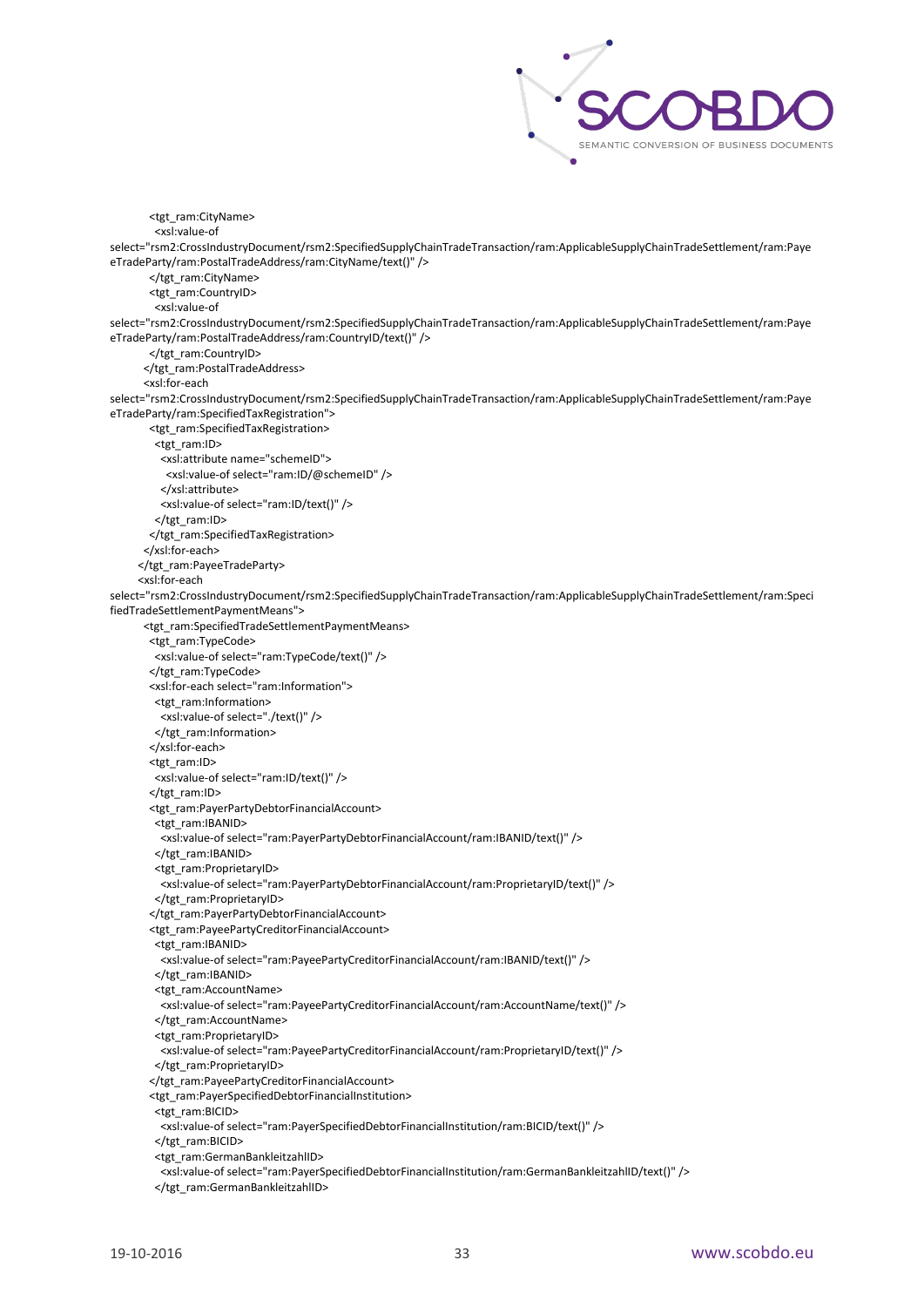```
        <tgt_ram:CityName>
         <xsl:value-of
select="rsm2:CrossIndustryDocument/rsm2:SpecifiedSupplyChainTradeTransaction/ram:ApplicableSupplyChainTradeSettlement/ram:PayeeTradeParty/ram:PostalTradeAddress/ram:CityName/text()" />
        </tgt_ram:CityName>
        <tgt_ram:CountryID>
         <xsl:value-of
select="rsm2:CrossIndustryDocument/rsm2:SpecifiedSupplyChainTradeTransaction/ram:ApplicableSupplyChainTradeSettlement/ram:PayeeTradeParty/ram:PostalTradeAddress/ram:CountryID/text()" />
        </tgt_ram:CountryID>
       </tgt_ram:PostalTradeAddress>
       <xsl:for-each
select="rsm2:CrossIndustryDocument/rsm2:SpecifiedSupplyChainTradeTransaction/ram:ApplicableSupplyChainTradeSettlement/ram:PayeeTradeParty/ram:SpecifiedTaxRegistration">
        <tgt_ram:SpecifiedTaxRegistration>
         <tgt_ram:ID>
          <xsl:attribute name="schemeID">
           <xsl:value-of select="ram:ID/@schemeID" />
          </xsl:attribute>
          <xsl:value-of select="ram:ID/text()" />
         </tgt_ram:ID>
        </tgt_ram:SpecifiedTaxRegistration>
       </xsl:for-each>
      </tgt_ram:PayeeTradeParty>
      <xsl:for-each
select="rsm2:CrossIndustryDocument/rsm2:SpecifiedSupplyChainTradeTransaction/ram:ApplicableSupplyChainTradeSettlement/ram:SpecifiedTradeSettlementPaymentMeans">
       <tgt_ram:SpecifiedTradeSettlementPaymentMeans>
        <tgt_ram:TypeCode>
         <xsl:value-of select="ram:TypeCode/text()" />
        </tgt_ram:TypeCode>
        <xsl:for-each select="ram:Information">
         <tgt_ram:Information>
          <xsl:value-of select="./text()" />
         </tgt_ram:Information>
        </xsl:for-each>
        <tgt_ram:ID>
         <xsl:value-of select="ram:ID/text()" />
        </tgt_ram:ID>
        <tgt_ram:PayerPartyDebtorFinancialAccount>
         <tgt_ram:IBANID>
          <xsl:value-of select="ram:PayerPartyDebtorFinancialAccount/ram:IBANID/text()" />
         </tgt_ram:IBANID>
         <tgt_ram:ProprietaryID>
          <xsl:value-of select="ram:PayerPartyDebtorFinancialAccount/ram:ProprietaryID/text()" />
         </tgt_ram:ProprietaryID>
        </tgt_ram:PayerPartyDebtorFinancialAccount>
        <tgt_ram:PayeePartyCreditorFinancialAccount>
         <tgt_ram:IBANID>
          <xsl:value-of select="ram:PayeePartyCreditorFinancialAccount/ram:IBANID/text()" />
         </tgt_ram:IBANID>
         <tgt_ram:AccountName>
          <xsl:value-of select="ram:PayeePartyCreditorFinancialAccount/ram:AccountName/text()" />
         </tgt_ram:AccountName>
         <tgt_ram:ProprietaryID>
          <xsl:value-of select="ram:PayeePartyCreditorFinancialAccount/ram:ProprietaryID/text()" />
         </tgt_ram:ProprietaryID>
        </tgt_ram:PayeePartyCreditorFinancialAccount>
        <tgt_ram:PayerSpecifiedDebtorFinancialInstitution>
         <tgt_ram:BICID>
          <xsl:value-of select="ram:PayerSpecifiedDebtorFinancialInstitution/ram:BICID/text()" />
         </tgt_ram:BICID>
         <tgt_ram:GermanBankleitzahlID>
          <xsl:value-of select="ram:PayerSpecifiedDebtorFinancialInstitution/ram:GermanBankleitzahlID/text()" />
         </tgt_ram:GermanBankleitzahlID>
```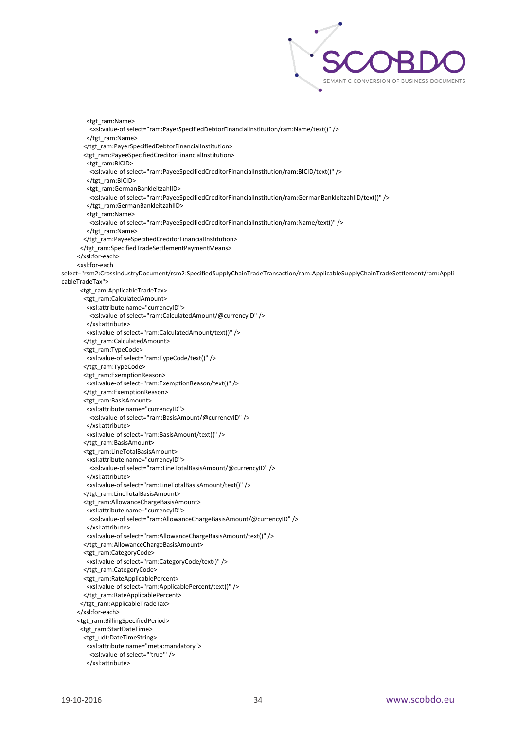```
          <tgt_ram:Name>
            <xsl:value-of select="ram:PayerSpecifiedDebtorFinancialInstitution/ram:Name/text()" />
          </tgt_ram:Name>
        </tgt_ram:PayerSpecifiedDebtorFinancialInstitution>
        <tgt_ram:PayeeSpecifiedCreditorFinancialInstitution>
          <tgt_ram:BICID>
            <xsl:value-of select="ram:PayeeSpecifiedCreditorFinancialInstitution/ram:BICID/text()" />
          </tgt_ram:BICID>
          <tgt_ram:GermanBankleitzahlID>
            <xsl:value-of select="ram:PayeeSpecifiedCreditorFinancialInstitution/ram:GermanBankleitzahlID/text()" />
          </tgt_ram:GermanBankleitzahlID>
          <tgt_ram:Name>
            <xsl:value-of select="ram:PayeeSpecifiedCreditorFinancialInstitution/ram:Name/text()" />
          </tgt_ram:Name>
        </tgt_ram:PayeeSpecifiedCreditorFinancialInstitution>
      </tgt_ram:SpecifiedTradeSettlementPaymentMeans>
    </xsl:for-each>
    <xsl:for-each
select="rsm2:CrossIndustryDocument/rsm2:SpecifiedSupplyChainTradeTransaction/ram:ApplicableSupplyChainTradeSettlement/ram:ApplicableTradeTax">
      <tgt_ram:ApplicableTradeTax>
        <tgt_ram:CalculatedAmount>
          <xsl:attribute name="currencyID">
            <xsl:value-of select="ram:CalculatedAmount/@currencyID" />
          </xsl:attribute>
          <xsl:value-of select="ram:CalculatedAmount/text()" />
        </tgt_ram:CalculatedAmount>
        <tgt_ram:TypeCode>
          <xsl:value-of select="ram:TypeCode/text()" />
        </tgt_ram:TypeCode>
        <tgt_ram:ExemptionReason>
          <xsl:value-of select="ram:ExemptionReason/text()" />
        </tgt_ram:ExemptionReason>
        <tgt_ram:BasisAmount>
          <xsl:attribute name="currencyID">
            <xsl:value-of select="ram:BasisAmount/@currencyID" />
          </xsl:attribute>
          <xsl:value-of select="ram:BasisAmount/text()" />
        </tgt_ram:BasisAmount>
        <tgt_ram:LineTotalBasisAmount>
          <xsl:attribute name="currencyID">
            <xsl:value-of select="ram:LineTotalBasisAmount/@currencyID" />
          </xsl:attribute>
          <xsl:value-of select="ram:LineTotalBasisAmount/text()" />
        </tgt_ram:LineTotalBasisAmount>
        <tgt_ram:AllowanceChargeBasisAmount>
          <xsl:attribute name="currencyID">
            <xsl:value-of select="ram:AllowanceChargeBasisAmount/@currencyID" />
          </xsl:attribute>
          <xsl:value-of select="ram:AllowanceChargeBasisAmount/text()" />
        </tgt_ram:AllowanceChargeBasisAmount>
        <tgt_ram:CategoryCode>
          <xsl:value-of select="ram:CategoryCode/text()" />
        </tgt_ram:CategoryCode>
        <tgt_ram:RateApplicablePercent>
          <xsl:value-of select="ram:ApplicablePercent/text()" />
        </tgt_ram:RateApplicablePercent>
      </tgt_ram:ApplicableTradeTax>
    </xsl:for-each>
    <tgt_ram:BillingSpecifiedPeriod>
      <tgt_ram:StartDateTime>
        <tgt_udt:DateTimeString>
          <xsl:attribute name="meta:mandatory">
            <xsl:value-of select="'true'" />
          </xsl:attribute>
```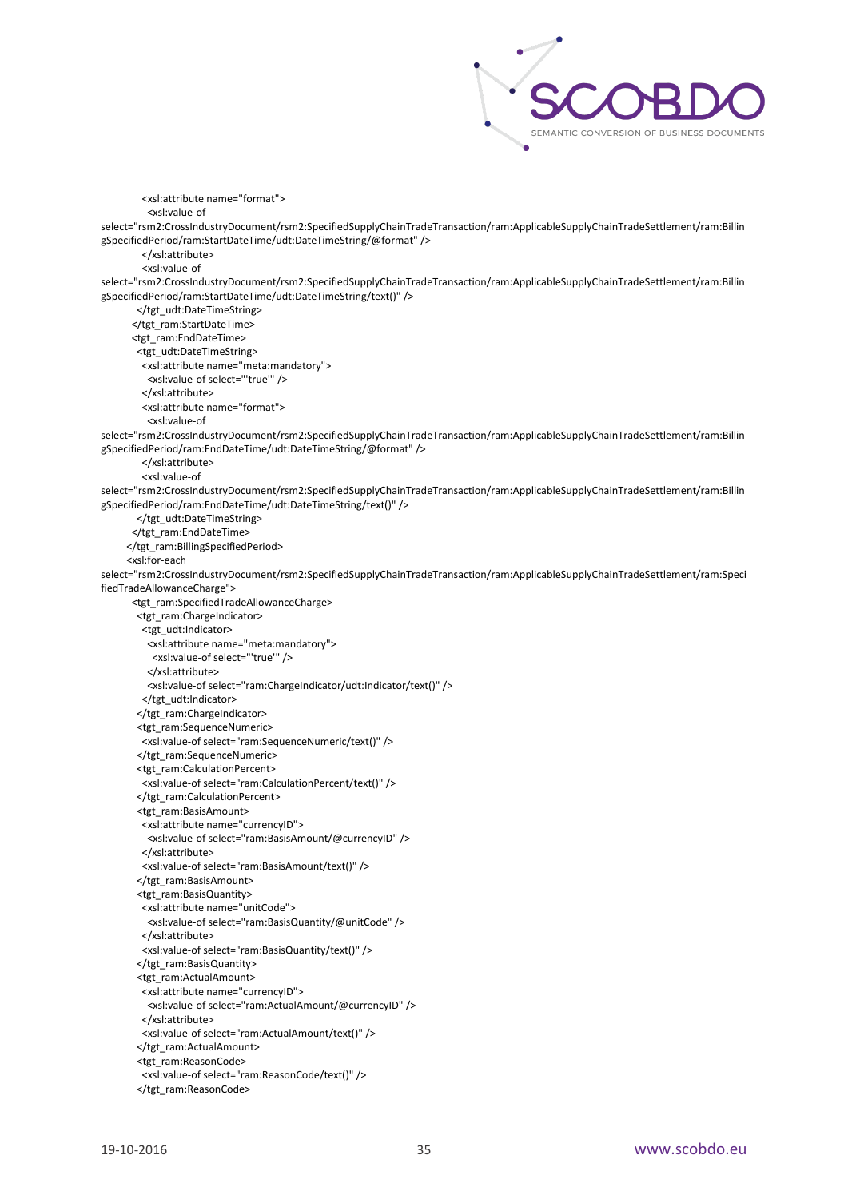```
          <xsl:attribute name="format">
            <xsl:value-of
select="rsm2:CrossIndustryDocument/rsm2:SpecifiedSupplyChainTradeTransaction/ram:ApplicableSupplyChainTradeSettlement/ram:BillingSpecifiedPeriod/ram:StartDateTime/udt:DateTimeString/@format" />
          </xsl:attribute>
          <xsl:value-of
select="rsm2:CrossIndustryDocument/rsm2:SpecifiedSupplyChainTradeTransaction/ram:ApplicableSupplyChainTradeSettlement/ram:BillingSpecifiedPeriod/ram:StartDateTime/udt:DateTimeString/text()" />
        </tgt_udt:DateTimeString>
      </tgt_ram:StartDateTime>
      <tgt_ram:EndDateTime>
        <tgt_udt:DateTimeString>
          <xsl:attribute name="meta:mandatory">
            <xsl:value-of select="'true'" />
          </xsl:attribute>
          <xsl:attribute name="format">
            <xsl:value-of
select="rsm2:CrossIndustryDocument/rsm2:SpecifiedSupplyChainTradeTransaction/ram:ApplicableSupplyChainTradeSettlement/ram:BillingSpecifiedPeriod/ram:EndDateTime/udt:DateTimeString/@format" />
          </xsl:attribute>
          <xsl:value-of
select="rsm2:CrossIndustryDocument/rsm2:SpecifiedSupplyChainTradeTransaction/ram:ApplicableSupplyChainTradeSettlement/ram:BillingSpecifiedPeriod/ram:EndDateTime/udt:DateTimeString/text()" />
        </tgt_udt:DateTimeString>
      </tgt_ram:EndDateTime>
    </tgt_ram:BillingSpecifiedPeriod>
    <xsl:for-each
select="rsm2:CrossIndustryDocument/rsm2:SpecifiedSupplyChainTradeTransaction/ram:ApplicableSupplyChainTradeSettlement/ram:SpecifiedTradeAllowanceCharge">
      <tgt_ram:SpecifiedTradeAllowanceCharge>
        <tgt_ram:ChargeIndicator>
          <tgt_udt:Indicator>
            <xsl:attribute name="meta:mandatory">
              <xsl:value-of select="'true'" />
            </xsl:attribute>
            <xsl:value-of select="ram:ChargeIndicator/udt:Indicator/text()" />
          </tgt_udt:Indicator>
        </tgt_ram:ChargeIndicator>
        <tgt_ram:SequenceNumeric>
          <xsl:value-of select="ram:SequenceNumeric/text()" />
        </tgt_ram:SequenceNumeric>
        <tgt_ram:CalculationPercent>
          <xsl:value-of select="ram:CalculationPercent/text()" />
        </tgt_ram:CalculationPercent>
        <tgt_ram:BasisAmount>
          <xsl:attribute name="currencyID">
            <xsl:value-of select="ram:BasisAmount/@currencyID" />
          </xsl:attribute>
          <xsl:value-of select="ram:BasisAmount/text()" />
        </tgt_ram:BasisAmount>
        <tgt_ram:BasisQuantity>
          <xsl:attribute name="unitCode">
            <xsl:value-of select="ram:BasisQuantity/@unitCode" />
          </xsl:attribute>
          <xsl:value-of select="ram:BasisQuantity/text()" />
        </tgt_ram:BasisQuantity>
        <tgt_ram:ActualAmount>
          <xsl:attribute name="currencyID">
            <xsl:value-of select="ram:ActualAmount/@currencyID" />
          </xsl:attribute>
          <xsl:value-of select="ram:ActualAmount/text()" />
        </tgt_ram:ActualAmount>
        <tgt_ram:ReasonCode>
          <xsl:value-of select="ram:ReasonCode/text()" />
        </tgt_ram:ReasonCode>
```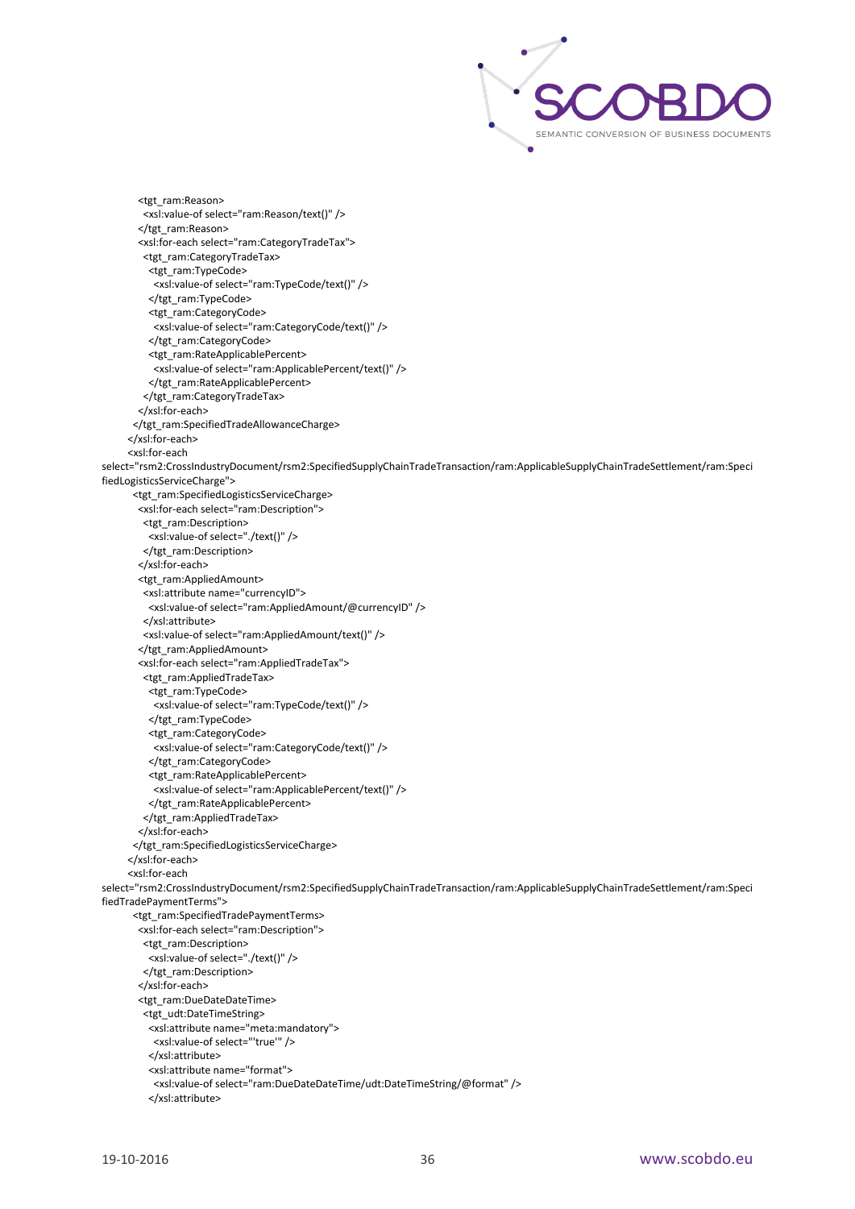```
<tgt_ram:Reason>
  <xsl:value-of select="ram:Reason/text()" />
</tgt_ram:Reason>
<xsl:for-each select="ram:CategoryTradeTax">
  <tgt_ram:CategoryTradeTax>
    <tgt_ram:TypeCode>
      <xsl:value-of select="ram:TypeCode/text()" />
    </tgt_ram:TypeCode>
    <tgt_ram:CategoryCode>
      <xsl:value-of select="ram:CategoryCode/text()" />
    </tgt_ram:CategoryCode>
    <tgt_ram:RateApplicablePercent>
      <xsl:value-of select="ram:ApplicablePercent/text()" />
    </tgt_ram:RateApplicablePercent>
  </tgt_ram:CategoryTradeTax>
</xsl:for-each>
</tgt_ram:SpecifiedTradeAllowanceCharge>
</xsl:for-each>
<xsl:for-each
select="rsm2:CrossIndustryDocument/rsm2:SpecifiedSupplyChainTradeTransaction/ram:ApplicableSupplyChainTradeSettlement/ram:SpecifiedLogisticsServiceCharge">
  <tgt_ram:SpecifiedLogisticsServiceCharge>
    <xsl:for-each select="ram:Description">
      <tgt_ram:Description>
        <xsl:value-of select="./text()" />
      </tgt_ram:Description>
    </xsl:for-each>
    <tgt_ram:AppliedAmount>
      <xsl:attribute name="currencyID">
        <xsl:value-of select="ram:AppliedAmount/@currencyID" />
      </xsl:attribute>
      <xsl:value-of select="ram:AppliedAmount/text()" />
    </tgt_ram:AppliedAmount>
    <xsl:for-each select="ram:AppliedTradeTax">
      <tgt_ram:AppliedTradeTax>
        <tgt_ram:TypeCode>
          <xsl:value-of select="ram:TypeCode/text()" />
        </tgt_ram:TypeCode>
        <tgt_ram:CategoryCode>
          <xsl:value-of select="ram:CategoryCode/text()" />
        </tgt_ram:CategoryCode>
        <tgt_ram:RateApplicablePercent>
          <xsl:value-of select="ram:ApplicablePercent/text()" />
        </tgt_ram:RateApplicablePercent>
      </tgt_ram:AppliedTradeTax>
    </xsl:for-each>
  </tgt_ram:SpecifiedLogisticsServiceCharge>
</xsl:for-each>
<xsl:for-each
select="rsm2:CrossIndustryDocument/rsm2:SpecifiedSupplyChainTradeTransaction/ram:ApplicableSupplyChainTradeSettlement/ram:SpecifiedTradePaymentTerms">
  <tgt_ram:SpecifiedTradePaymentTerms>
    <xsl:for-each select="ram:Description">
      <tgt_ram:Description>
        <xsl:value-of select="./text()" />
      </tgt_ram:Description>
    </xsl:for-each>
    <tgt_ram:DueDateDateTime>
      <tgt_udt:DateTimeString>
        <xsl:attribute name="meta:mandatory">
          <xsl:value-of select="'true'" />
        </xsl:attribute>
        <xsl:attribute name="format">
          <xsl:value-of select="ram:DueDateDateTime/udt:DateTimeString/@format" />
        </xsl:attribute>
```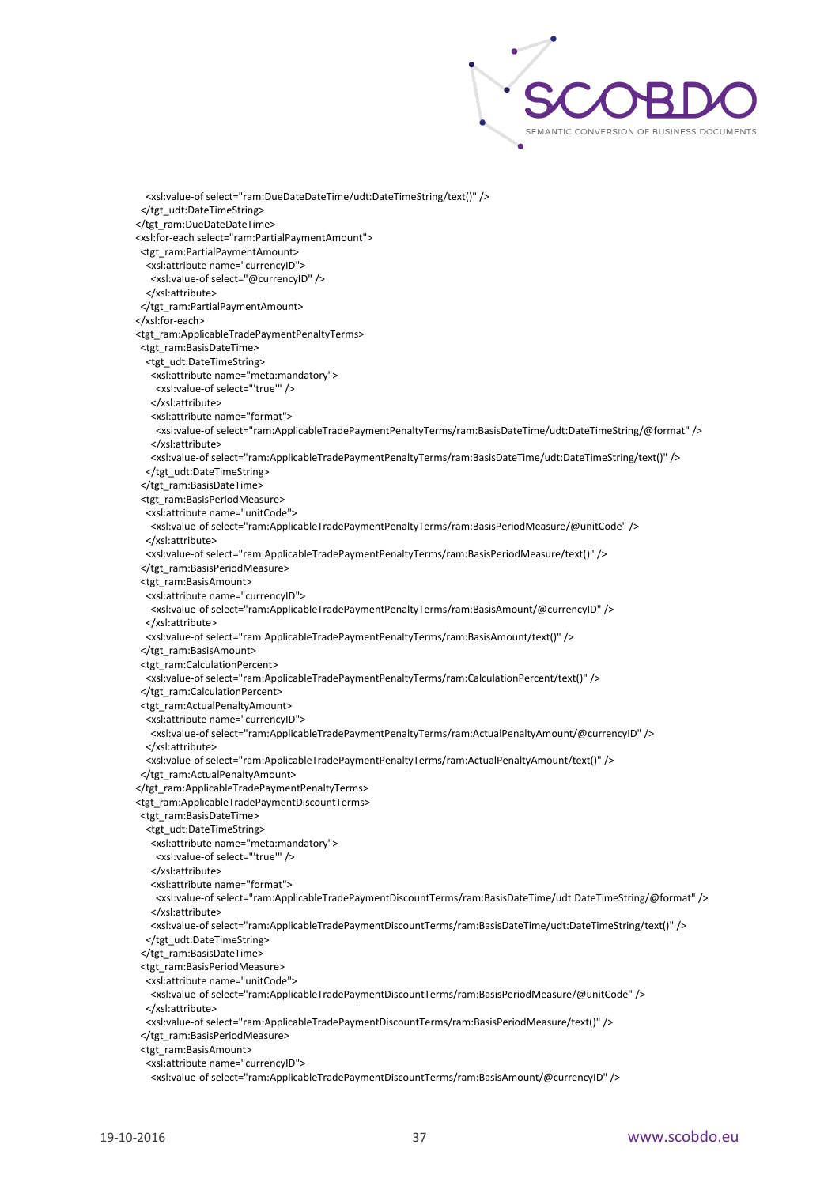```xml
      <xsl:value-of select="ram:DueDateDateTime/udt:DateTimeString/text()" />
    </tgt_udt:DateTimeString>
  </tgt_ram:DueDateDateTime>
  <xsl:for-each select="ram:PartialPaymentAmount">
    <tgt_ram:PartialPaymentAmount>
      <xsl:attribute name="currencyID">
        <xsl:value-of select="@currencyID" />
      </xsl:attribute>
    </tgt_ram:PartialPaymentAmount>
  </xsl:for-each>
  <tgt_ram:ApplicableTradePaymentPenaltyTerms>
    <tgt_ram:BasisDateTime>
      <tgt_udt:DateTimeString>
        <xsl:attribute name="meta:mandatory">
          <xsl:value-of select="'true'" />
        </xsl:attribute>
        <xsl:attribute name="format">
          <xsl:value-of select="ram:ApplicableTradePaymentPenaltyTerms/ram:BasisDateTime/udt:DateTimeString/@format" />
        </xsl:attribute>
        <xsl:value-of select="ram:ApplicableTradePaymentPenaltyTerms/ram:BasisDateTime/udt:DateTimeString/text()" />
      </tgt_udt:DateTimeString>
    </tgt_ram:BasisDateTime>
    <tgt_ram:BasisPeriodMeasure>
      <xsl:attribute name="unitCode">
        <xsl:value-of select="ram:ApplicableTradePaymentPenaltyTerms/ram:BasisPeriodMeasure/@unitCode" />
      </xsl:attribute>
      <xsl:value-of select="ram:ApplicableTradePaymentPenaltyTerms/ram:BasisPeriodMeasure/text()" />
    </tgt_ram:BasisPeriodMeasure>
    <tgt_ram:BasisAmount>
      <xsl:attribute name="currencyID">
        <xsl:value-of select="ram:ApplicableTradePaymentPenaltyTerms/ram:BasisAmount/@currencyID" />
      </xsl:attribute>
      <xsl:value-of select="ram:ApplicableTradePaymentPenaltyTerms/ram:BasisAmount/text()" />
    </tgt_ram:BasisAmount>
    <tgt_ram:CalculationPercent>
      <xsl:value-of select="ram:ApplicableTradePaymentPenaltyTerms/ram:CalculationPercent/text()" />
    </tgt_ram:CalculationPercent>
    <tgt_ram:ActualPenaltyAmount>
      <xsl:attribute name="currencyID">
        <xsl:value-of select="ram:ApplicableTradePaymentPenaltyTerms/ram:ActualPenaltyAmount/@currencyID" />
      </xsl:attribute>
      <xsl:value-of select="ram:ApplicableTradePaymentPenaltyTerms/ram:ActualPenaltyAmount/text()" />
    </tgt_ram:ActualPenaltyAmount>
  </tgt_ram:ApplicableTradePaymentPenaltyTerms>
  <tgt_ram:ApplicableTradePaymentDiscountTerms>
    <tgt_ram:BasisDateTime>
      <tgt_udt:DateTimeString>
        <xsl:attribute name="meta:mandatory">
          <xsl:value-of select="'true'" />
        </xsl:attribute>
        <xsl:attribute name="format">
          <xsl:value-of select="ram:ApplicableTradePaymentDiscountTerms/ram:BasisDateTime/udt:DateTimeString/@format" />
        </xsl:attribute>
        <xsl:value-of select="ram:ApplicableTradePaymentDiscountTerms/ram:BasisDateTime/udt:DateTimeString/text()" />
      </tgt_udt:DateTimeString>
    </tgt_ram:BasisDateTime>
    <tgt_ram:BasisPeriodMeasure>
      <xsl:attribute name="unitCode">
        <xsl:value-of select="ram:ApplicableTradePaymentDiscountTerms/ram:BasisPeriodMeasure/@unitCode" />
      </xsl:attribute>
      <xsl:value-of select="ram:ApplicableTradePaymentDiscountTerms/ram:BasisPeriodMeasure/text()" />
    </tgt_ram:BasisPeriodMeasure>
    <tgt_ram:BasisAmount>
      <xsl:attribute name="currencyID">
        <xsl:value-of select="ram:ApplicableTradePaymentDiscountTerms/ram:BasisAmount/@currencyID" />
```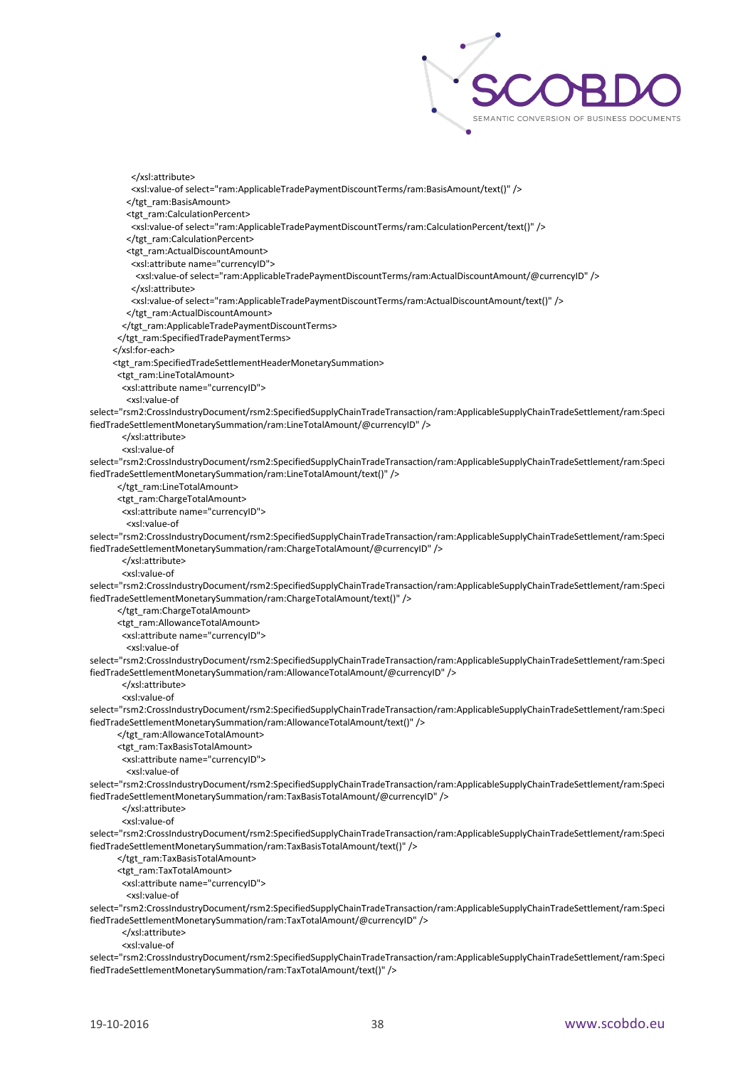```
        </xsl:attribute>
        <xsl:value-of select="ram:ApplicableTradePaymentDiscountTerms/ram:BasisAmount/text()" />
      </tgt_ram:BasisAmount>
      <tgt_ram:CalculationPercent>
        <xsl:value-of select="ram:ApplicableTradePaymentDiscountTerms/ram:CalculationPercent/text()" />
      </tgt_ram:CalculationPercent>
      <tgt_ram:ActualDiscountAmount>
        <xsl:attribute name="currencyID">
          <xsl:value-of select="ram:ApplicableTradePaymentDiscountTerms/ram:ActualDiscountAmount/@currencyID" />
        </xsl:attribute>
        <xsl:value-of select="ram:ApplicableTradePaymentDiscountTerms/ram:ActualDiscountAmount/text()" />
      </tgt_ram:ActualDiscountAmount>
    </tgt_ram:ApplicableTradePaymentDiscountTerms>
  </tgt_ram:SpecifiedTradePaymentTerms>
</xsl:for-each>
<tgt_ram:SpecifiedTradeSettlementHeaderMonetarySummation>
  <tgt_ram:LineTotalAmount>
    <xsl:attribute name="currencyID">
      <xsl:value-of
select="rsm2:CrossIndustryDocument/rsm2:SpecifiedSupplyChainTradeTransaction/ram:ApplicableSupplyChainTradeSettlement/ram:SpecifiedTradeSettlementMonetarySummation/ram:LineTotalAmount/@currencyID" />
    </xsl:attribute>
    <xsl:value-of
select="rsm2:CrossIndustryDocument/rsm2:SpecifiedSupplyChainTradeTransaction/ram:ApplicableSupplyChainTradeSettlement/ram:SpecifiedTradeSettlementMonetarySummation/ram:LineTotalAmount/text()" />
  </tgt_ram:LineTotalAmount>
  <tgt_ram:ChargeTotalAmount>
    <xsl:attribute name="currencyID">
      <xsl:value-of
select="rsm2:CrossIndustryDocument/rsm2:SpecifiedSupplyChainTradeTransaction/ram:ApplicableSupplyChainTradeSettlement/ram:SpecifiedTradeSettlementMonetarySummation/ram:ChargeTotalAmount/@currencyID" />
    </xsl:attribute>
    <xsl:value-of
select="rsm2:CrossIndustryDocument/rsm2:SpecifiedSupplyChainTradeTransaction/ram:ApplicableSupplyChainTradeSettlement/ram:SpecifiedTradeSettlementMonetarySummation/ram:ChargeTotalAmount/text()" />
  </tgt_ram:ChargeTotalAmount>
  <tgt_ram:AllowanceTotalAmount>
    <xsl:attribute name="currencyID">
      <xsl:value-of
select="rsm2:CrossIndustryDocument/rsm2:SpecifiedSupplyChainTradeTransaction/ram:ApplicableSupplyChainTradeSettlement/ram:SpecifiedTradeSettlementMonetarySummation/ram:AllowanceTotalAmount/@currencyID" />
    </xsl:attribute>
    <xsl:value-of
select="rsm2:CrossIndustryDocument/rsm2:SpecifiedSupplyChainTradeTransaction/ram:ApplicableSupplyChainTradeSettlement/ram:SpecifiedTradeSettlementMonetarySummation/ram:AllowanceTotalAmount/text()" />
  </tgt_ram:AllowanceTotalAmount>
  <tgt_ram:TaxBasisTotalAmount>
    <xsl:attribute name="currencyID">
      <xsl:value-of
select="rsm2:CrossIndustryDocument/rsm2:SpecifiedSupplyChainTradeTransaction/ram:ApplicableSupplyChainTradeSettlement/ram:SpecifiedTradeSettlementMonetarySummation/ram:TaxBasisTotalAmount/@currencyID" />
    </xsl:attribute>
    <xsl:value-of
select="rsm2:CrossIndustryDocument/rsm2:SpecifiedSupplyChainTradeTransaction/ram:ApplicableSupplyChainTradeSettlement/ram:SpecifiedTradeSettlementMonetarySummation/ram:TaxBasisTotalAmount/text()" />
  </tgt_ram:TaxBasisTotalAmount>
  <tgt_ram:TaxTotalAmount>
    <xsl:attribute name="currencyID">
      <xsl:value-of
select="rsm2:CrossIndustryDocument/rsm2:SpecifiedSupplyChainTradeTransaction/ram:ApplicableSupplyChainTradeSettlement/ram:SpecifiedTradeSettlementMonetarySummation/ram:TaxTotalAmount/@currencyID" />
    </xsl:attribute>
    <xsl:value-of
select="rsm2:CrossIndustryDocument/rsm2:SpecifiedSupplyChainTradeTransaction/ram:ApplicableSupplyChainTradeSettlement/ram:SpecifiedTradeSettlementMonetarySummation/ram:TaxTotalAmount/text()" />
```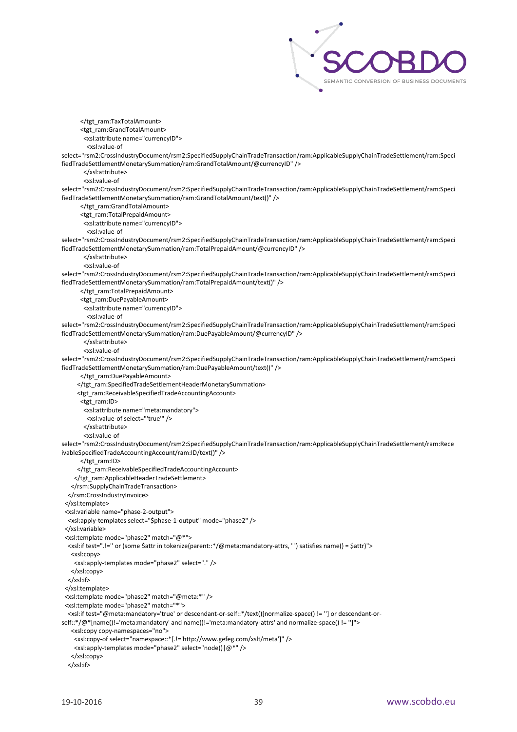```
        </tgt_ram:TaxTotalAmount>
        <tgt_ram:GrandTotalAmount>
          <xsl:attribute name="currencyID">
            <xsl:value-of select="rsm2:CrossIndustryDocument/rsm2:SpecifiedSupplyChainTradeTransaction/ram:ApplicableSupplyChainTradeSettlement/ram:SpecifiedTradeSettlementMonetarySummation/ram:GrandTotalAmount/@currencyID" />
          </xsl:attribute>
          <xsl:value-of select="rsm2:CrossIndustryDocument/rsm2:SpecifiedSupplyChainTradeTransaction/ram:ApplicableSupplyChainTradeSettlement/ram:SpecifiedTradeSettlementMonetarySummation/ram:GrandTotalAmount/text()" />
        </tgt_ram:GrandTotalAmount>
        <tgt_ram:TotalPrepaidAmount>
          <xsl:attribute name="currencyID">
            <xsl:value-of select="rsm2:CrossIndustryDocument/rsm2:SpecifiedSupplyChainTradeTransaction/ram:ApplicableSupplyChainTradeSettlement/ram:SpecifiedTradeSettlementMonetarySummation/ram:TotalPrepaidAmount/@currencyID" />
          </xsl:attribute>
          <xsl:value-of select="rsm2:CrossIndustryDocument/rsm2:SpecifiedSupplyChainTradeTransaction/ram:ApplicableSupplyChainTradeSettlement/ram:SpecifiedTradeSettlementMonetarySummation/ram:TotalPrepaidAmount/text()" />
        </tgt_ram:TotalPrepaidAmount>
        <tgt_ram:DuePayableAmount>
          <xsl:attribute name="currencyID">
            <xsl:value-of select="rsm2:CrossIndustryDocument/rsm2:SpecifiedSupplyChainTradeTransaction/ram:ApplicableSupplyChainTradeSettlement/ram:SpecifiedTradeSettlementMonetarySummation/ram:DuePayableAmount/@currencyID" />
          </xsl:attribute>
          <xsl:value-of select="rsm2:CrossIndustryDocument/rsm2:SpecifiedSupplyChainTradeTransaction/ram:ApplicableSupplyChainTradeSettlement/ram:SpecifiedTradeSettlementMonetarySummation/ram:DuePayableAmount/text()" />
        </tgt_ram:DuePayableAmount>
      </tgt_ram:SpecifiedTradeSettlementHeaderMonetarySummation>
      <tgt_ram:ReceivableSpecifiedTradeAccountingAccount>
        <tgt_ram:ID>
          <xsl:attribute name="meta:mandatory">
            <xsl:value-of select="'true'" />
          </xsl:attribute>
          <xsl:value-of select="rsm2:CrossIndustryDocument/rsm2:SpecifiedSupplyChainTradeTransaction/ram:ApplicableSupplyChainTradeSettlement/ram:ReceivableSpecifiedTradeAccountingAccount/ram:ID/text()" />
        </tgt_ram:ID>
      </tgt_ram:ReceivableSpecifiedTradeAccountingAccount>
    </tgt_ram:ApplicableHeaderTradeSettlement>
  </rsm:SupplyChainTradeTransaction>
  </rsm:CrossIndustryInvoice>
</xsl:template>
<xsl:variable name="phase-2-output">
  <xsl:apply-templates select="$phase-1-output" mode="phase2" />
</xsl:variable>
<xsl:template mode="phase2" match="@*">
  <xsl:if test=".!='' or (some $attr in tokenize(parent::*/@meta:mandatory-attrs, ' ') satisfies name() = $attr)">
    <xsl:copy>
      <xsl:apply-templates mode="phase2" select="." />
    </xsl:copy>
  </xsl:if>
</xsl:template>
<xsl:template mode="phase2" match="@meta:*" />
<xsl:template mode="phase2" match="*">
  <xsl:if test="@meta:mandatory='true' or descendant-or-self::*/text()[normalize-space() != ''] or descendant-or-self::*/@*[name()!='meta:mandatory' and name()!='meta:mandatory-attrs' and normalize-space() != '']">
    <xsl:copy copy-namespaces="no">
      <xsl:copy-of select="namespace::*[.!='http://www.gefeg.com/xslt/meta']" />
      <xsl:apply-templates mode="phase2" select="node()|@*" />
    </xsl:copy>
  </xsl:if>
```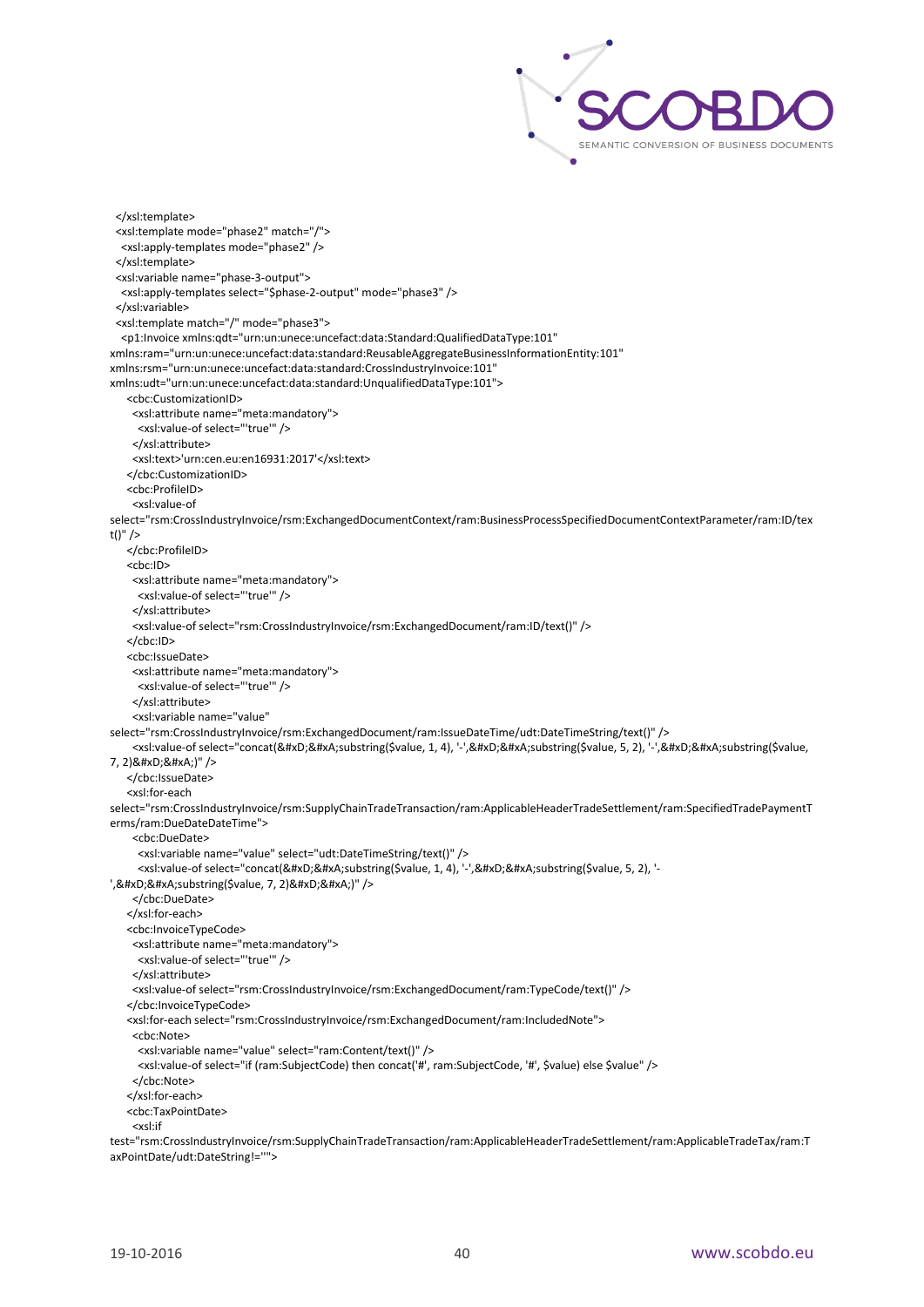```
  </xsl:template>
  <xsl:template mode="phase2" match="/">
    <xsl:apply-templates mode="phase2" />
  </xsl:template>
  <xsl:variable name="phase-3-output">
    <xsl:apply-templates select="$phase-2-output" mode="phase3" />
  </xsl:variable>
  <xsl:template match="/" mode="phase3">
    <p1:Invoice xmlns:qdt="urn:un:unece:uncefact:data:Standard:QualifiedDataType:101"
xmlns:ram="urn:un:unece:uncefact:data:standard:ReusableAggregateBusinessInformationEntity:101"
xmlns:rsm="urn:un:unece:uncefact:data:standard:CrossIndustryInvoice:101"
xmlns:udt="urn:un:unece:uncefact:data:standard:UnqualifiedDataType:101">
      <cbc:CustomizationID>
        <xsl:attribute name="meta:mandatory">
          <xsl:value-of select="'true'" />
        </xsl:attribute>
        <xsl:text>'urn:cen.eu:en16931:2017'</xsl:text>
      </cbc:CustomizationID>
      <cbc:ProfileID>
        <xsl:value-of
select="rsm:CrossIndustryInvoice/rsm:ExchangedDocumentContext/ram:BusinessProcessSpecifiedDocumentContextParameter/ram:ID/tex
t()" />
      </cbc:ProfileID>
      <cbc:ID>
        <xsl:attribute name="meta:mandatory">
          <xsl:value-of select="'true'" />
        </xsl:attribute>
        <xsl:value-of select="rsm:CrossIndustryInvoice/rsm:ExchangedDocument/ram:ID/text()" />
      </cbc:ID>
      <cbc:IssueDate>
        <xsl:attribute name="meta:mandatory">
          <xsl:value-of select="'true'" />
        </xsl:attribute>
        <xsl:variable name="value"
select="rsm:CrossIndustryInvoice/rsm:ExchangedDocument/ram:IssueDateTime/udt:DateTimeString/text()" />
        <xsl:value-of select="concat(&#xD;&#xA;substring($value, 1, 4), '-',&#xD;&#xA;substring($value, 5, 2), '-',&#xD;&#xA;substring($value,
7, 2)&#xD;&#xA;)" />
      </cbc:IssueDate>
      <xsl:for-each
select="rsm:CrossIndustryInvoice/rsm:SupplyChainTradeTransaction/ram:ApplicableHeaderTradeSettlement/ram:SpecifiedTradePaymentT
erms/ram:DueDateDateTime">
        <cbc:DueDate>
          <xsl:variable name="value" select="udt:DateTimeString/text()" />
          <xsl:value-of select="concat(&#xD;&#xA;substring($value, 1, 4), '-',&#xD;&#xA;substring($value, 5, 2), '-
',&#xD;&#xA;substring($value, 7, 2)&#xD;&#xA;)" />
        </cbc:DueDate>
      </xsl:for-each>
      <cbc:InvoiceTypeCode>
        <xsl:attribute name="meta:mandatory">
          <xsl:value-of select="'true'" />
        </xsl:attribute>
        <xsl:value-of select="rsm:CrossIndustryInvoice/rsm:ExchangedDocument/ram:TypeCode/text()" />
      </cbc:InvoiceTypeCode>
      <xsl:for-each select="rsm:CrossIndustryInvoice/rsm:ExchangedDocument/ram:IncludedNote">
        <cbc:Note>
          <xsl:variable name="value" select="ram:Content/text()" />
          <xsl:value-of select="if (ram:SubjectCode) then concat('#', ram:SubjectCode, '#', $value) else $value" />
        </cbc:Note>
      </xsl:for-each>
      <cbc:TaxPointDate>
        <xsl:if
test="rsm:CrossIndustryInvoice/rsm:SupplyChainTradeTransaction/ram:ApplicableHeaderTradeSettlement/ram:ApplicableTradeTax/ram:T
axPointDate/udt:DateString!=''">
```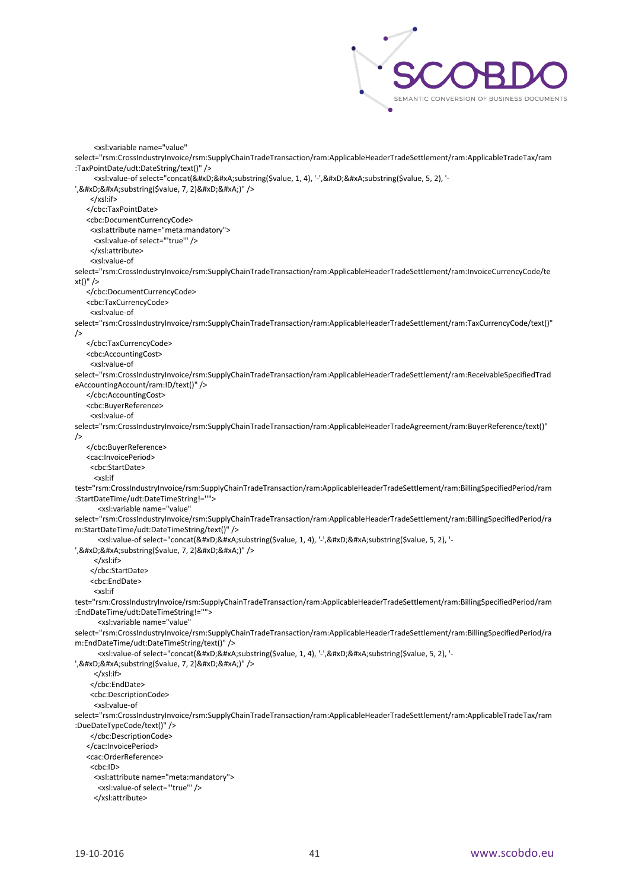```
        <xsl:variable name="value"
select="rsm:CrossIndustryInvoice/rsm:SupplyChainTradeTransaction/ram:ApplicableHeaderTradeSettlement/ram:ApplicableTradeTax/ram
:TaxPointDate/udt:DateString/text()" />
        <xsl:value-of select="concat(&#xD;&#xA;substring($value, 1, 4), '-',&#xD;&#xA;substring($value, 5, 2), '-
',&#xD;&#xA;substring($value, 7, 2)&#xD;&#xA;)" />
      </xsl:if>
    </cbc:TaxPointDate>
    <cbc:DocumentCurrencyCode>
      <xsl:attribute name="meta:mandatory">
        <xsl:value-of select="'true'" />
      </xsl:attribute>
      <xsl:value-of
select="rsm:CrossIndustryInvoice/rsm:SupplyChainTradeTransaction/ram:ApplicableHeaderTradeSettlement/ram:InvoiceCurrencyCode/te
xt()" />
    </cbc:DocumentCurrencyCode>
    <cbc:TaxCurrencyCode>
      <xsl:value-of
select="rsm:CrossIndustryInvoice/rsm:SupplyChainTradeTransaction/ram:ApplicableHeaderTradeSettlement/ram:TaxCurrencyCode/text()"
/>
    </cbc:TaxCurrencyCode>
    <cbc:AccountingCost>
      <xsl:value-of
select="rsm:CrossIndustryInvoice/rsm:SupplyChainTradeTransaction/ram:ApplicableHeaderTradeSettlement/ram:ReceivableSpecifiedTrad
eAccountingAccount/ram:ID/text()" />
    </cbc:AccountingCost>
    <cbc:BuyerReference>
      <xsl:value-of
select="rsm:CrossIndustryInvoice/rsm:SupplyChainTradeTransaction/ram:ApplicableHeaderTradeAgreement/ram:BuyerReference/text()"
/>
    </cbc:BuyerReference>
    <cac:InvoicePeriod>
      <cbc:StartDate>
        <xsl:if
test="rsm:CrossIndustryInvoice/rsm:SupplyChainTradeTransaction/ram:ApplicableHeaderTradeSettlement/ram:BillingSpecifiedPeriod/ram
:StartDateTime/udt:DateTimeString!=''">
          <xsl:variable name="value"
select="rsm:CrossIndustryInvoice/rsm:SupplyChainTradeTransaction/ram:ApplicableHeaderTradeSettlement/ram:BillingSpecifiedPeriod/ra
m:StartDateTime/udt:DateTimeString/text()" />
          <xsl:value-of select="concat(&#xD;&#xA;substring($value, 1, 4), '-',&#xD;&#xA;substring($value, 5, 2), '-
',&#xD;&#xA;substring($value, 7, 2)&#xD;&#xA;)" />
        </xsl:if>
      </cbc:StartDate>
      <cbc:EndDate>
        <xsl:if
test="rsm:CrossIndustryInvoice/rsm:SupplyChainTradeTransaction/ram:ApplicableHeaderTradeSettlement/ram:BillingSpecifiedPeriod/ram
:EndDateTime/udt:DateTimeString!=''">
          <xsl:variable name="value"
select="rsm:CrossIndustryInvoice/rsm:SupplyChainTradeTransaction/ram:ApplicableHeaderTradeSettlement/ram:BillingSpecifiedPeriod/ra
m:EndDateTime/udt:DateTimeString/text()" />
          <xsl:value-of select="concat(&#xD;&#xA;substring($value, 1, 4), '-',&#xD;&#xA;substring($value, 5, 2), '-
',&#xD;&#xA;substring($value, 7, 2)&#xD;&#xA;)" />
        </xsl:if>
      </cbc:EndDate>
      <cbc:DescriptionCode>
        <xsl:value-of
select="rsm:CrossIndustryInvoice/rsm:SupplyChainTradeTransaction/ram:ApplicableHeaderTradeSettlement/ram:ApplicableTradeTax/ram
:DueDateTypeCode/text()" />
      </cbc:DescriptionCode>
    </cac:InvoicePeriod>
    <cac:OrderReference>
      <cbc:ID>
        <xsl:attribute name="meta:mandatory">
          <xsl:value-of select="'true'" />
        </xsl:attribute>
```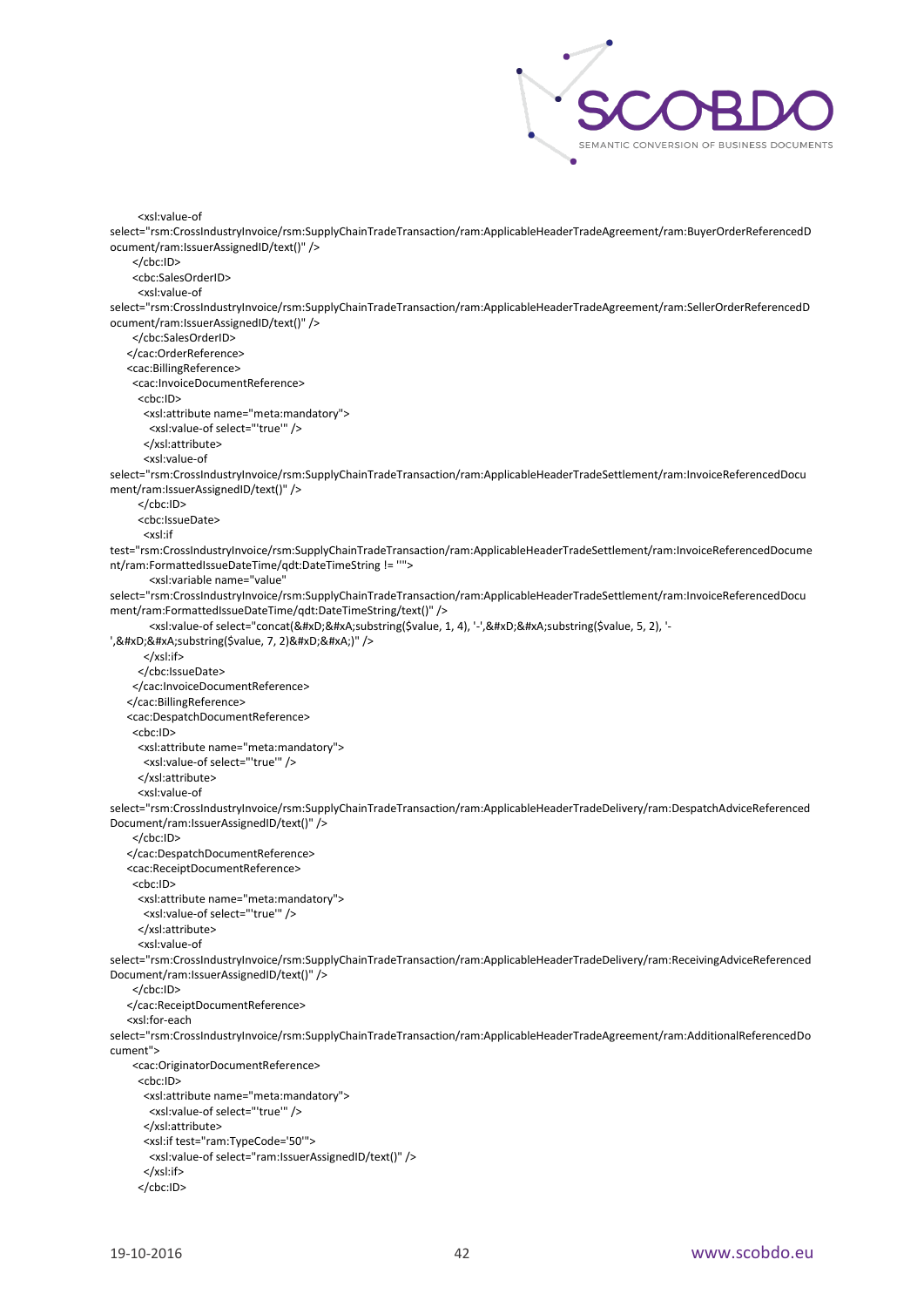```
        <xsl:value-of
select="rsm:CrossIndustryInvoice/rsm:SupplyChainTradeTransaction/ram:ApplicableHeaderTradeAgreement/ram:BuyerOrderReferencedDocument/ram:IssuerAssignedID/text()" />
      </cbc:ID>
      <cbc:SalesOrderID>
        <xsl:value-of
select="rsm:CrossIndustryInvoice/rsm:SupplyChainTradeTransaction/ram:ApplicableHeaderTradeAgreement/ram:SellerOrderReferencedDocument/ram:IssuerAssignedID/text()" />
      </cbc:SalesOrderID>
    </cac:OrderReference>
    <cac:BillingReference>
      <cac:InvoiceDocumentReference>
        <cbc:ID>
          <xsl:attribute name="meta:mandatory">
            <xsl:value-of select="'true'" />
          </xsl:attribute>
          <xsl:value-of
select="rsm:CrossIndustryInvoice/rsm:SupplyChainTradeTransaction/ram:ApplicableHeaderTradeSettlement/ram:InvoiceReferencedDocument/ram:IssuerAssignedID/text()" />
        </cbc:ID>
        <cbc:IssueDate>
          <xsl:if
test="rsm:CrossIndustryInvoice/rsm:SupplyChainTradeTransaction/ram:ApplicableHeaderTradeSettlement/ram:InvoiceReferencedDocument/ram:FormattedIssueDateTime/qdt:DateTimeString != ''">
            <xsl:variable name="value"
select="rsm:CrossIndustryInvoice/rsm:SupplyChainTradeTransaction/ram:ApplicableHeaderTradeSettlement/ram:InvoiceReferencedDocument/ram:FormattedIssueDateTime/qdt:DateTimeString/text()" />
            <xsl:value-of select="concat(&#xD;&#xA;substring($value, 1, 4), '-',&#xD;&#xA;substring($value, 5, 2), '-',&#xD;&#xA;substring($value, 7, 2)&#xD;&#xA;)" />
          </xsl:if>
        </cbc:IssueDate>
      </cac:InvoiceDocumentReference>
    </cac:BillingReference>
    <cac:DespatchDocumentReference>
      <cbc:ID>
        <xsl:attribute name="meta:mandatory">
          <xsl:value-of select="'true'" />
        </xsl:attribute>
        <xsl:value-of
select="rsm:CrossIndustryInvoice/rsm:SupplyChainTradeTransaction/ram:ApplicableHeaderTradeDelivery/ram:DespatchAdviceReferencedDocument/ram:IssuerAssignedID/text()" />
      </cbc:ID>
    </cac:DespatchDocumentReference>
    <cac:ReceiptDocumentReference>
      <cbc:ID>
        <xsl:attribute name="meta:mandatory">
          <xsl:value-of select="'true'" />
        </xsl:attribute>
        <xsl:value-of
select="rsm:CrossIndustryInvoice/rsm:SupplyChainTradeTransaction/ram:ApplicableHeaderTradeDelivery/ram:ReceivingAdviceReferencedDocument/ram:IssuerAssignedID/text()" />
      </cbc:ID>
    </cac:ReceiptDocumentReference>
    <xsl:for-each
select="rsm:CrossIndustryInvoice/rsm:SupplyChainTradeTransaction/ram:ApplicableHeaderTradeAgreement/ram:AdditionalReferencedDocument">
      <cac:OriginatorDocumentReference>
        <cbc:ID>
          <xsl:attribute name="meta:mandatory">
            <xsl:value-of select="'true'" />
          </xsl:attribute>
          <xsl:if test="ram:TypeCode='50'">
            <xsl:value-of select="ram:IssuerAssignedID/text()" />
          </xsl:if>
        </cbc:ID>
```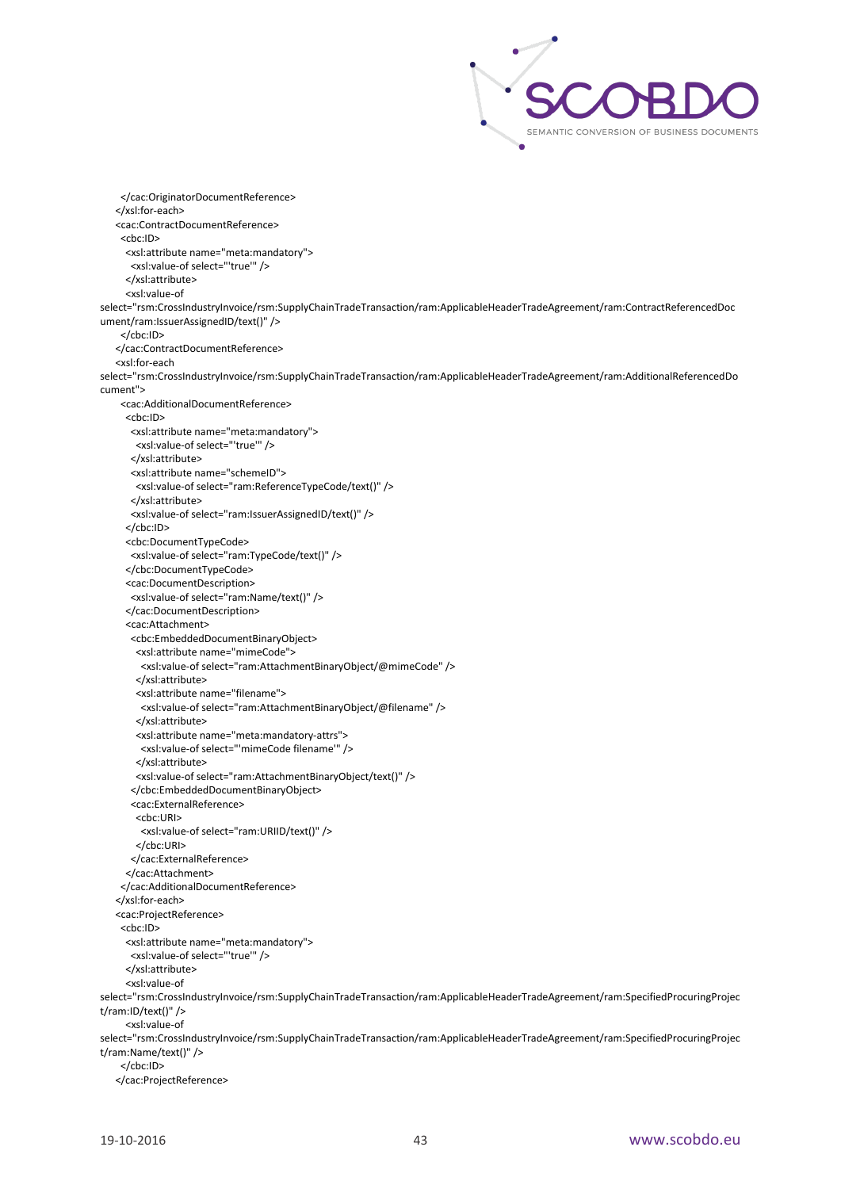```
      </cac:OriginatorDocumentReference>
    </xsl:for-each>
    <cac:ContractDocumentReference>
      <cbc:ID>
        <xsl:attribute name="meta:mandatory">
          <xsl:value-of select="'true'" />
        </xsl:attribute>
        <xsl:value-of
select="rsm:CrossIndustryInvoice/rsm:SupplyChainTradeTransaction/ram:ApplicableHeaderTradeAgreement/ram:ContractReferencedDocument/ram:IssuerAssignedID/text()" />
      </cbc:ID>
    </cac:ContractDocumentReference>
    <xsl:for-each
select="rsm:CrossIndustryInvoice/rsm:SupplyChainTradeTransaction/ram:ApplicableHeaderTradeAgreement/ram:AdditionalReferencedDocument">
      <cac:AdditionalDocumentReference>
        <cbc:ID>
          <xsl:attribute name="meta:mandatory">
            <xsl:value-of select="'true'" />
          </xsl:attribute>
          <xsl:attribute name="schemeID">
            <xsl:value-of select="ram:ReferenceTypeCode/text()" />
          </xsl:attribute>
          <xsl:value-of select="ram:IssuerAssignedID/text()" />
        </cbc:ID>
        <cbc:DocumentTypeCode>
          <xsl:value-of select="ram:TypeCode/text()" />
        </cbc:DocumentTypeCode>
        <cac:DocumentDescription>
          <xsl:value-of select="ram:Name/text()" />
        </cac:DocumentDescription>
        <cac:Attachment>
          <cbc:EmbeddedDocumentBinaryObject>
            <xsl:attribute name="mimeCode">
              <xsl:value-of select="ram:AttachmentBinaryObject/@mimeCode" />
            </xsl:attribute>
            <xsl:attribute name="filename">
              <xsl:value-of select="ram:AttachmentBinaryObject/@filename" />
            </xsl:attribute>
            <xsl:attribute name="meta:mandatory-attrs">
              <xsl:value-of select="'mimeCode filename'" />
            </xsl:attribute>
            <xsl:value-of select="ram:AttachmentBinaryObject/text()" />
          </cbc:EmbeddedDocumentBinaryObject>
          <cac:ExternalReference>
            <cbc:URI>
              <xsl:value-of select="ram:URIID/text()" />
            </cbc:URI>
          </cac:ExternalReference>
        </cac:Attachment>
      </cac:AdditionalDocumentReference>
    </xsl:for-each>
    <cac:ProjectReference>
      <cbc:ID>
        <xsl:attribute name="meta:mandatory">
          <xsl:value-of select="'true'" />
        </xsl:attribute>
        <xsl:value-of
select="rsm:CrossIndustryInvoice/rsm:SupplyChainTradeTransaction/ram:ApplicableHeaderTradeAgreement/ram:SpecifiedProcuringProject/ram:ID/text()" />
        <xsl:value-of
select="rsm:CrossIndustryInvoice/rsm:SupplyChainTradeTransaction/ram:ApplicableHeaderTradeAgreement/ram:SpecifiedProcuringProject/ram:Name/text()" />
      </cbc:ID>
    </cac:ProjectReference>
```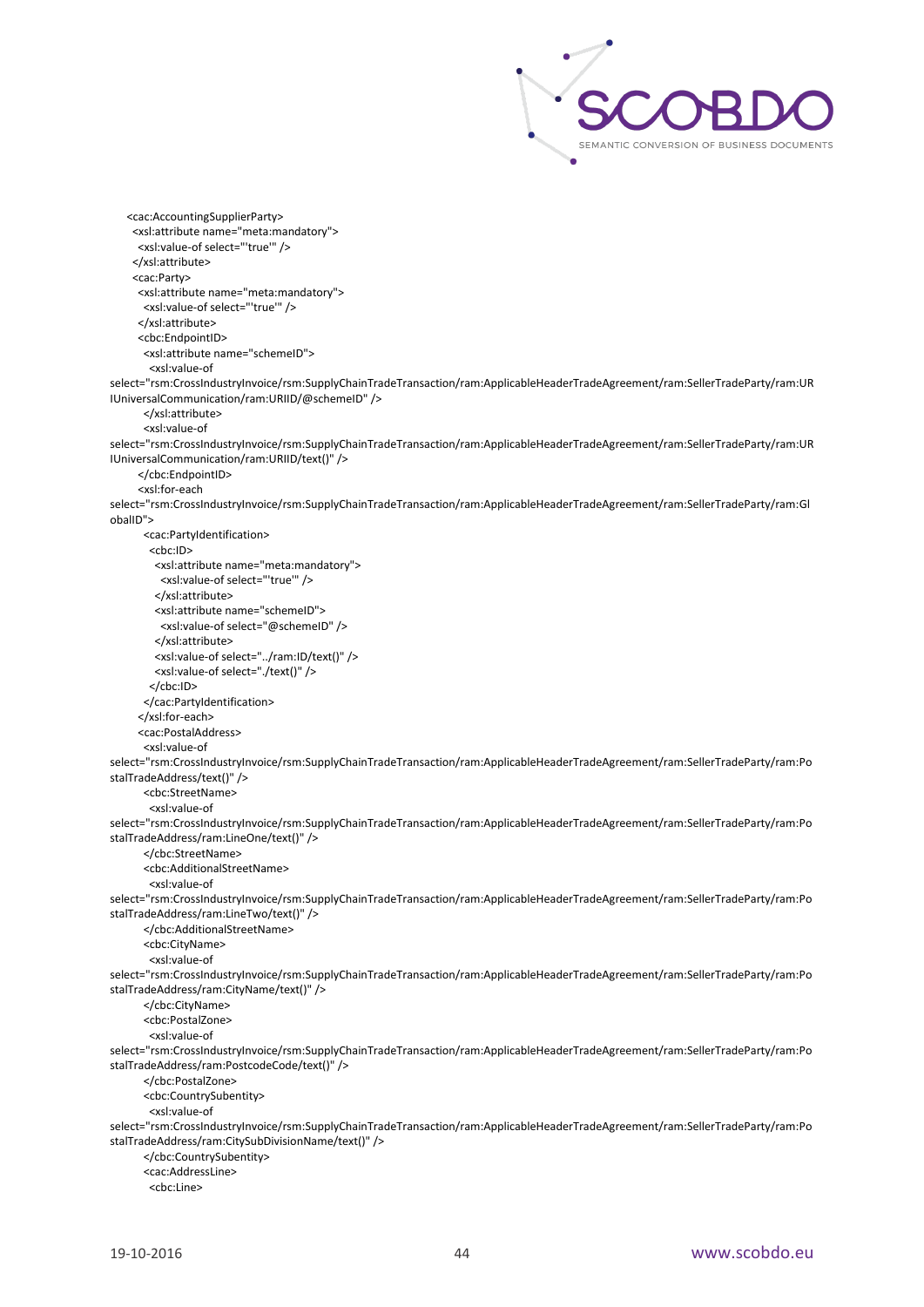```
    <cac:AccountingSupplierParty>
     <xsl:attribute name="meta:mandatory">
      <xsl:value-of select="'true'" />
     </xsl:attribute>
     <cac:Party>
      <xsl:attribute name="meta:mandatory">
       <xsl:value-of select="'true'" />
      </xsl:attribute>
      <cbc:EndpointID>
       <xsl:attribute name="schemeID">
        <xsl:value-of
select="rsm:CrossIndustryInvoice/rsm:SupplyChainTradeTransaction/ram:ApplicableHeaderTradeAgreement/ram:SellerTradeParty/ram:URIUniversalCommunication/ram:URIID/@schemeID" />
       </xsl:attribute>
       <xsl:value-of
select="rsm:CrossIndustryInvoice/rsm:SupplyChainTradeTransaction/ram:ApplicableHeaderTradeAgreement/ram:SellerTradeParty/ram:URIUniversalCommunication/ram:URIID/text()" />
      </cbc:EndpointID>
      <xsl:for-each
select="rsm:CrossIndustryInvoice/rsm:SupplyChainTradeTransaction/ram:ApplicableHeaderTradeAgreement/ram:SellerTradeParty/ram:GlobalID">
       <cac:PartyIdentification>
        <cbc:ID>
         <xsl:attribute name="meta:mandatory">
          <xsl:value-of select="'true'" />
         </xsl:attribute>
         <xsl:attribute name="schemeID">
          <xsl:value-of select="@schemeID" />
         </xsl:attribute>
         <xsl:value-of select="../ram:ID/text()" />
         <xsl:value-of select="./text()" />
        </cbc:ID>
       </cac:PartyIdentification>
      </xsl:for-each>
      <cac:PostalAddress>
       <xsl:value-of
select="rsm:CrossIndustryInvoice/rsm:SupplyChainTradeTransaction/ram:ApplicableHeaderTradeAgreement/ram:SellerTradeParty/ram:PostalTradeAddress/text()" />
       <cbc:StreetName>
        <xsl:value-of
select="rsm:CrossIndustryInvoice/rsm:SupplyChainTradeTransaction/ram:ApplicableHeaderTradeAgreement/ram:SellerTradeParty/ram:PostalTradeAddress/ram:LineOne/text()" />
       </cbc:StreetName>
       <cbc:AdditionalStreetName>
        <xsl:value-of
select="rsm:CrossIndustryInvoice/rsm:SupplyChainTradeTransaction/ram:ApplicableHeaderTradeAgreement/ram:SellerTradeParty/ram:PostalTradeAddress/ram:LineTwo/text()" />
       </cbc:AdditionalStreetName>
       <cbc:CityName>
        <xsl:value-of
select="rsm:CrossIndustryInvoice/rsm:SupplyChainTradeTransaction/ram:ApplicableHeaderTradeAgreement/ram:SellerTradeParty/ram:PostalTradeAddress/ram:CityName/text()" />
       </cbc:CityName>
       <cbc:PostalZone>
        <xsl:value-of
select="rsm:CrossIndustryInvoice/rsm:SupplyChainTradeTransaction/ram:ApplicableHeaderTradeAgreement/ram:SellerTradeParty/ram:PostalTradeAddress/ram:PostcodeCode/text()" />
       </cbc:PostalZone>
       <cbc:CountrySubentity>
        <xsl:value-of
select="rsm:CrossIndustryInvoice/rsm:SupplyChainTradeTransaction/ram:ApplicableHeaderTradeAgreement/ram:SellerTradeParty/ram:PostalTradeAddress/ram:CitySubDivisionName/text()" />
       </cbc:CountrySubentity>
       <cac:AddressLine>
        <cbc:Line>
```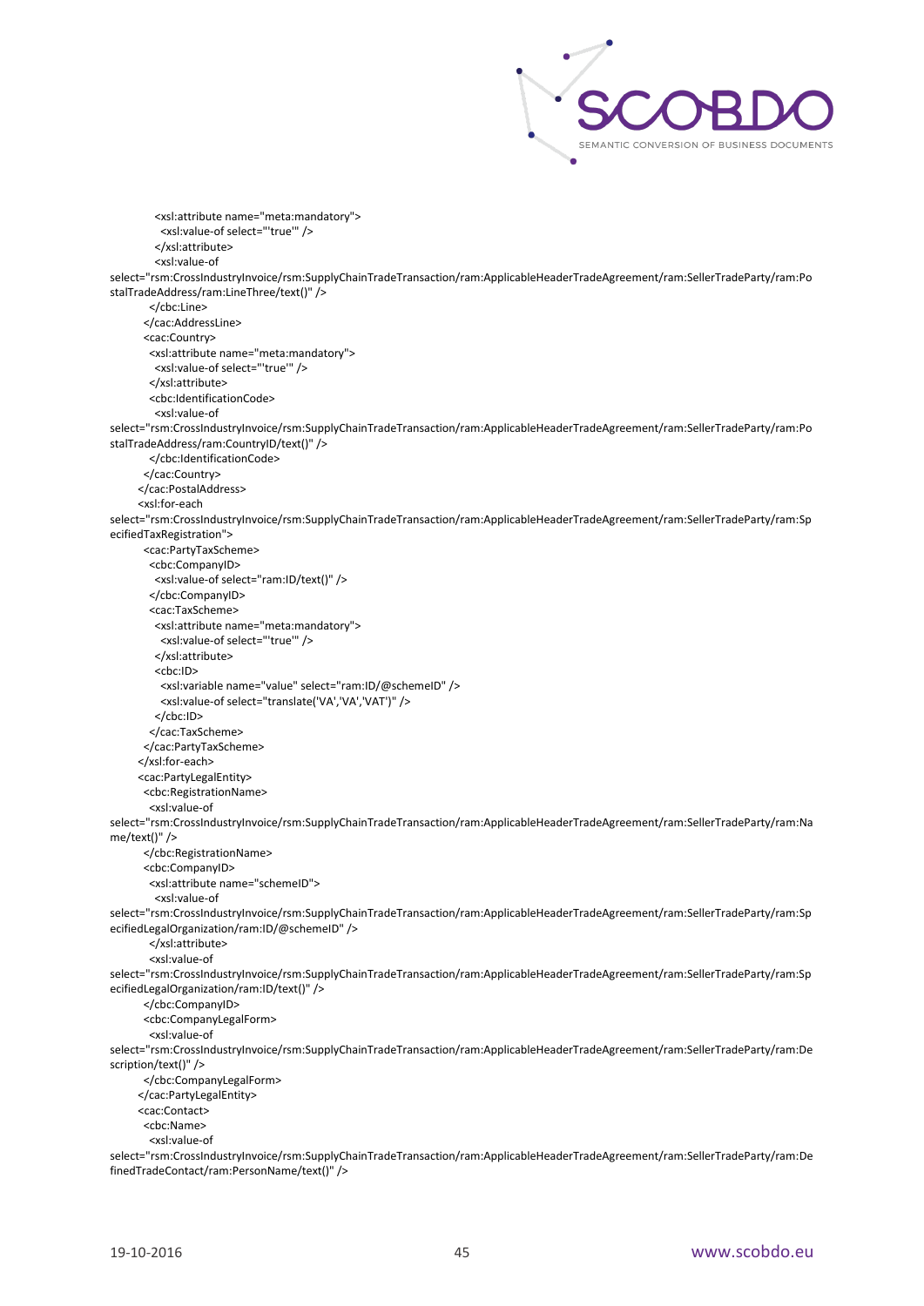```
          <xsl:attribute name="meta:mandatory">
            <xsl:value-of select="'true'" />
          </xsl:attribute>
          <xsl:value-of select="rsm:CrossIndustryInvoice/rsm:SupplyChainTradeTransaction/ram:ApplicableHeaderTradeAgreement/ram:SellerTradeParty/ram:PostalTradeAddress/ram:LineThree/text()" />
        </cbc:Line>
      </cac:AddressLine>
      <cac:Country>
        <xsl:attribute name="meta:mandatory">
          <xsl:value-of select="'true'" />
        </xsl:attribute>
        <cbc:IdentificationCode>
          <xsl:value-of select="rsm:CrossIndustryInvoice/rsm:SupplyChainTradeTransaction/ram:ApplicableHeaderTradeAgreement/ram:SellerTradeParty/ram:PostalTradeAddress/ram:CountryID/text()" />
        </cbc:IdentificationCode>
      </cac:Country>
    </cac:PostalAddress>
    <xsl:for-each select="rsm:CrossIndustryInvoice/rsm:SupplyChainTradeTransaction/ram:ApplicableHeaderTradeAgreement/ram:SellerTradeParty/ram:SpecifiedTaxRegistration">
      <cac:PartyTaxScheme>
        <cbc:CompanyID>
          <xsl:value-of select="ram:ID/text()" />
        </cbc:CompanyID>
        <cac:TaxScheme>
          <xsl:attribute name="meta:mandatory">
            <xsl:value-of select="'true'" />
          </xsl:attribute>
          <cbc:ID>
            <xsl:variable name="value" select="ram:ID/@schemeID" />
            <xsl:value-of select="translate('VA','VA','VAT')" />
          </cbc:ID>
        </cac:TaxScheme>
      </cac:PartyTaxScheme>
    </xsl:for-each>
    <cac:PartyLegalEntity>
      <cbc:RegistrationName>
        <xsl:value-of select="rsm:CrossIndustryInvoice/rsm:SupplyChainTradeTransaction/ram:ApplicableHeaderTradeAgreement/ram:SellerTradeParty/ram:Name/text()" />
      </cbc:RegistrationName>
      <cbc:CompanyID>
        <xsl:attribute name="schemeID">
          <xsl:value-of select="rsm:CrossIndustryInvoice/rsm:SupplyChainTradeTransaction/ram:ApplicableHeaderTradeAgreement/ram:SellerTradeParty/ram:SpecifiedLegalOrganization/ram:ID/@schemeID" />
        </xsl:attribute>
        <xsl:value-of select="rsm:CrossIndustryInvoice/rsm:SupplyChainTradeTransaction/ram:ApplicableHeaderTradeAgreement/ram:SellerTradeParty/ram:SpecifiedLegalOrganization/ram:ID/text()" />
      </cbc:CompanyID>
      <cbc:CompanyLegalForm>
        <xsl:value-of select="rsm:CrossIndustryInvoice/rsm:SupplyChainTradeTransaction/ram:ApplicableHeaderTradeAgreement/ram:SellerTradeParty/ram:Description/text()" />
      </cbc:CompanyLegalForm>
    </cac:PartyLegalEntity>
    <cac:Contact>
      <cbc:Name>
        <xsl:value-of select="rsm:CrossIndustryInvoice/rsm:SupplyChainTradeTransaction/ram:ApplicableHeaderTradeAgreement/ram:SellerTradeParty/ram:DefinedTradeContact/ram:PersonName/text()" />
```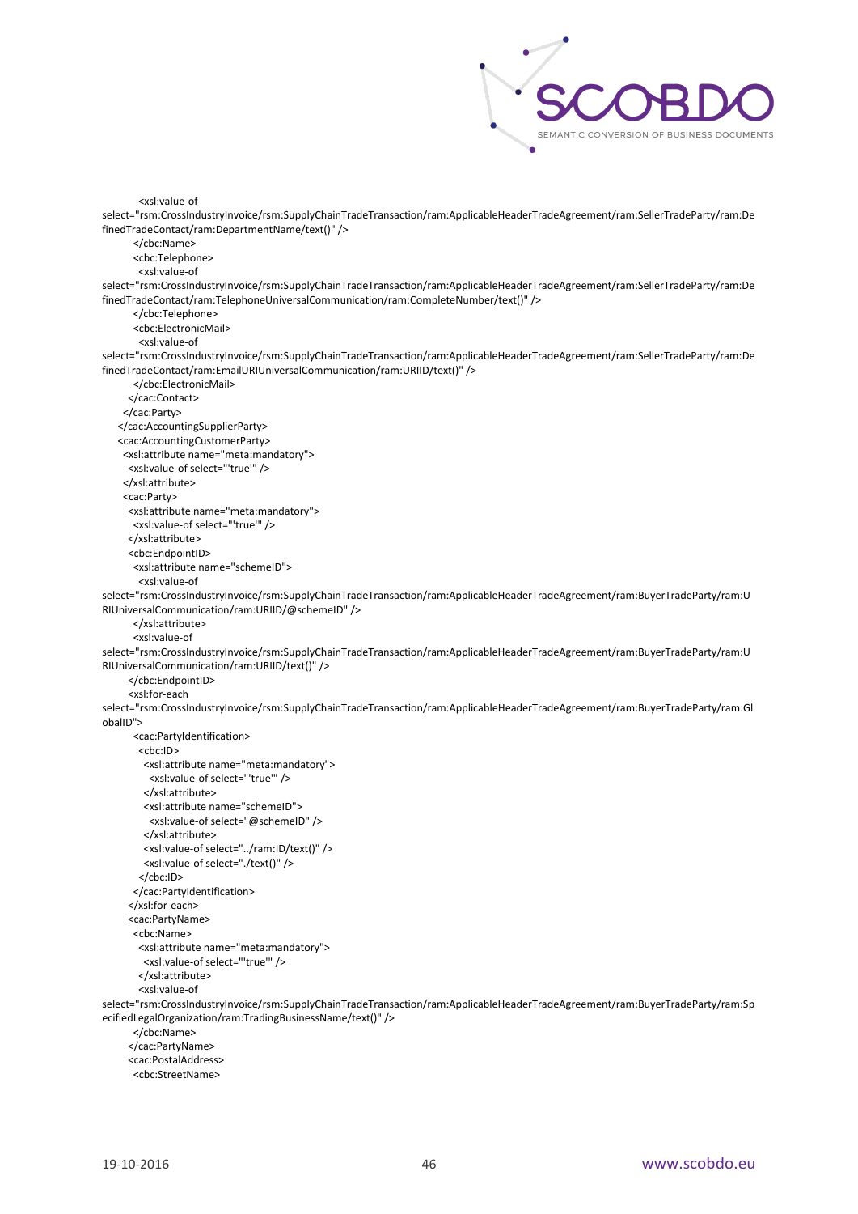```
          <xsl:value-of
select="rsm:CrossIndustryInvoice/rsm:SupplyChainTradeTransaction/ram:ApplicableHeaderTradeAgreement/ram:SellerTradeParty/ram:DefinedTradeContact/ram:DepartmentName/text()" />
        </cbc:Name>
        <cbc:Telephone>
          <xsl:value-of
select="rsm:CrossIndustryInvoice/rsm:SupplyChainTradeTransaction/ram:ApplicableHeaderTradeAgreement/ram:SellerTradeParty/ram:DefinedTradeContact/ram:TelephoneUniversalCommunication/ram:CompleteNumber/text()" />
        </cbc:Telephone>
        <cbc:ElectronicMail>
          <xsl:value-of
select="rsm:CrossIndustryInvoice/rsm:SupplyChainTradeTransaction/ram:ApplicableHeaderTradeAgreement/ram:SellerTradeParty/ram:DefinedTradeContact/ram:EmailURIUniversalCommunication/ram:URIID/text()" />
        </cbc:ElectronicMail>
      </cac:Contact>
    </cac:Party>
  </cac:AccountingSupplierParty>
  <cac:AccountingCustomerParty>
    <xsl:attribute name="meta:mandatory">
      <xsl:value-of select="'true'" />
    </xsl:attribute>
    <cac:Party>
      <xsl:attribute name="meta:mandatory">
        <xsl:value-of select="'true'" />
      </xsl:attribute>
      <cbc:EndpointID>
        <xsl:attribute name="schemeID">
          <xsl:value-of
select="rsm:CrossIndustryInvoice/rsm:SupplyChainTradeTransaction/ram:ApplicableHeaderTradeAgreement/ram:BuyerTradeParty/ram:URIUniversalCommunication/ram:URIID/@schemeID" />
        </xsl:attribute>
        <xsl:value-of
select="rsm:CrossIndustryInvoice/rsm:SupplyChainTradeTransaction/ram:ApplicableHeaderTradeAgreement/ram:BuyerTradeParty/ram:URIUniversalCommunication/ram:URIID/text()" />
      </cbc:EndpointID>
      <xsl:for-each
select="rsm:CrossIndustryInvoice/rsm:SupplyChainTradeTransaction/ram:ApplicableHeaderTradeAgreement/ram:BuyerTradeParty/ram:GlobalID">
        <cac:PartyIdentification>
          <cbc:ID>
            <xsl:attribute name="meta:mandatory">
              <xsl:value-of select="'true'" />
            </xsl:attribute>
            <xsl:attribute name="schemeID">
              <xsl:value-of select="@schemeID" />
            </xsl:attribute>
            <xsl:value-of select="../ram:ID/text()" />
            <xsl:value-of select="./text()" />
          </cbc:ID>
        </cac:PartyIdentification>
      </xsl:for-each>
      <cac:PartyName>
        <cbc:Name>
          <xsl:attribute name="meta:mandatory">
            <xsl:value-of select="'true'" />
          </xsl:attribute>
          <xsl:value-of
select="rsm:CrossIndustryInvoice/rsm:SupplyChainTradeTransaction/ram:ApplicableHeaderTradeAgreement/ram:BuyerTradeParty/ram:SpecifiedLegalOrganization/ram:TradingBusinessName/text()" />
        </cbc:Name>
      </cac:PartyName>
      <cac:PostalAddress>
        <cbc:StreetName>
```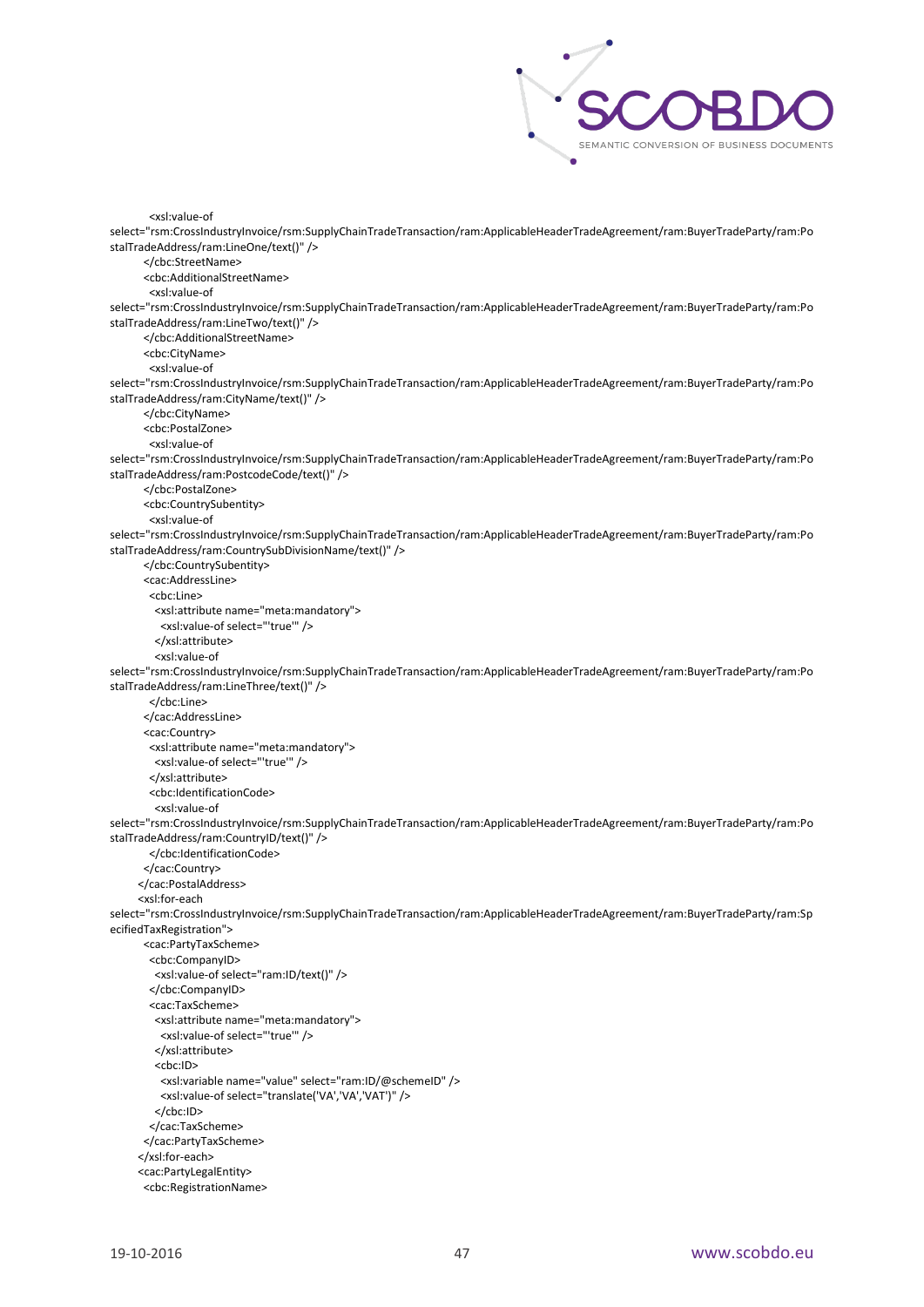```
        <xsl:value-of
select="rsm:CrossIndustryInvoice/rsm:SupplyChainTradeTransaction/ram:ApplicableHeaderTradeAgreement/ram:BuyerTradeParty/ram:PostalTradeAddress/ram:LineOne/text()" />
       </cbc:StreetName>
       <cbc:AdditionalStreetName>
        <xsl:value-of
select="rsm:CrossIndustryInvoice/rsm:SupplyChainTradeTransaction/ram:ApplicableHeaderTradeAgreement/ram:BuyerTradeParty/ram:PostalTradeAddress/ram:LineTwo/text()" />
       </cbc:AdditionalStreetName>
       <cbc:CityName>
        <xsl:value-of
select="rsm:CrossIndustryInvoice/rsm:SupplyChainTradeTransaction/ram:ApplicableHeaderTradeAgreement/ram:BuyerTradeParty/ram:PostalTradeAddress/ram:CityName/text()" />
       </cbc:CityName>
       <cbc:PostalZone>
        <xsl:value-of
select="rsm:CrossIndustryInvoice/rsm:SupplyChainTradeTransaction/ram:ApplicableHeaderTradeAgreement/ram:BuyerTradeParty/ram:PostalTradeAddress/ram:PostcodeCode/text()" />
       </cbc:PostalZone>
       <cbc:CountrySubentity>
        <xsl:value-of
select="rsm:CrossIndustryInvoice/rsm:SupplyChainTradeTransaction/ram:ApplicableHeaderTradeAgreement/ram:BuyerTradeParty/ram:PostalTradeAddress/ram:CountrySubDivisionName/text()" />
       </cbc:CountrySubentity>
       <cac:AddressLine>
        <cbc:Line>
         <xsl:attribute name="meta:mandatory">
          <xsl:value-of select="'true'" />
         </xsl:attribute>
         <xsl:value-of
select="rsm:CrossIndustryInvoice/rsm:SupplyChainTradeTransaction/ram:ApplicableHeaderTradeAgreement/ram:BuyerTradeParty/ram:PostalTradeAddress/ram:LineThree/text()" />
        </cbc:Line>
       </cac:AddressLine>
       <cac:Country>
        <xsl:attribute name="meta:mandatory">
         <xsl:value-of select="'true'" />
        </xsl:attribute>
        <cbc:IdentificationCode>
         <xsl:value-of
select="rsm:CrossIndustryInvoice/rsm:SupplyChainTradeTransaction/ram:ApplicableHeaderTradeAgreement/ram:BuyerTradeParty/ram:PostalTradeAddress/ram:CountryID/text()" />
        </cbc:IdentificationCode>
       </cac:Country>
      </cac:PostalAddress>
      <xsl:for-each
select="rsm:CrossIndustryInvoice/rsm:SupplyChainTradeTransaction/ram:ApplicableHeaderTradeAgreement/ram:BuyerTradeParty/ram:SpecifiedTaxRegistration">
       <cac:PartyTaxScheme>
        <cbc:CompanyID>
         <xsl:value-of select="ram:ID/text()" />
        </cbc:CompanyID>
        <cac:TaxScheme>
         <xsl:attribute name="meta:mandatory">
          <xsl:value-of select="'true'" />
         </xsl:attribute>
         <cbc:ID>
          <xsl:variable name="value" select="ram:ID/@schemeID" />
          <xsl:value-of select="translate('VA','VA','VAT')" />
         </cbc:ID>
        </cac:TaxScheme>
       </cac:PartyTaxScheme>
      </xsl:for-each>
      <cac:PartyLegalEntity>
       <cbc:RegistrationName>
```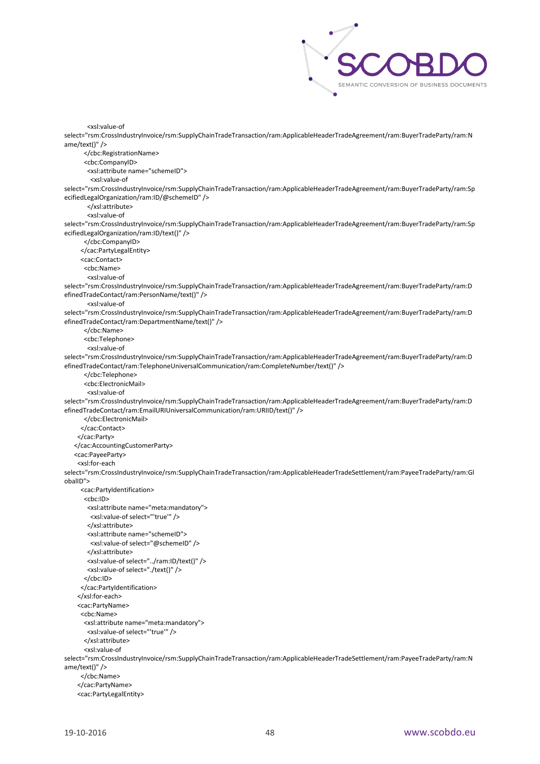```
        <xsl:value-of
select="rsm:CrossIndustryInvoice/rsm:SupplyChainTradeTransaction/ram:ApplicableHeaderTradeAgreement/ram:BuyerTradeParty/ram:Name/text()" />
        </cbc:RegistrationName>
        <cbc:CompanyID>
          <xsl:attribute name="schemeID">
            <xsl:value-of
select="rsm:CrossIndustryInvoice/rsm:SupplyChainTradeTransaction/ram:ApplicableHeaderTradeAgreement/ram:BuyerTradeParty/ram:SpecifiedLegalOrganization/ram:ID/@schemeID" />
          </xsl:attribute>
          <xsl:value-of
select="rsm:CrossIndustryInvoice/rsm:SupplyChainTradeTransaction/ram:ApplicableHeaderTradeAgreement/ram:BuyerTradeParty/ram:SpecifiedLegalOrganization/ram:ID/text()" />
        </cbc:CompanyID>
      </cac:PartyLegalEntity>
      <cac:Contact>
        <cbc:Name>
          <xsl:value-of
select="rsm:CrossIndustryInvoice/rsm:SupplyChainTradeTransaction/ram:ApplicableHeaderTradeAgreement/ram:BuyerTradeParty/ram:DefinedTradeContact/ram:PersonName/text()" />
          <xsl:value-of
select="rsm:CrossIndustryInvoice/rsm:SupplyChainTradeTransaction/ram:ApplicableHeaderTradeAgreement/ram:BuyerTradeParty/ram:DefinedTradeContact/ram:DepartmentName/text()" />
        </cbc:Name>
        <cbc:Telephone>
          <xsl:value-of
select="rsm:CrossIndustryInvoice/rsm:SupplyChainTradeTransaction/ram:ApplicableHeaderTradeAgreement/ram:BuyerTradeParty/ram:DefinedTradeContact/ram:TelephoneUniversalCommunication/ram:CompleteNumber/text()" />
        </cbc:Telephone>
        <cbc:ElectronicMail>
          <xsl:value-of
select="rsm:CrossIndustryInvoice/rsm:SupplyChainTradeTransaction/ram:ApplicableHeaderTradeAgreement/ram:BuyerTradeParty/ram:DefinedTradeContact/ram:EmailURIUniversalCommunication/ram:URIID/text()" />
        </cbc:ElectronicMail>
      </cac:Contact>
    </cac:Party>
  </cac:AccountingCustomerParty>
  <cac:PayeeParty>
    <xsl:for-each
select="rsm:CrossIndustryInvoice/rsm:SupplyChainTradeTransaction/ram:ApplicableHeaderTradeSettlement/ram:PayeeTradeParty/ram:GlobalID">
      <cac:PartyIdentification>
        <cbc:ID>
          <xsl:attribute name="meta:mandatory">
            <xsl:value-of select="'true'" />
          </xsl:attribute>
          <xsl:attribute name="schemeID">
            <xsl:value-of select="@schemeID" />
          </xsl:attribute>
          <xsl:value-of select="../ram:ID/text()" />
          <xsl:value-of select="./text()" />
        </cbc:ID>
      </cac:PartyIdentification>
    </xsl:for-each>
    <cac:PartyName>
      <cbc:Name>
        <xsl:attribute name="meta:mandatory">
          <xsl:value-of select="'true'" />
        </xsl:attribute>
        <xsl:value-of
select="rsm:CrossIndustryInvoice/rsm:SupplyChainTradeTransaction/ram:ApplicableHeaderTradeSettlement/ram:PayeeTradeParty/ram:Name/text()" />
      </cbc:Name>
    </cac:PartyName>
    <cac:PartyLegalEntity>
```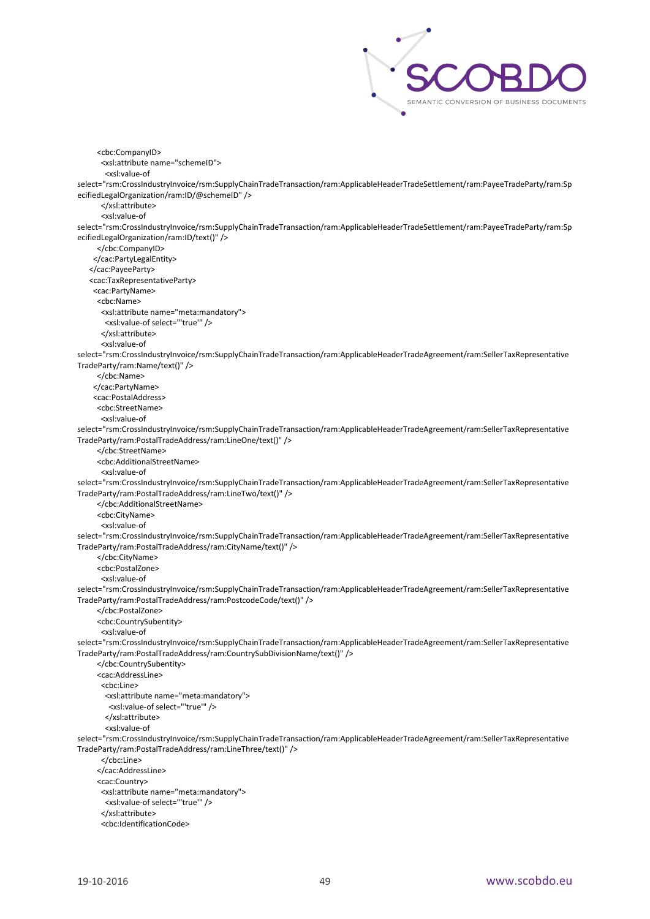```
        <cbc:CompanyID>
          <xsl:attribute name="schemeID">
            <xsl:value-of
select="rsm:CrossIndustryInvoice/rsm:SupplyChainTradeTransaction/ram:ApplicableHeaderTradeSettlement/ram:PayeeTradeParty/ram:SpecifiedLegalOrganization/ram:ID/@schemeID" />
          </xsl:attribute>
          <xsl:value-of
select="rsm:CrossIndustryInvoice/rsm:SupplyChainTradeTransaction/ram:ApplicableHeaderTradeSettlement/ram:PayeeTradeParty/ram:SpecifiedLegalOrganization/ram:ID/text()" />
        </cbc:CompanyID>
      </cac:PartyLegalEntity>
    </cac:PayeeParty>
    <cac:TaxRepresentativeParty>
      <cac:PartyName>
        <cbc:Name>
          <xsl:attribute name="meta:mandatory">
            <xsl:value-of select="'true'" />
          </xsl:attribute>
          <xsl:value-of
select="rsm:CrossIndustryInvoice/rsm:SupplyChainTradeTransaction/ram:ApplicableHeaderTradeAgreement/ram:SellerTaxRepresentativeTradeParty/ram:Name/text()" />
        </cbc:Name>
      </cac:PartyName>
      <cac:PostalAddress>
        <cbc:StreetName>
          <xsl:value-of
select="rsm:CrossIndustryInvoice/rsm:SupplyChainTradeTransaction/ram:ApplicableHeaderTradeAgreement/ram:SellerTaxRepresentativeTradeParty/ram:PostalTradeAddress/ram:LineOne/text()" />
        </cbc:StreetName>
        <cbc:AdditionalStreetName>
          <xsl:value-of
select="rsm:CrossIndustryInvoice/rsm:SupplyChainTradeTransaction/ram:ApplicableHeaderTradeAgreement/ram:SellerTaxRepresentativeTradeParty/ram:PostalTradeAddress/ram:LineTwo/text()" />
        </cbc:AdditionalStreetName>
        <cbc:CityName>
          <xsl:value-of
select="rsm:CrossIndustryInvoice/rsm:SupplyChainTradeTransaction/ram:ApplicableHeaderTradeAgreement/ram:SellerTaxRepresentativeTradeParty/ram:PostalTradeAddress/ram:CityName/text()" />
        </cbc:CityName>
        <cbc:PostalZone>
          <xsl:value-of
select="rsm:CrossIndustryInvoice/rsm:SupplyChainTradeTransaction/ram:ApplicableHeaderTradeAgreement/ram:SellerTaxRepresentativeTradeParty/ram:PostalTradeAddress/ram:PostcodeCode/text()" />
        </cbc:PostalZone>
        <cbc:CountrySubentity>
          <xsl:value-of
select="rsm:CrossIndustryInvoice/rsm:SupplyChainTradeTransaction/ram:ApplicableHeaderTradeAgreement/ram:SellerTaxRepresentativeTradeParty/ram:PostalTradeAddress/ram:CountrySubDivisionName/text()" />
        </cbc:CountrySubentity>
        <cac:AddressLine>
          <cbc:Line>
            <xsl:attribute name="meta:mandatory">
              <xsl:value-of select="'true'" />
            </xsl:attribute>
            <xsl:value-of
select="rsm:CrossIndustryInvoice/rsm:SupplyChainTradeTransaction/ram:ApplicableHeaderTradeAgreement/ram:SellerTaxRepresentativeTradeParty/ram:PostalTradeAddress/ram:LineThree/text()" />
          </cbc:Line>
        </cac:AddressLine>
        <cac:Country>
          <xsl:attribute name="meta:mandatory">
            <xsl:value-of select="'true'" />
          </xsl:attribute>
          <cbc:IdentificationCode>
```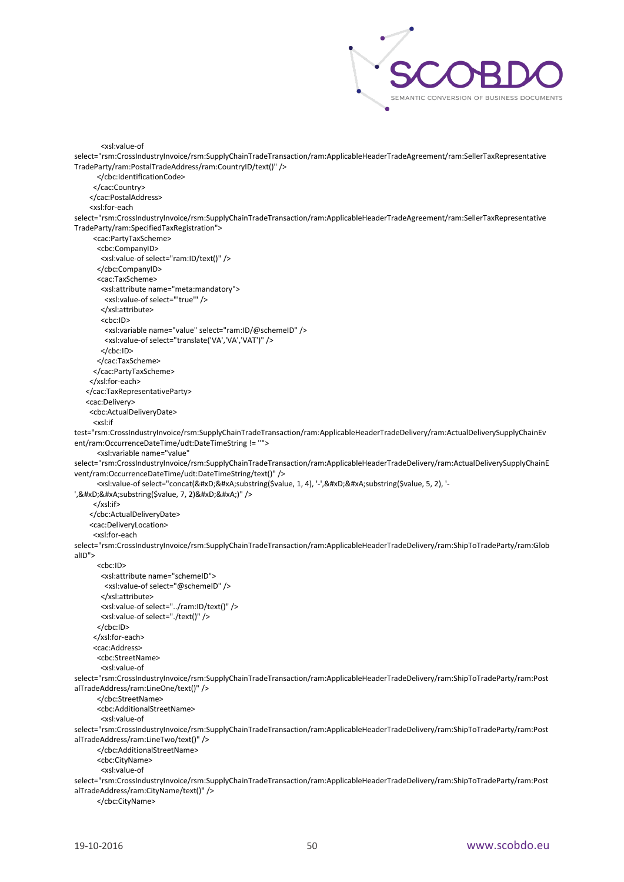```
          <xsl:value-of
select="rsm:CrossIndustryInvoice/rsm:SupplyChainTradeTransaction/ram:ApplicableHeaderTradeAgreement/ram:SellerTaxRepresentativeTradeParty/ram:PostalTradeAddress/ram:CountryID/text()" />
        </cbc:IdentificationCode>
      </cac:Country>
    </cac:PostalAddress>
    <xsl:for-each
select="rsm:CrossIndustryInvoice/rsm:SupplyChainTradeTransaction/ram:ApplicableHeaderTradeAgreement/ram:SellerTaxRepresentativeTradeParty/ram:SpecifiedTaxRegistration">
      <cac:PartyTaxScheme>
        <cbc:CompanyID>
          <xsl:value-of select="ram:ID/text()" />
        </cbc:CompanyID>
        <cac:TaxScheme>
          <xsl:attribute name="meta:mandatory">
            <xsl:value-of select="'true'" />
          </xsl:attribute>
          <cbc:ID>
            <xsl:variable name="value" select="ram:ID/@schemeID" />
            <xsl:value-of select="translate('VA','VA','VAT')" />
          </cbc:ID>
        </cac:TaxScheme>
      </cac:PartyTaxScheme>
    </xsl:for-each>
  </cac:TaxRepresentativeParty>
  <cac:Delivery>
    <cbc:ActualDeliveryDate>
      <xsl:if
test="rsm:CrossIndustryInvoice/rsm:SupplyChainTradeTransaction/ram:ApplicableHeaderTradeDelivery/ram:ActualDeliverySupplyChainEvent/ram:OccurrenceDateTime/udt:DateTimeString != ''">
        <xsl:variable name="value"
select="rsm:CrossIndustryInvoice/rsm:SupplyChainTradeTransaction/ram:ApplicableHeaderTradeDelivery/ram:ActualDeliverySupplyChainEvent/ram:OccurrenceDateTime/udt:DateTimeString/text()" />
        <xsl:value-of select="concat(&#xD;&#xA;substring($value, 1, 4), '-',&#xD;&#xA;substring($value, 5, 2), '-',&#xD;&#xA;substring($value, 7, 2)&#xD;&#xA;)" />
      </xsl:if>
    </cbc:ActualDeliveryDate>
    <cac:DeliveryLocation>
      <xsl:for-each
select="rsm:CrossIndustryInvoice/rsm:SupplyChainTradeTransaction/ram:ApplicableHeaderTradeDelivery/ram:ShipToTradeParty/ram:GlobalID">
        <cbc:ID>
          <xsl:attribute name="schemeID">
            <xsl:value-of select="@schemeID" />
          </xsl:attribute>
          <xsl:value-of select="../ram:ID/text()" />
          <xsl:value-of select="./text()" />
        </cbc:ID>
      </xsl:for-each>
      <cac:Address>
        <cbc:StreetName>
          <xsl:value-of
select="rsm:CrossIndustryInvoice/rsm:SupplyChainTradeTransaction/ram:ApplicableHeaderTradeDelivery/ram:ShipToTradeParty/ram:PostalTradeAddress/ram:LineOne/text()" />
        </cbc:StreetName>
        <cbc:AdditionalStreetName>
          <xsl:value-of
select="rsm:CrossIndustryInvoice/rsm:SupplyChainTradeTransaction/ram:ApplicableHeaderTradeDelivery/ram:ShipToTradeParty/ram:PostalTradeAddress/ram:LineTwo/text()" />
        </cbc:AdditionalStreetName>
        <cbc:CityName>
          <xsl:value-of
select="rsm:CrossIndustryInvoice/rsm:SupplyChainTradeTransaction/ram:ApplicableHeaderTradeDelivery/ram:ShipToTradeParty/ram:PostalTradeAddress/ram:CityName/text()" />
        </cbc:CityName>
```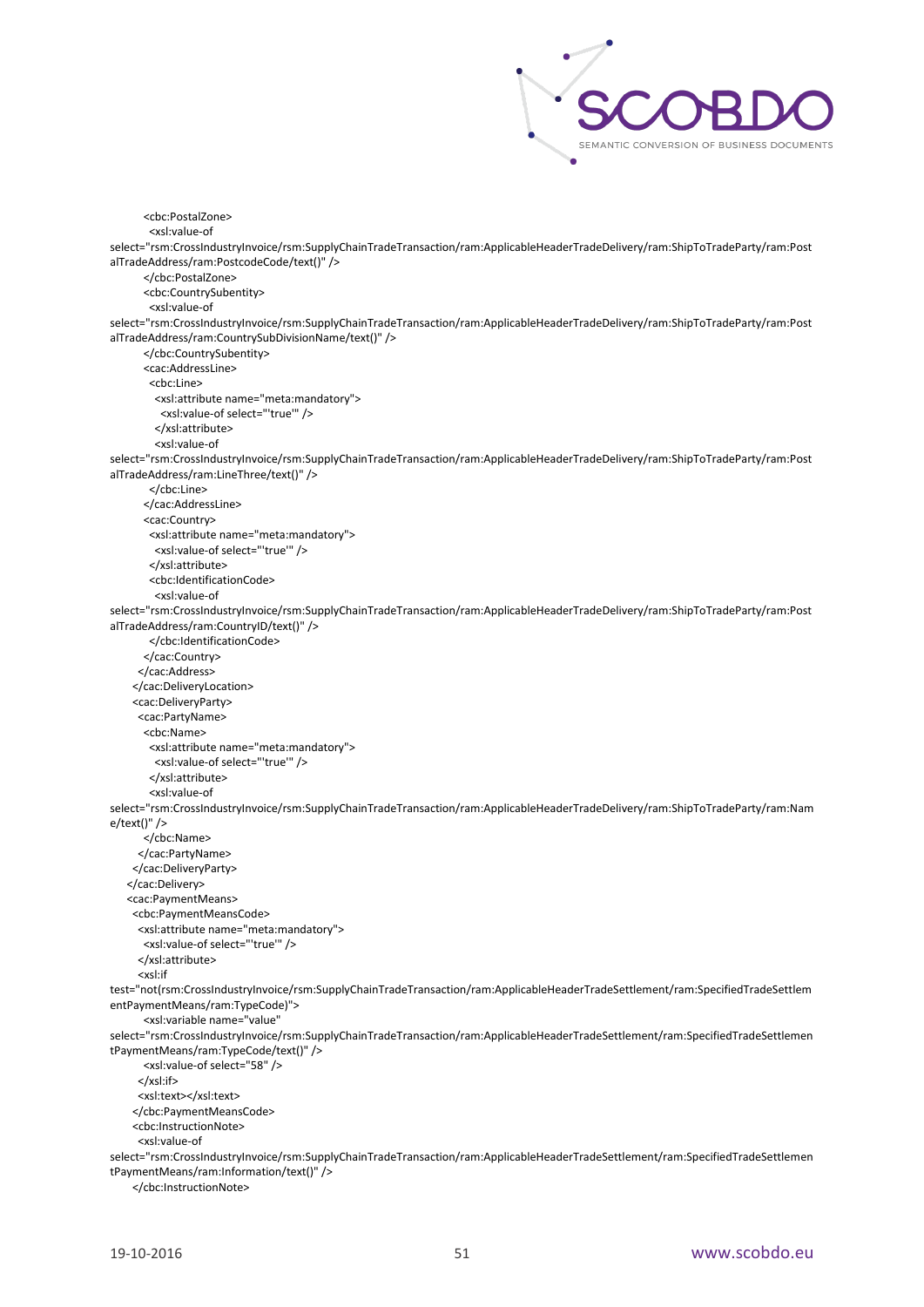```
        <cbc:PostalZone>
          <xsl:value-of
select="rsm:CrossIndustryInvoice/rsm:SupplyChainTradeTransaction/ram:ApplicableHeaderTradeDelivery/ram:ShipToTradeParty/ram:PostalTradeAddress/ram:PostcodeCode/text()" />
        </cbc:PostalZone>
        <cbc:CountrySubentity>
          <xsl:value-of
select="rsm:CrossIndustryInvoice/rsm:SupplyChainTradeTransaction/ram:ApplicableHeaderTradeDelivery/ram:ShipToTradeParty/ram:PostalTradeAddress/ram:CountrySubDivisionName/text()" />
        </cbc:CountrySubentity>
        <cac:AddressLine>
          <cbc:Line>
            <xsl:attribute name="meta:mandatory">
              <xsl:value-of select="'true'" />
            </xsl:attribute>
            <xsl:value-of
select="rsm:CrossIndustryInvoice/rsm:SupplyChainTradeTransaction/ram:ApplicableHeaderTradeDelivery/ram:ShipToTradeParty/ram:PostalTradeAddress/ram:LineThree/text()" />
          </cbc:Line>
        </cac:AddressLine>
        <cac:Country>
          <xsl:attribute name="meta:mandatory">
            <xsl:value-of select="'true'" />
          </xsl:attribute>
          <cbc:IdentificationCode>
            <xsl:value-of
select="rsm:CrossIndustryInvoice/rsm:SupplyChainTradeTransaction/ram:ApplicableHeaderTradeDelivery/ram:ShipToTradeParty/ram:PostalTradeAddress/ram:CountryID/text()" />
          </cbc:IdentificationCode>
        </cac:Country>
      </cac:Address>
    </cac:DeliveryLocation>
    <cac:DeliveryParty>
      <cac:PartyName>
        <cbc:Name>
          <xsl:attribute name="meta:mandatory">
            <xsl:value-of select="'true'" />
          </xsl:attribute>
          <xsl:value-of
select="rsm:CrossIndustryInvoice/rsm:SupplyChainTradeTransaction/ram:ApplicableHeaderTradeDelivery/ram:ShipToTradeParty/ram:Name/text()" />
        </cbc:Name>
      </cac:PartyName>
    </cac:DeliveryParty>
  </cac:Delivery>
  <cac:PaymentMeans>
    <cbc:PaymentMeansCode>
      <xsl:attribute name="meta:mandatory">
        <xsl:value-of select="'true'" />
      </xsl:attribute>
      <xsl:if
test="not(rsm:CrossIndustryInvoice/rsm:SupplyChainTradeTransaction/ram:ApplicableHeaderTradeSettlement/ram:SpecifiedTradeSettlementPaymentMeans/ram:TypeCode)">
        <xsl:variable name="value"
select="rsm:CrossIndustryInvoice/rsm:SupplyChainTradeTransaction/ram:ApplicableHeaderTradeSettlement/ram:SpecifiedTradeSettlementPaymentMeans/ram:TypeCode/text()" />
        <xsl:value-of select="58" />
      </xsl:if>
      <xsl:text></xsl:text>
    </cbc:PaymentMeansCode>
    <cbc:InstructionNote>
      <xsl:value-of
select="rsm:CrossIndustryInvoice/rsm:SupplyChainTradeTransaction/ram:ApplicableHeaderTradeSettlement/ram:SpecifiedTradeSettlementPaymentMeans/ram:Information/text()" />
    </cbc:InstructionNote>
```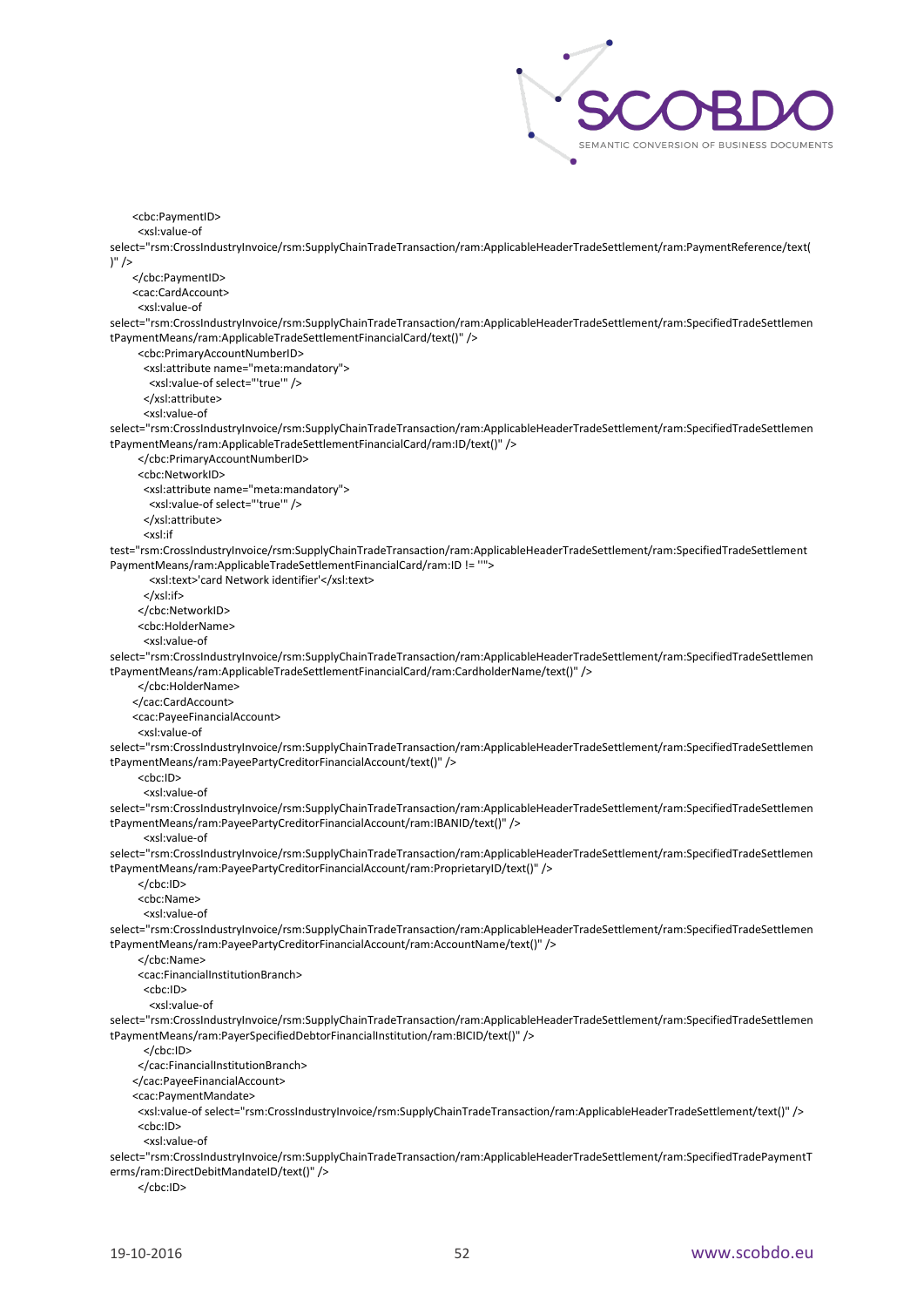```
<cbc:PaymentID>
 <xsl:value-of
select="rsm:CrossIndustryInvoice/rsm:SupplyChainTradeTransaction/ram:ApplicableHeaderTradeSettlement/ram:PaymentReference/text(
)" />
</cbc:PaymentID>
<cac:CardAccount>
 <xsl:value-of
select="rsm:CrossIndustryInvoice/rsm:SupplyChainTradeTransaction/ram:ApplicableHeaderTradeSettlement/ram:SpecifiedTradeSettlemen
tPaymentMeans/ram:ApplicableTradeSettlementFinancialCard/text()" />
 <cbc:PrimaryAccountNumberID>
  <xsl:attribute name="meta:mandatory">
   <xsl:value-of select="'true'" />
  </xsl:attribute>
  <xsl:value-of
select="rsm:CrossIndustryInvoice/rsm:SupplyChainTradeTransaction/ram:ApplicableHeaderTradeSettlement/ram:SpecifiedTradeSettlemen
tPaymentMeans/ram:ApplicableTradeSettlementFinancialCard/ram:ID/text()" />
 </cbc:PrimaryAccountNumberID>
 <cbc:NetworkID>
  <xsl:attribute name="meta:mandatory">
   <xsl:value-of select="'true'" />
  </xsl:attribute>
  <xsl:if
test="rsm:CrossIndustryInvoice/rsm:SupplyChainTradeTransaction/ram:ApplicableHeaderTradeSettlement/ram:SpecifiedTradeSettlement
PaymentMeans/ram:ApplicableTradeSettlementFinancialCard/ram:ID != ''">
   <xsl:text>'card Network identifier'</xsl:text>
  </xsl:if>
 </cbc:NetworkID>
 <cbc:HolderName>
  <xsl:value-of
select="rsm:CrossIndustryInvoice/rsm:SupplyChainTradeTransaction/ram:ApplicableHeaderTradeSettlement/ram:SpecifiedTradeSettlemen
tPaymentMeans/ram:ApplicableTradeSettlementFinancialCard/ram:CardholderName/text()" />
 </cbc:HolderName>
</cac:CardAccount>
<cac:PayeeFinancialAccount>
 <xsl:value-of
select="rsm:CrossIndustryInvoice/rsm:SupplyChainTradeTransaction/ram:ApplicableHeaderTradeSettlement/ram:SpecifiedTradeSettlemen
tPaymentMeans/ram:PayeePartyCreditorFinancialAccount/text()" />
 <cbc:ID>
  <xsl:value-of
select="rsm:CrossIndustryInvoice/rsm:SupplyChainTradeTransaction/ram:ApplicableHeaderTradeSettlement/ram:SpecifiedTradeSettlemen
tPaymentMeans/ram:PayeePartyCreditorFinancialAccount/ram:IBANID/text()" />
  <xsl:value-of
select="rsm:CrossIndustryInvoice/rsm:SupplyChainTradeTransaction/ram:ApplicableHeaderTradeSettlement/ram:SpecifiedTradeSettlemen
tPaymentMeans/ram:PayeePartyCreditorFinancialAccount/ram:ProprietaryID/text()" />
 </cbc:ID>
 <cbc:Name>
  <xsl:value-of
select="rsm:CrossIndustryInvoice/rsm:SupplyChainTradeTransaction/ram:ApplicableHeaderTradeSettlement/ram:SpecifiedTradeSettlemen
tPaymentMeans/ram:PayeePartyCreditorFinancialAccount/ram:AccountName/text()" />
 </cbc:Name>
 <cac:FinancialInstitutionBranch>
  <cbc:ID>
   <xsl:value-of
select="rsm:CrossIndustryInvoice/rsm:SupplyChainTradeTransaction/ram:ApplicableHeaderTradeSettlement/ram:SpecifiedTradeSettlemen
tPaymentMeans/ram:PayerSpecifiedDebtorFinancialInstitution/ram:BICID/text()" />
  </cbc:ID>
 </cac:FinancialInstitutionBranch>
</cac:PayeeFinancialAccount>
<cac:PaymentMandate>
 <xsl:value-of select="rsm:CrossIndustryInvoice/rsm:SupplyChainTradeTransaction/ram:ApplicableHeaderTradeSettlement/text()" />
 <cbc:ID>
  <xsl:value-of
select="rsm:CrossIndustryInvoice/rsm:SupplyChainTradeTransaction/ram:ApplicableHeaderTradeSettlement/ram:SpecifiedTradePaymentT
erms/ram:DirectDebitMandateID/text()" />
 </cbc:ID>
```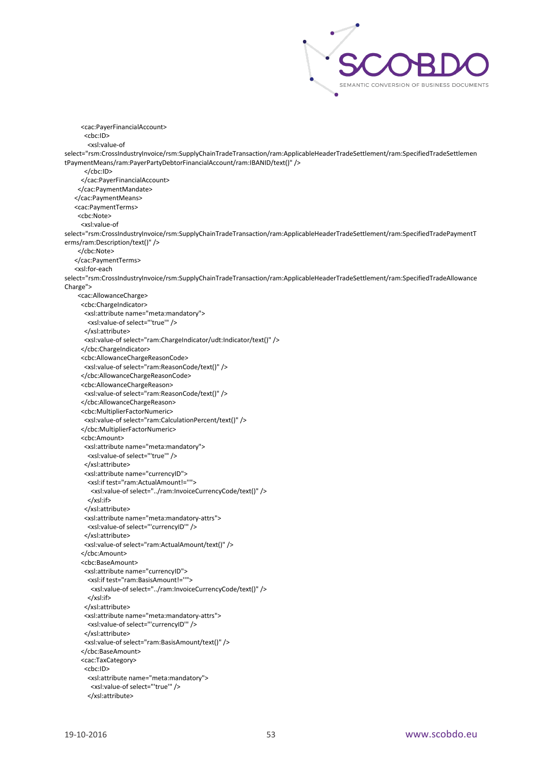```
        <cac:PayerFinancialAccount>
          <cbc:ID>
            <xsl:value-of
select="rsm:CrossIndustryInvoice/rsm:SupplyChainTradeTransaction/ram:ApplicableHeaderTradeSettlement/ram:SpecifiedTradeSettlementPaymentMeans/ram:PayerPartyDebtorFinancialAccount/ram:IBANID/text()" />
          </cbc:ID>
        </cac:PayerFinancialAccount>
      </cac:PaymentMandate>
    </cac:PaymentMeans>
    <cac:PaymentTerms>
      <cbc:Note>
        <xsl:value-of
select="rsm:CrossIndustryInvoice/rsm:SupplyChainTradeTransaction/ram:ApplicableHeaderTradeSettlement/ram:SpecifiedTradePaymentTerms/ram:Description/text()" />
      </cbc:Note>
    </cac:PaymentTerms>
    <xsl:for-each
select="rsm:CrossIndustryInvoice/rsm:SupplyChainTradeTransaction/ram:ApplicableHeaderTradeSettlement/ram:SpecifiedTradeAllowanceCharge">
      <cac:AllowanceCharge>
        <cbc:ChargeIndicator>
          <xsl:attribute name="meta:mandatory">
            <xsl:value-of select="'true'" />
          </xsl:attribute>
          <xsl:value-of select="ram:ChargeIndicator/udt:Indicator/text()" />
        </cbc:ChargeIndicator>
        <cbc:AllowanceChargeReasonCode>
          <xsl:value-of select="ram:ReasonCode/text()" />
        </cbc:AllowanceChargeReasonCode>
        <cbc:AllowanceChargeReason>
          <xsl:value-of select="ram:ReasonCode/text()" />
        </cbc:AllowanceChargeReason>
        <cbc:MultiplierFactorNumeric>
          <xsl:value-of select="ram:CalculationPercent/text()" />
        </cbc:MultiplierFactorNumeric>
        <cbc:Amount>
          <xsl:attribute name="meta:mandatory">
            <xsl:value-of select="'true'" />
          </xsl:attribute>
          <xsl:attribute name="currencyID">
            <xsl:if test="ram:ActualAmount!=''">
              <xsl:value-of select="../ram:InvoiceCurrencyCode/text()" />
            </xsl:if>
          </xsl:attribute>
          <xsl:attribute name="meta:mandatory-attrs">
            <xsl:value-of select="'currencyID'" />
          </xsl:attribute>
          <xsl:value-of select="ram:ActualAmount/text()" />
        </cbc:Amount>
        <cbc:BaseAmount>
          <xsl:attribute name="currencyID">
            <xsl:if test="ram:BasisAmount!=''">
              <xsl:value-of select="../ram:InvoiceCurrencyCode/text()" />
            </xsl:if>
          </xsl:attribute>
          <xsl:attribute name="meta:mandatory-attrs">
            <xsl:value-of select="'currencyID'" />
          </xsl:attribute>
          <xsl:value-of select="ram:BasisAmount/text()" />
        </cbc:BaseAmount>
        <cac:TaxCategory>
          <cbc:ID>
            <xsl:attribute name="meta:mandatory">
              <xsl:value-of select="'true'" />
            </xsl:attribute>
```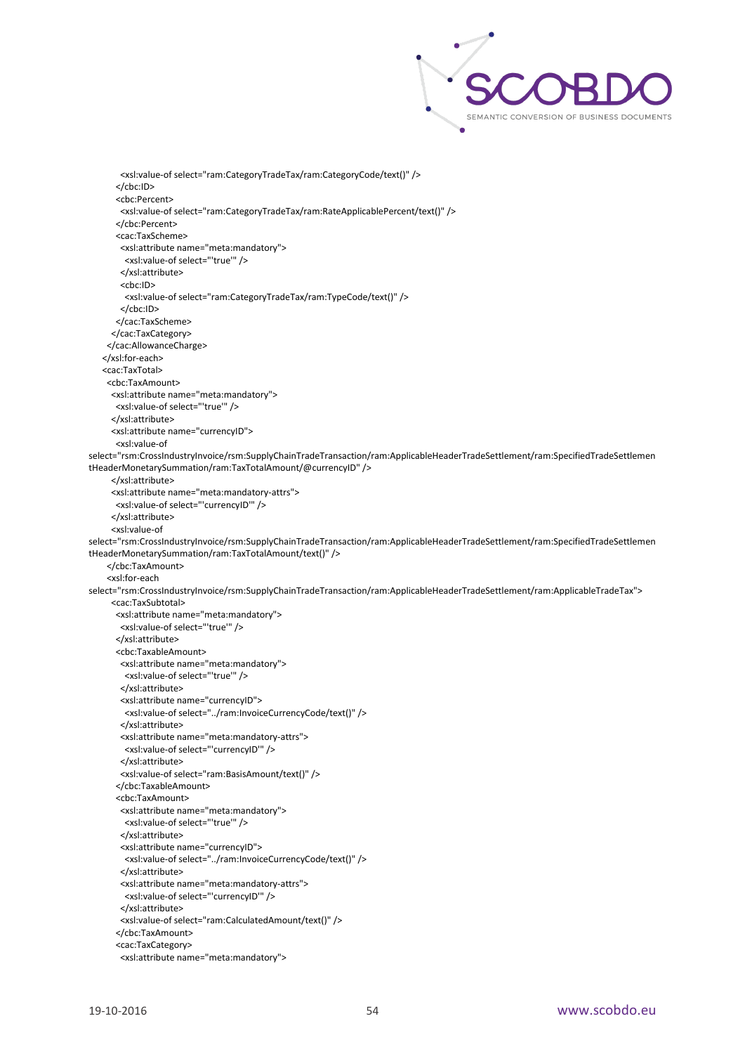```
          <xsl:value-of select="ram:CategoryTradeTax/ram:CategoryCode/text()" />
        </cbc:ID>
        <cbc:Percent>
          <xsl:value-of select="ram:CategoryTradeTax/ram:RateApplicablePercent/text()" />
        </cbc:Percent>
        <cac:TaxScheme>
          <xsl:attribute name="meta:mandatory">
            <xsl:value-of select="'true'" />
          </xsl:attribute>
          <cbc:ID>
            <xsl:value-of select="ram:CategoryTradeTax/ram:TypeCode/text()" />
          </cbc:ID>
        </cac:TaxScheme>
      </cac:TaxCategory>
    </cac:AllowanceCharge>
  </xsl:for-each>
  <cac:TaxTotal>
    <cbc:TaxAmount>
      <xsl:attribute name="meta:mandatory">
        <xsl:value-of select="'true'" />
      </xsl:attribute>
      <xsl:attribute name="currencyID">
        <xsl:value-of
select="rsm:CrossIndustryInvoice/rsm:SupplyChainTradeTransaction/ram:ApplicableHeaderTradeSettlement/ram:SpecifiedTradeSettlementHeaderMonetarySummation/ram:TaxTotalAmount/@currencyID" />
      </xsl:attribute>
      <xsl:attribute name="meta:mandatory-attrs">
        <xsl:value-of select="'currencyID'" />
      </xsl:attribute>
      <xsl:value-of
select="rsm:CrossIndustryInvoice/rsm:SupplyChainTradeTransaction/ram:ApplicableHeaderTradeSettlement/ram:SpecifiedTradeSettlementHeaderMonetarySummation/ram:TaxTotalAmount/text()" />
    </cbc:TaxAmount>
    <xsl:for-each
select="rsm:CrossIndustryInvoice/rsm:SupplyChainTradeTransaction/ram:ApplicableHeaderTradeSettlement/ram:ApplicableTradeTax">
      <cac:TaxSubtotal>
        <xsl:attribute name="meta:mandatory">
          <xsl:value-of select="'true'" />
        </xsl:attribute>
        <cbc:TaxableAmount>
          <xsl:attribute name="meta:mandatory">
            <xsl:value-of select="'true'" />
          </xsl:attribute>
          <xsl:attribute name="currencyID">
            <xsl:value-of select="../ram:InvoiceCurrencyCode/text()" />
          </xsl:attribute>
          <xsl:attribute name="meta:mandatory-attrs">
            <xsl:value-of select="'currencyID'" />
          </xsl:attribute>
          <xsl:value-of select="ram:BasisAmount/text()" />
        </cbc:TaxableAmount>
        <cbc:TaxAmount>
          <xsl:attribute name="meta:mandatory">
            <xsl:value-of select="'true'" />
          </xsl:attribute>
          <xsl:attribute name="currencyID">
            <xsl:value-of select="../ram:InvoiceCurrencyCode/text()" />
          </xsl:attribute>
          <xsl:attribute name="meta:mandatory-attrs">
            <xsl:value-of select="'currencyID'" />
          </xsl:attribute>
          <xsl:value-of select="ram:CalculatedAmount/text()" />
        </cbc:TaxAmount>
        <cac:TaxCategory>
          <xsl:attribute name="meta:mandatory">
```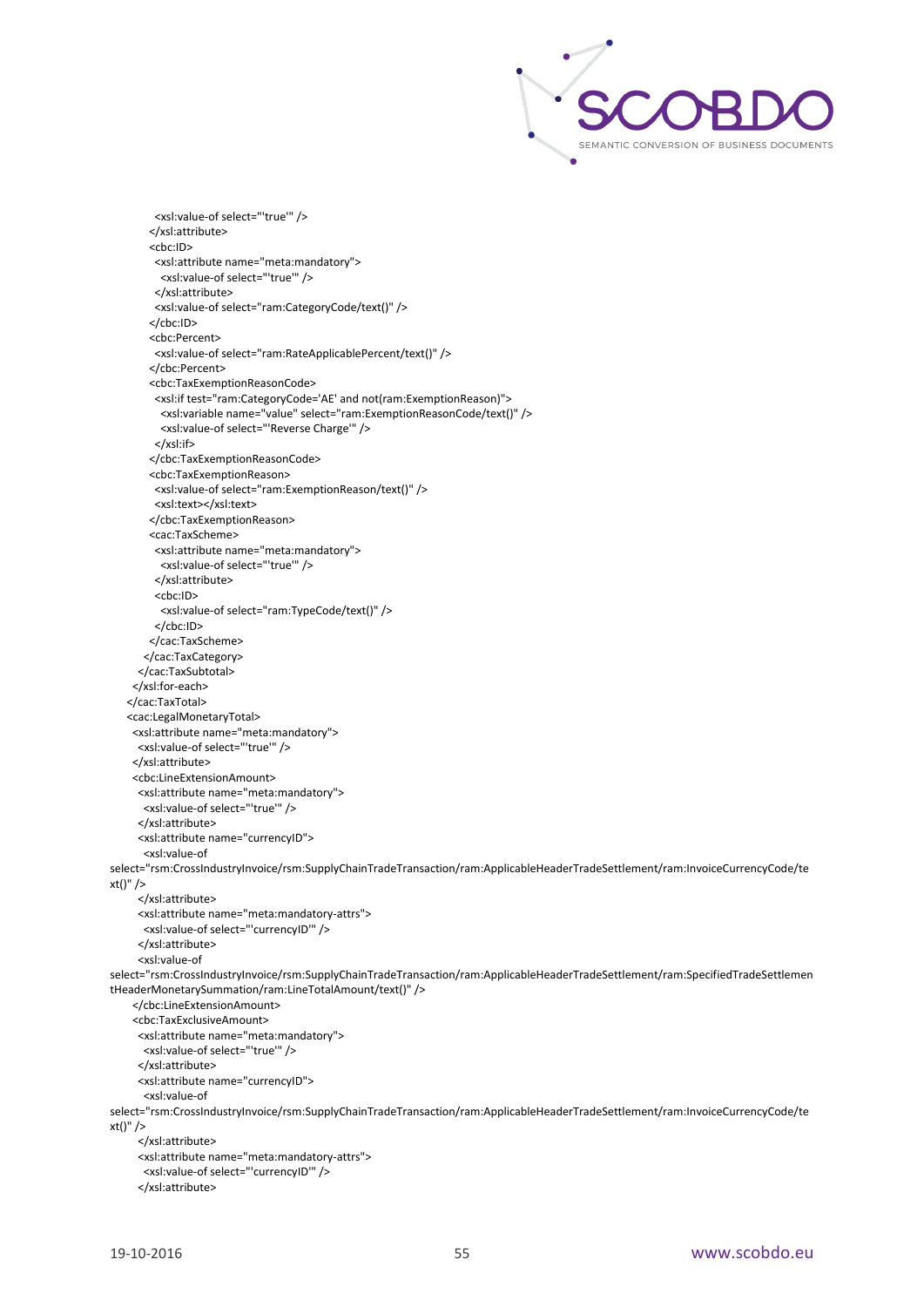```
        <xsl:value-of select="'true'" />
      </xsl:attribute>
      <cbc:ID>
        <xsl:attribute name="meta:mandatory">
          <xsl:value-of select="'true'" />
        </xsl:attribute>
        <xsl:value-of select="ram:CategoryCode/text()" />
      </cbc:ID>
      <cbc:Percent>
        <xsl:value-of select="ram:RateApplicablePercent/text()" />
      </cbc:Percent>
      <cbc:TaxExemptionReasonCode>
        <xsl:if test="ram:CategoryCode='AE' and not(ram:ExemptionReason)">
          <xsl:variable name="value" select="ram:ExemptionReasonCode/text()" />
          <xsl:value-of select="'Reverse Charge'" />
        </xsl:if>
      </cbc:TaxExemptionReasonCode>
      <cbc:TaxExemptionReason>
        <xsl:value-of select="ram:ExemptionReason/text()" />
        <xsl:text></xsl:text>
      </cbc:TaxExemptionReason>
      <cac:TaxScheme>
        <xsl:attribute name="meta:mandatory">
          <xsl:value-of select="'true'" />
        </xsl:attribute>
        <cbc:ID>
          <xsl:value-of select="ram:TypeCode/text()" />
        </cbc:ID>
      </cac:TaxScheme>
    </cac:TaxCategory>
  </cac:TaxSubtotal>
</xsl:for-each>
</cac:TaxTotal>
<cac:LegalMonetaryTotal>
  <xsl:attribute name="meta:mandatory">
    <xsl:value-of select="'true'" />
  </xsl:attribute>
  <cbc:LineExtensionAmount>
    <xsl:attribute name="meta:mandatory">
      <xsl:value-of select="'true'" />
    </xsl:attribute>
    <xsl:attribute name="currencyID">
      <xsl:value-of
select="rsm:CrossIndustryInvoice/rsm:SupplyChainTradeTransaction/ram:ApplicableHeaderTradeSettlement/ram:InvoiceCurrencyCode/text()" />
    </xsl:attribute>
    <xsl:attribute name="meta:mandatory-attrs">
      <xsl:value-of select="'currencyID'" />
    </xsl:attribute>
    <xsl:value-of
select="rsm:CrossIndustryInvoice/rsm:SupplyChainTradeTransaction/ram:ApplicableHeaderTradeSettlement/ram:SpecifiedTradeSettlementHeaderMonetarySummation/ram:LineTotalAmount/text()" />
  </cbc:LineExtensionAmount>
  <cbc:TaxExclusiveAmount>
    <xsl:attribute name="meta:mandatory">
      <xsl:value-of select="'true'" />
    </xsl:attribute>
    <xsl:attribute name="currencyID">
      <xsl:value-of
select="rsm:CrossIndustryInvoice/rsm:SupplyChainTradeTransaction/ram:ApplicableHeaderTradeSettlement/ram:InvoiceCurrencyCode/text()" />
    </xsl:attribute>
    <xsl:attribute name="meta:mandatory-attrs">
      <xsl:value-of select="'currencyID'" />
    </xsl:attribute>
```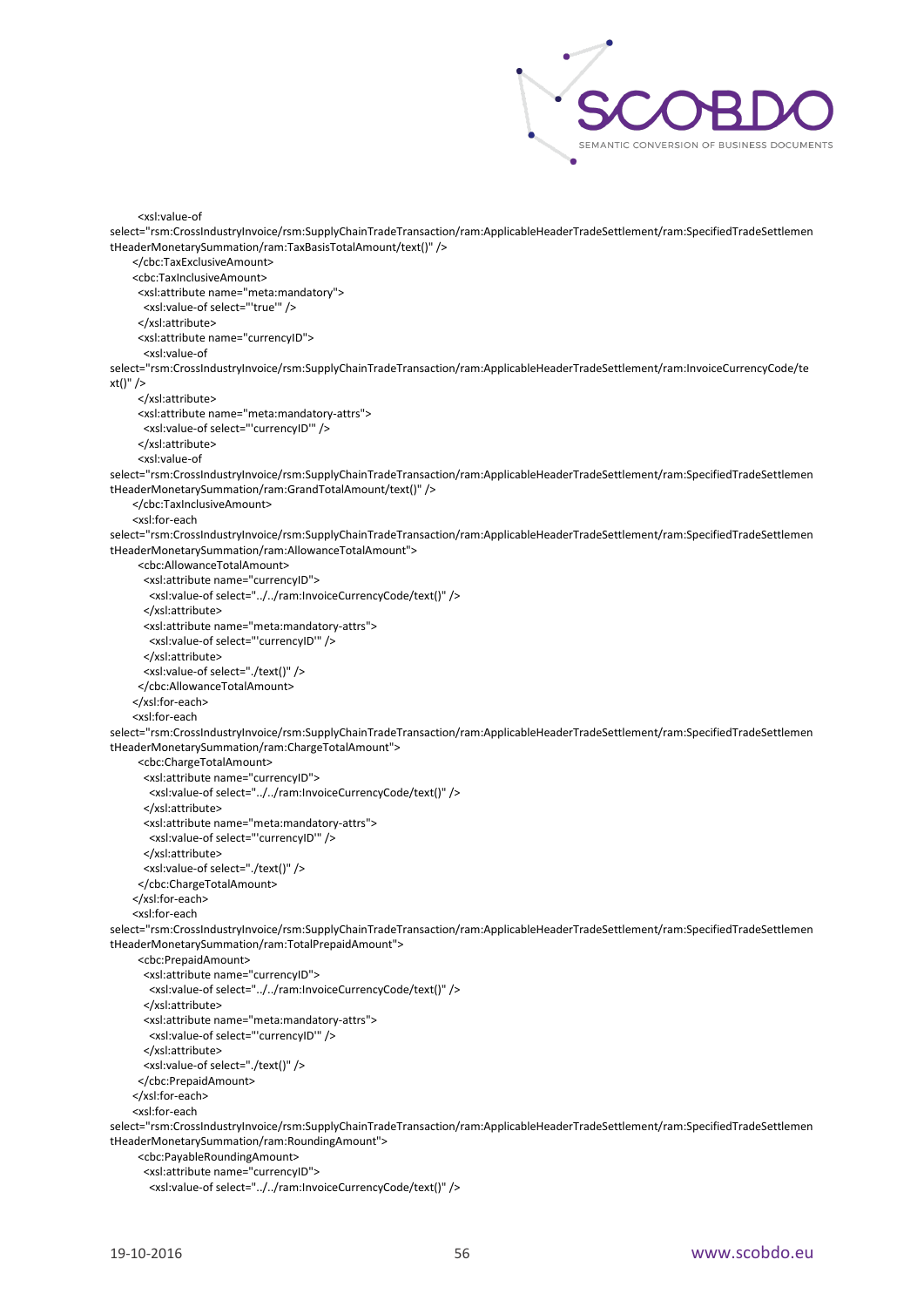```
        <xsl:value-of
select="rsm:CrossIndustryInvoice/rsm:SupplyChainTradeTransaction/ram:ApplicableHeaderTradeSettlement/ram:SpecifiedTradeSettlementHeaderMonetarySummation/ram:TaxBasisTotalAmount/text()" />
      </cbc:TaxExclusiveAmount>
      <cbc:TaxInclusiveAmount>
        <xsl:attribute name="meta:mandatory">
          <xsl:value-of select="'true'" />
        </xsl:attribute>
        <xsl:attribute name="currencyID">
          <xsl:value-of
select="rsm:CrossIndustryInvoice/rsm:SupplyChainTradeTransaction/ram:ApplicableHeaderTradeSettlement/ram:InvoiceCurrencyCode/text()" />
        </xsl:attribute>
        <xsl:attribute name="meta:mandatory-attrs">
          <xsl:value-of select="'currencyID'" />
        </xsl:attribute>
        <xsl:value-of
select="rsm:CrossIndustryInvoice/rsm:SupplyChainTradeTransaction/ram:ApplicableHeaderTradeSettlement/ram:SpecifiedTradeSettlementHeaderMonetarySummation/ram:GrandTotalAmount/text()" />
      </cbc:TaxInclusiveAmount>
      <xsl:for-each
select="rsm:CrossIndustryInvoice/rsm:SupplyChainTradeTransaction/ram:ApplicableHeaderTradeSettlement/ram:SpecifiedTradeSettlementHeaderMonetarySummation/ram:AllowanceTotalAmount">
        <cbc:AllowanceTotalAmount>
          <xsl:attribute name="currencyID">
            <xsl:value-of select="../../ram:InvoiceCurrencyCode/text()" />
          </xsl:attribute>
          <xsl:attribute name="meta:mandatory-attrs">
            <xsl:value-of select="'currencyID'" />
          </xsl:attribute>
          <xsl:value-of select="./text()" />
        </cbc:AllowanceTotalAmount>
      </xsl:for-each>
      <xsl:for-each
select="rsm:CrossIndustryInvoice/rsm:SupplyChainTradeTransaction/ram:ApplicableHeaderTradeSettlement/ram:SpecifiedTradeSettlementHeaderMonetarySummation/ram:ChargeTotalAmount">
        <cbc:ChargeTotalAmount>
          <xsl:attribute name="currencyID">
            <xsl:value-of select="../../ram:InvoiceCurrencyCode/text()" />
          </xsl:attribute>
          <xsl:attribute name="meta:mandatory-attrs">
            <xsl:value-of select="'currencyID'" />
          </xsl:attribute>
          <xsl:value-of select="./text()" />
        </cbc:ChargeTotalAmount>
      </xsl:for-each>
      <xsl:for-each
select="rsm:CrossIndustryInvoice/rsm:SupplyChainTradeTransaction/ram:ApplicableHeaderTradeSettlement/ram:SpecifiedTradeSettlementHeaderMonetarySummation/ram:TotalPrepaidAmount">
        <cbc:PrepaidAmount>
          <xsl:attribute name="currencyID">
            <xsl:value-of select="../../ram:InvoiceCurrencyCode/text()" />
          </xsl:attribute>
          <xsl:attribute name="meta:mandatory-attrs">
            <xsl:value-of select="'currencyID'" />
          </xsl:attribute>
          <xsl:value-of select="./text()" />
        </cbc:PrepaidAmount>
      </xsl:for-each>
      <xsl:for-each
select="rsm:CrossIndustryInvoice/rsm:SupplyChainTradeTransaction/ram:ApplicableHeaderTradeSettlement/ram:SpecifiedTradeSettlementHeaderMonetarySummation/ram:RoundingAmount">
        <cbc:PayableRoundingAmount>
          <xsl:attribute name="currencyID">
            <xsl:value-of select="../../ram:InvoiceCurrencyCode/text()" />
```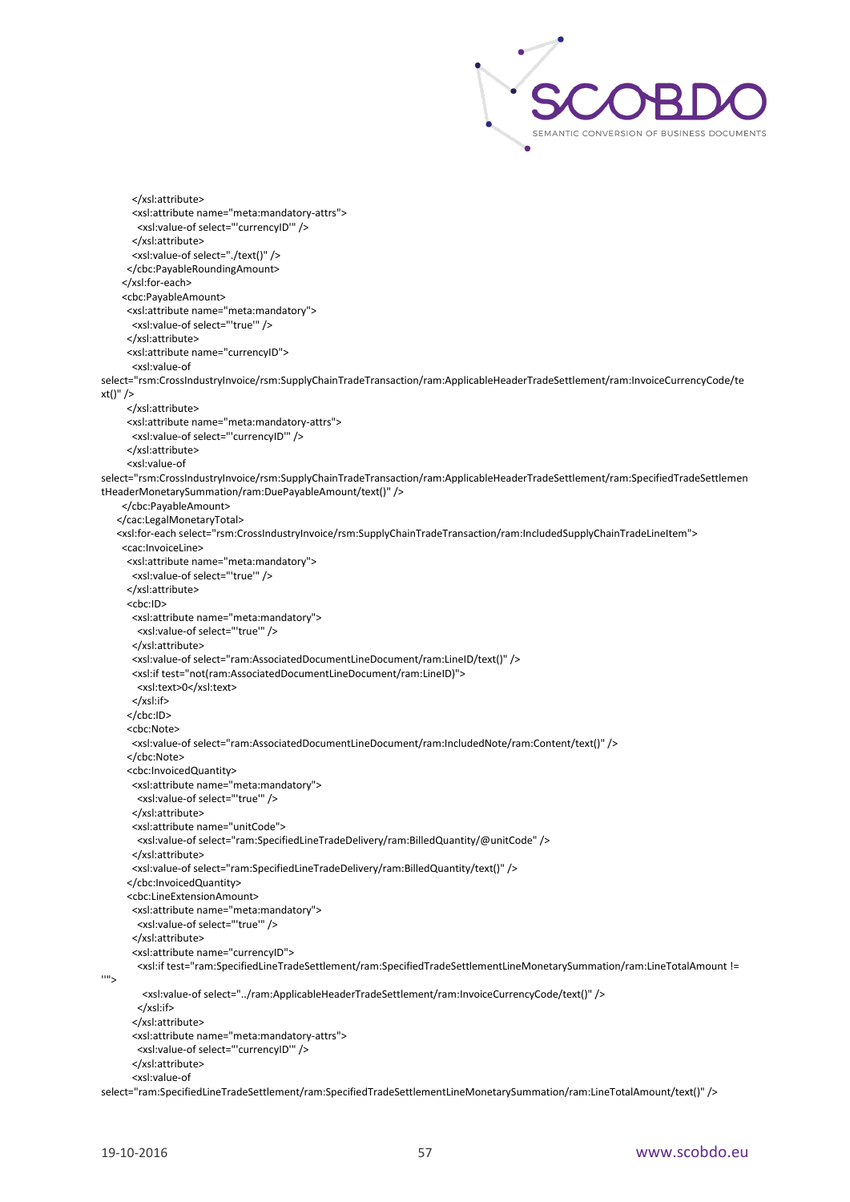```
        </xsl:attribute>
        <xsl:attribute name="meta:mandatory-attrs">
          <xsl:value-of select="'currencyID'" />
        </xsl:attribute>
        <xsl:value-of select="./text()" />
      </cbc:PayableRoundingAmount>
    </xsl:for-each>
    <cbc:PayableAmount>
      <xsl:attribute name="meta:mandatory">
        <xsl:value-of select="'true'" />
      </xsl:attribute>
      <xsl:attribute name="currencyID">
        <xsl:value-of
select="rsm:CrossIndustryInvoice/rsm:SupplyChainTradeTransaction/ram:ApplicableHeaderTradeSettlement/ram:InvoiceCurrencyCode/te
xt()" />
      </xsl:attribute>
      <xsl:attribute name="meta:mandatory-attrs">
        <xsl:value-of select="'currencyID'" />
      </xsl:attribute>
      <xsl:value-of
select="rsm:CrossIndustryInvoice/rsm:SupplyChainTradeTransaction/ram:ApplicableHeaderTradeSettlement/ram:SpecifiedTradeSettlemen
tHeaderMonetarySummation/ram:DuePayableAmount/text()" />
    </cbc:PayableAmount>
  </cac:LegalMonetaryTotal>
  <xsl:for-each select="rsm:CrossIndustryInvoice/rsm:SupplyChainTradeTransaction/ram:IncludedSupplyChainTradeLineItem">
    <cac:InvoiceLine>
      <xsl:attribute name="meta:mandatory">
        <xsl:value-of select="'true'" />
      </xsl:attribute>
      <cbc:ID>
        <xsl:attribute name="meta:mandatory">
          <xsl:value-of select="'true'" />
        </xsl:attribute>
        <xsl:value-of select="ram:AssociatedDocumentLineDocument/ram:LineID/text()" />
        <xsl:if test="not(ram:AssociatedDocumentLineDocument/ram:LineID)">
          <xsl:text>0</xsl:text>
        </xsl:if>
      </cbc:ID>
      <cbc:Note>
        <xsl:value-of select="ram:AssociatedDocumentLineDocument/ram:IncludedNote/ram:Content/text()" />
      </cbc:Note>
      <cbc:InvoicedQuantity>
        <xsl:attribute name="meta:mandatory">
          <xsl:value-of select="'true'" />
        </xsl:attribute>
        <xsl:attribute name="unitCode">
          <xsl:value-of select="ram:SpecifiedLineTradeDelivery/ram:BilledQuantity/@unitCode" />
        </xsl:attribute>
        <xsl:value-of select="ram:SpecifiedLineTradeDelivery/ram:BilledQuantity/text()" />
      </cbc:InvoicedQuantity>
      <cbc:LineExtensionAmount>
        <xsl:attribute name="meta:mandatory">
          <xsl:value-of select="'true'" />
        </xsl:attribute>
        <xsl:attribute name="currencyID">
          <xsl:if test="ram:SpecifiedLineTradeSettlement/ram:SpecifiedTradeSettlementLineMonetarySummation/ram:LineTotalAmount !=
''">
            <xsl:value-of select="../ram:ApplicableHeaderTradeSettlement/ram:InvoiceCurrencyCode/text()" />
          </xsl:if>
        </xsl:attribute>
        <xsl:attribute name="meta:mandatory-attrs">
          <xsl:value-of select="'currencyID'" />
        </xsl:attribute>
        <xsl:value-of
select="ram:SpecifiedLineTradeSettlement/ram:SpecifiedTradeSettlementLineMonetarySummation/ram:LineTotalAmount/text()" />
```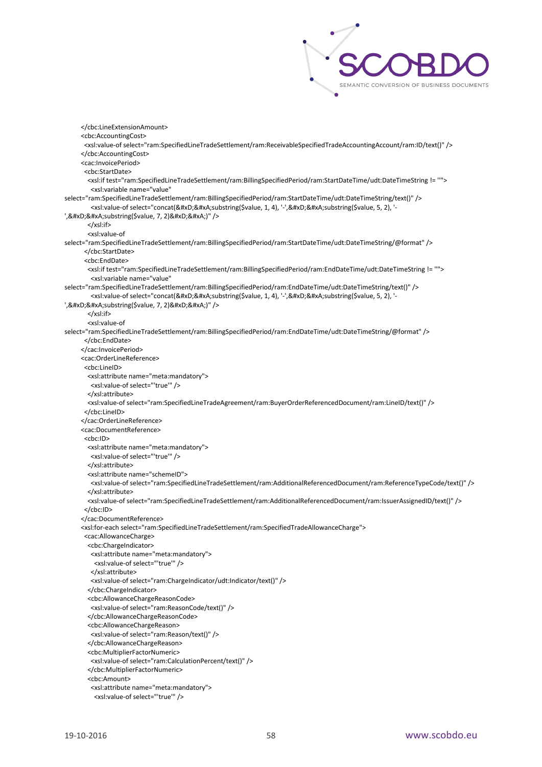```
</cbc:LineExtensionAmount>
<cbc:AccountingCost>
 <xsl:value-of select="ram:SpecifiedLineTradeSettlement/ram:ReceivableSpecifiedTradeAccountingAccount/ram:ID/text()" />
</cbc:AccountingCost>
<cac:InvoicePeriod>
 <cbc:StartDate>
  <xsl:if test="ram:SpecifiedLineTradeSettlement/ram:BillingSpecifiedPeriod/ram:StartDateTime/udt:DateTimeString != ''">
   <xsl:variable name="value"
select="ram:SpecifiedLineTradeSettlement/ram:BillingSpecifiedPeriod/ram:StartDateTime/udt:DateTimeString/text()" />
   <xsl:value-of select="concat(&#xD;&#xA;substring($value, 1, 4), '-',&#xD;&#xA;substring($value, 5, 2), '-
',&#xD;&#xA;substring($value, 7, 2)&#xD;&#xA;)" />
  </xsl:if>
  <xsl:value-of
select="ram:SpecifiedLineTradeSettlement/ram:BillingSpecifiedPeriod/ram:StartDateTime/udt:DateTimeString/@format" />
 </cbc:StartDate>
 <cbc:EndDate>
  <xsl:if test="ram:SpecifiedLineTradeSettlement/ram:BillingSpecifiedPeriod/ram:EndDateTime/udt:DateTimeString != ''">
   <xsl:variable name="value"
select="ram:SpecifiedLineTradeSettlement/ram:BillingSpecifiedPeriod/ram:EndDateTime/udt:DateTimeString/text()" />
   <xsl:value-of select="concat(&#xD;&#xA;substring($value, 1, 4), '-',&#xD;&#xA;substring($value, 5, 2), '-
',&#xD;&#xA;substring($value, 7, 2)&#xD;&#xA;)" />
  </xsl:if>
  <xsl:value-of
select="ram:SpecifiedLineTradeSettlement/ram:BillingSpecifiedPeriod/ram:EndDateTime/udt:DateTimeString/@format" />
 </cbc:EndDate>
</cac:InvoicePeriod>
<cac:OrderLineReference>
 <cbc:LineID>
  <xsl:attribute name="meta:mandatory">
   <xsl:value-of select="'true'" />
  </xsl:attribute>
  <xsl:value-of select="ram:SpecifiedLineTradeAgreement/ram:BuyerOrderReferencedDocument/ram:LineID/text()" />
 </cbc:LineID>
</cac:OrderLineReference>
<cac:DocumentReference>
 <cbc:ID>
  <xsl:attribute name="meta:mandatory">
   <xsl:value-of select="'true'" />
  </xsl:attribute>
  <xsl:attribute name="schemeID">
   <xsl:value-of select="ram:SpecifiedLineTradeSettlement/ram:AdditionalReferencedDocument/ram:ReferenceTypeCode/text()" />
  </xsl:attribute>
  <xsl:value-of select="ram:SpecifiedLineTradeSettlement/ram:AdditionalReferencedDocument/ram:IssuerAssignedID/text()" />
 </cbc:ID>
</cac:DocumentReference>
<xsl:for-each select="ram:SpecifiedLineTradeSettlement/ram:SpecifiedTradeAllowanceCharge">
 <cac:AllowanceCharge>
  <cbc:ChargeIndicator>
   <xsl:attribute name="meta:mandatory">
    <xsl:value-of select="'true'" />
   </xsl:attribute>
   <xsl:value-of select="ram:ChargeIndicator/udt:Indicator/text()" />
  </cbc:ChargeIndicator>
  <cbc:AllowanceChargeReasonCode>
   <xsl:value-of select="ram:ReasonCode/text()" />
  </cbc:AllowanceChargeReasonCode>
  <cbc:AllowanceChargeReason>
   <xsl:value-of select="ram:Reason/text()" />
  </cbc:AllowanceChargeReason>
  <cbc:MultiplierFactorNumeric>
   <xsl:value-of select="ram:CalculationPercent/text()" />
  </cbc:MultiplierFactorNumeric>
  <cbc:Amount>
   <xsl:attribute name="meta:mandatory">
    <xsl:value-of select="'true'" />
```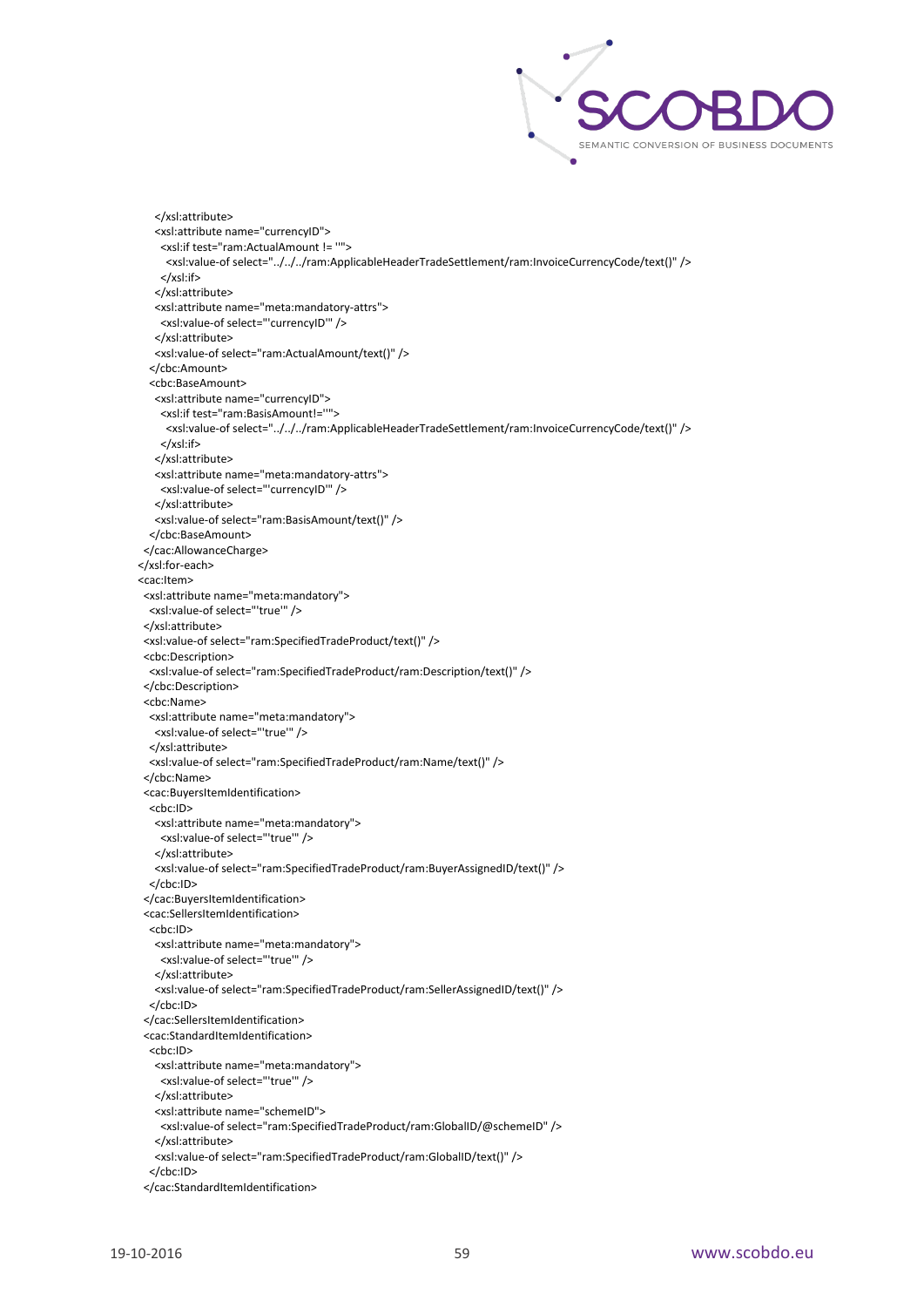```xml
        </xsl:attribute>
        <xsl:attribute name="currencyID">
          <xsl:if test="ram:ActualAmount != ''">
            <xsl:value-of select="../../../ram:ApplicableHeaderTradeSettlement/ram:InvoiceCurrencyCode/text()" />
          </xsl:if>
        </xsl:attribute>
        <xsl:attribute name="meta:mandatory-attrs">
          <xsl:value-of select="'currencyID'" />
        </xsl:attribute>
        <xsl:value-of select="ram:ActualAmount/text()" />
      </cbc:Amount>
      <cbc:BaseAmount>
        <xsl:attribute name="currencyID">
          <xsl:if test="ram:BasisAmount!=''">
            <xsl:value-of select="../../../ram:ApplicableHeaderTradeSettlement/ram:InvoiceCurrencyCode/text()" />
          </xsl:if>
        </xsl:attribute>
        <xsl:attribute name="meta:mandatory-attrs">
          <xsl:value-of select="'currencyID'" />
        </xsl:attribute>
        <xsl:value-of select="ram:BasisAmount/text()" />
      </cbc:BaseAmount>
    </cac:AllowanceCharge>
  </xsl:for-each>
  <cac:Item>
    <xsl:attribute name="meta:mandatory">
      <xsl:value-of select="'true'" />
    </xsl:attribute>
    <xsl:value-of select="ram:SpecifiedTradeProduct/text()" />
    <cbc:Description>
      <xsl:value-of select="ram:SpecifiedTradeProduct/ram:Description/text()" />
    </cbc:Description>
    <cbc:Name>
      <xsl:attribute name="meta:mandatory">
        <xsl:value-of select="'true'" />
      </xsl:attribute>
      <xsl:value-of select="ram:SpecifiedTradeProduct/ram:Name/text()" />
    </cbc:Name>
    <cac:BuyersItemIdentification>
      <cbc:ID>
        <xsl:attribute name="meta:mandatory">
          <xsl:value-of select="'true'" />
        </xsl:attribute>
        <xsl:value-of select="ram:SpecifiedTradeProduct/ram:BuyerAssignedID/text()" />
      </cbc:ID>
    </cac:BuyersItemIdentification>
    <cac:SellersItemIdentification>
      <cbc:ID>
        <xsl:attribute name="meta:mandatory">
          <xsl:value-of select="'true'" />
        </xsl:attribute>
        <xsl:value-of select="ram:SpecifiedTradeProduct/ram:SellerAssignedID/text()" />
      </cbc:ID>
    </cac:SellersItemIdentification>
    <cac:StandardItemIdentification>
      <cbc:ID>
        <xsl:attribute name="meta:mandatory">
          <xsl:value-of select="'true'" />
        </xsl:attribute>
        <xsl:attribute name="schemeID">
          <xsl:value-of select="ram:SpecifiedTradeProduct/ram:GlobalID/@schemeID" />
        </xsl:attribute>
        <xsl:value-of select="ram:SpecifiedTradeProduct/ram:GlobalID/text()" />
      </cbc:ID>
    </cac:StandardItemIdentification>
```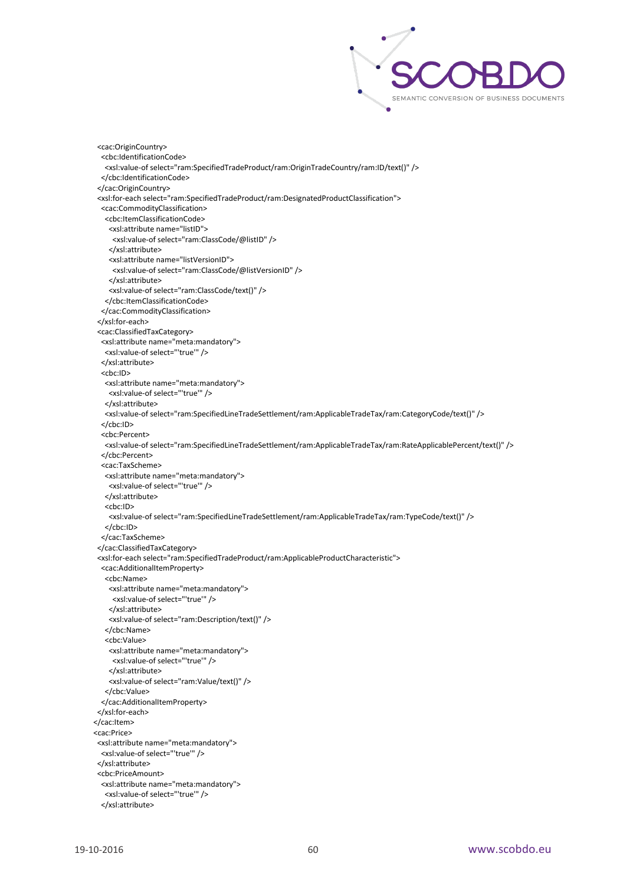```
  <cac:OriginCountry>
   <cbc:IdentificationCode>
    <xsl:value-of select="ram:SpecifiedTradeProduct/ram:OriginTradeCountry/ram:ID/text()" />
   </cbc:IdentificationCode>
  </cac:OriginCountry>
  <xsl:for-each select="ram:SpecifiedTradeProduct/ram:DesignatedProductClassification">
   <cac:CommodityClassification>
    <cbc:ItemClassificationCode>
     <xsl:attribute name="listID">
      <xsl:value-of select="ram:ClassCode/@listID" />
     </xsl:attribute>
     <xsl:attribute name="listVersionID">
      <xsl:value-of select="ram:ClassCode/@listVersionID" />
     </xsl:attribute>
     <xsl:value-of select="ram:ClassCode/text()" />
    </cbc:ItemClassificationCode>
   </cac:CommodityClassification>
  </xsl:for-each>
  <cac:ClassifiedTaxCategory>
   <xsl:attribute name="meta:mandatory">
    <xsl:value-of select="'true'" />
   </xsl:attribute>
   <cbc:ID>
    <xsl:attribute name="meta:mandatory">
     <xsl:value-of select="'true'" />
    </xsl:attribute>
    <xsl:value-of select="ram:SpecifiedLineTradeSettlement/ram:ApplicableTradeTax/ram:CategoryCode/text()" />
   </cbc:ID>
   <cbc:Percent>
    <xsl:value-of select="ram:SpecifiedLineTradeSettlement/ram:ApplicableTradeTax/ram:RateApplicablePercent/text()" />
   </cbc:Percent>
   <cac:TaxScheme>
    <xsl:attribute name="meta:mandatory">
     <xsl:value-of select="'true'" />
    </xsl:attribute>
    <cbc:ID>
     <xsl:value-of select="ram:SpecifiedLineTradeSettlement/ram:ApplicableTradeTax/ram:TypeCode/text()" />
    </cbc:ID>
   </cac:TaxScheme>
  </cac:ClassifiedTaxCategory>
  <xsl:for-each select="ram:SpecifiedTradeProduct/ram:ApplicableProductCharacteristic">
   <cac:AdditionalItemProperty>
    <cbc:Name>
     <xsl:attribute name="meta:mandatory">
      <xsl:value-of select="'true'" />
     </xsl:attribute>
     <xsl:value-of select="ram:Description/text()" />
    </cbc:Name>
    <cbc:Value>
     <xsl:attribute name="meta:mandatory">
      <xsl:value-of select="'true'" />
     </xsl:attribute>
     <xsl:value-of select="ram:Value/text()" />
    </cbc:Value>
   </cac:AdditionalItemProperty>
  </xsl:for-each>
 </cac:Item>
 <cac:Price>
  <xsl:attribute name="meta:mandatory">
   <xsl:value-of select="'true'" />
  </xsl:attribute>
  <cbc:PriceAmount>
   <xsl:attribute name="meta:mandatory">
    <xsl:value-of select="'true'" />
   </xsl:attribute>
```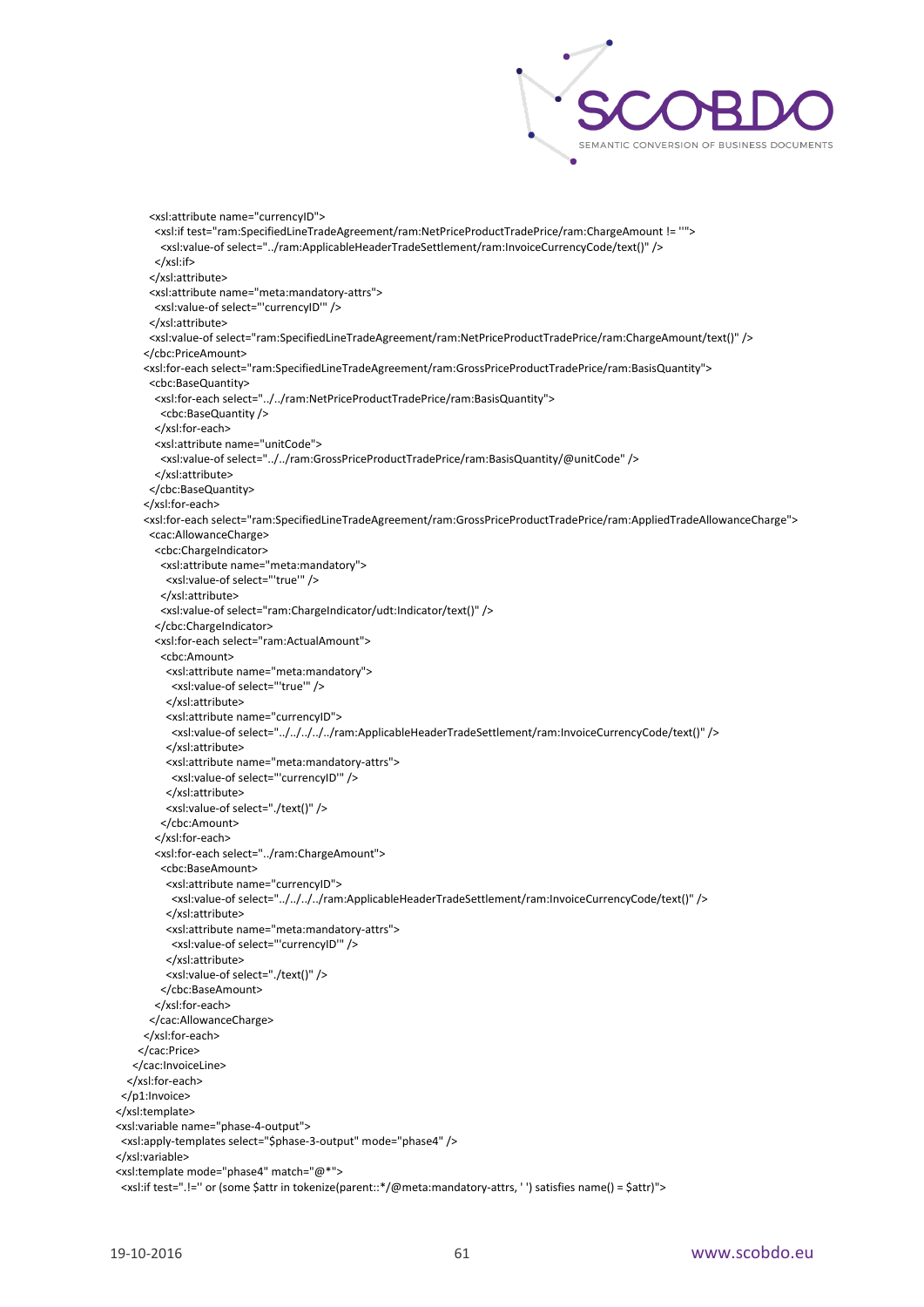```
      <xsl:attribute name="currencyID">
       <xsl:if test="ram:SpecifiedLineTradeAgreement/ram:NetPriceProductTradePrice/ram:ChargeAmount != ''">
        <xsl:value-of select="../ram:ApplicableHeaderTradeSettlement/ram:InvoiceCurrencyCode/text()" />
       </xsl:if>
      </xsl:attribute>
      <xsl:attribute name="meta:mandatory-attrs">
       <xsl:value-of select="'currencyID'" />
      </xsl:attribute>
      <xsl:value-of select="ram:SpecifiedLineTradeAgreement/ram:NetPriceProductTradePrice/ram:ChargeAmount/text()" />
     </cbc:PriceAmount>
     <xsl:for-each select="ram:SpecifiedLineTradeAgreement/ram:GrossPriceProductTradePrice/ram:BasisQuantity">
      <cbc:BaseQuantity>
       <xsl:for-each select="../../ram:NetPriceProductTradePrice/ram:BasisQuantity">
        <cbc:BaseQuantity />
       </xsl:for-each>
       <xsl:attribute name="unitCode">
        <xsl:value-of select="../../ram:GrossPriceProductTradePrice/ram:BasisQuantity/@unitCode" />
       </xsl:attribute>
      </cbc:BaseQuantity>
     </xsl:for-each>
     <xsl:for-each select="ram:SpecifiedLineTradeAgreement/ram:GrossPriceProductTradePrice/ram:AppliedTradeAllowanceCharge">
      <cac:AllowanceCharge>
       <cbc:ChargeIndicator>
        <xsl:attribute name="meta:mandatory">
         <xsl:value-of select="'true'" />
        </xsl:attribute>
        <xsl:value-of select="ram:ChargeIndicator/udt:Indicator/text()" />
       </cbc:ChargeIndicator>
       <xsl:for-each select="ram:ActualAmount">
        <cbc:Amount>
         <xsl:attribute name="meta:mandatory">
          <xsl:value-of select="'true'" />
         </xsl:attribute>
         <xsl:attribute name="currencyID">
          <xsl:value-of select="../../../../../ram:ApplicableHeaderTradeSettlement/ram:InvoiceCurrencyCode/text()" />
         </xsl:attribute>
         <xsl:attribute name="meta:mandatory-attrs">
          <xsl:value-of select="'currencyID'" />
         </xsl:attribute>
         <xsl:value-of select="./text()" />
        </cbc:Amount>
       </xsl:for-each>
       <xsl:for-each select="../ram:ChargeAmount">
        <cbc:BaseAmount>
         <xsl:attribute name="currencyID">
          <xsl:value-of select="../../../../ram:ApplicableHeaderTradeSettlement/ram:InvoiceCurrencyCode/text()" />
         </xsl:attribute>
         <xsl:attribute name="meta:mandatory-attrs">
          <xsl:value-of select="'currencyID'" />
         </xsl:attribute>
         <xsl:value-of select="./text()" />
        </cbc:BaseAmount>
       </xsl:for-each>
      </cac:AllowanceCharge>
     </xsl:for-each>
    </cac:Price>
   </cac:InvoiceLine>
  </xsl:for-each>
 </p1:Invoice>
</xsl:template>
<xsl:variable name="phase-4-output">
 <xsl:apply-templates select="$phase-3-output" mode="phase4" />
</xsl:variable>
<xsl:template mode="phase4" match="@*">
 <xsl:if test=".!='' or (some $attr in tokenize(parent::*/@meta:mandatory-attrs, ' ') satisfies name() = $attr)">
```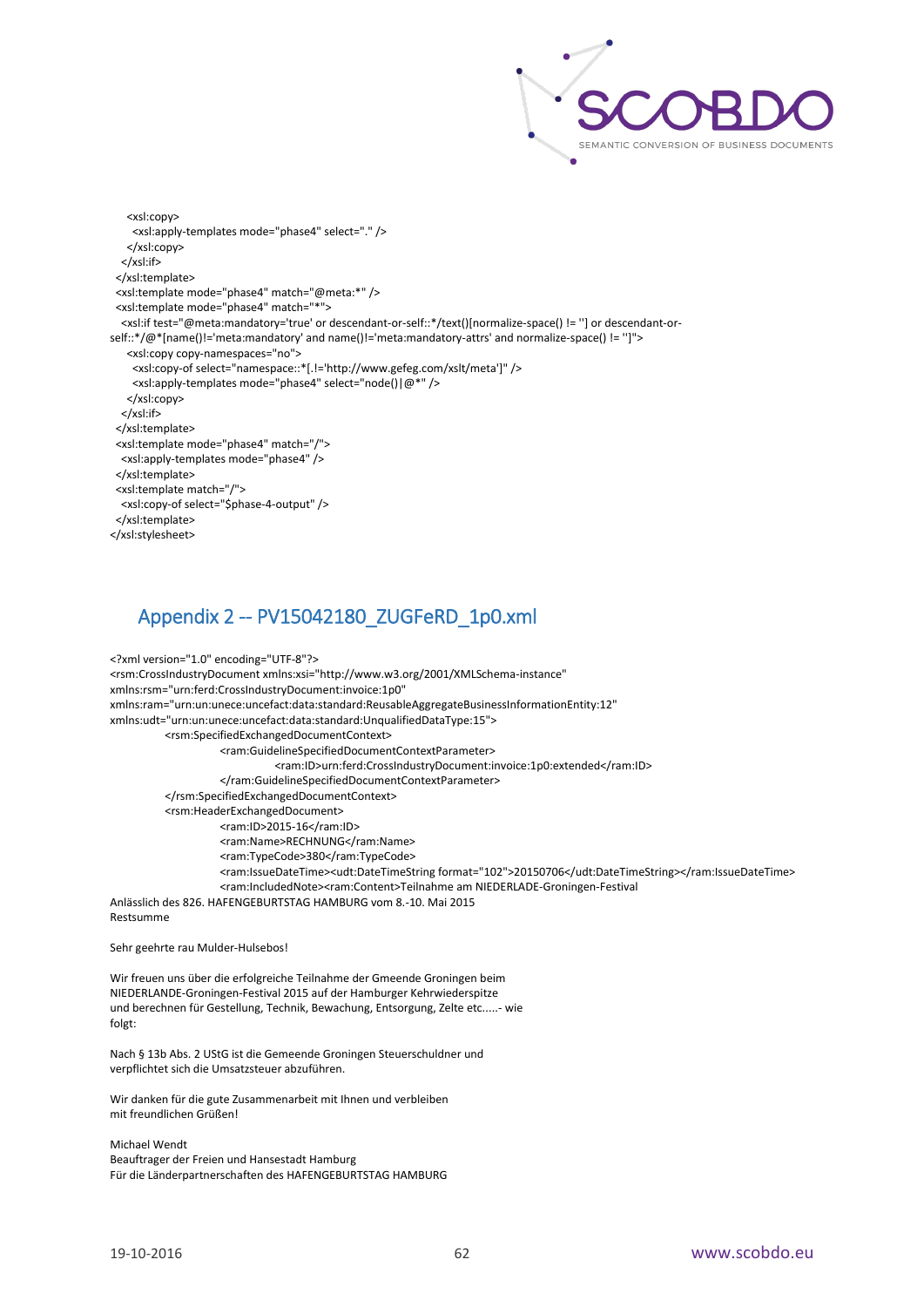```
    <xsl:copy>
      <xsl:apply-templates mode="phase4" select="." />
    </xsl:copy>
  </xsl:if>
 </xsl:template>
 <xsl:template mode="phase4" match="@meta:*" />
 <xsl:template mode="phase4" match="*">
  <xsl:if test="@meta:mandatory='true' or descendant-or-self::*/text()[normalize-space() != ''] or descendant-or-self::*/@*[name()!='meta:mandatory' and name()!='meta:mandatory-attrs' and normalize-space() != '']">
    <xsl:copy copy-namespaces="no">
      <xsl:copy-of select="namespace::*[.!='http://www.gefeg.com/xslt/meta']" />
      <xsl:apply-templates mode="phase4" select="node()|@*" />
    </xsl:copy>
  </xsl:if>
 </xsl:template>
 <xsl:template mode="phase4" match="/">
  <xsl:apply-templates mode="phase4" />
 </xsl:template>
 <xsl:template match="/">
  <xsl:copy-of select="$phase-4-output" />
 </xsl:template>
</xsl:stylesheet>
```

## Appendix 2 -- PV15042180_ZUGFeRD_1p0.xml

```
<?xml version="1.0" encoding="UTF-8"?>
<rsm:CrossIndustryDocument xmlns:xsi="http://www.w3.org/2001/XMLSchema-instance"
xmlns:rsm="urn:ferd:CrossIndustryDocument:invoice:1p0"
xmlns:ram="urn:un:unece:uncefact:data:standard:ReusableAggregateBusinessInformationEntity:12"
xmlns:udt="urn:un:unece:uncefact:data:standard:UnqualifiedDataType:15">
        <rsm:SpecifiedExchangedDocumentContext>
                <ram:GuidelineSpecifiedDocumentContextParameter>
                        <ram:ID>urn:ferd:CrossIndustryDocument:invoice:1p0:extended</ram:ID>
                </ram:GuidelineSpecifiedDocumentContextParameter>
        </rsm:SpecifiedExchangedDocumentContext>
        <rsm:HeaderExchangedDocument>
                <ram:ID>2015-16</ram:ID>
                <ram:Name>RECHNUNG</ram:Name>
                <ram:TypeCode>380</ram:TypeCode>
                <ram:IssueDateTime><udt:DateTimeString format="102">20150706</udt:DateTimeString></ram:IssueDateTime>
                <ram:IncludedNote><ram:Content>Teilnahme am NIEDERLADE-Groningen-Festival
Anlässlich des 826. HAFENGEBURTSTAG HAMBURG vom 8.-10. Mai 2015
Restsumme

Sehr geehrte rau Mulder-Hulsebos!

Wir freuen uns über die erfolgreiche Teilnahme der Gmeende Groningen beim
NIEDERLANDE-Groningen-Festival 2015 auf der Hamburger Kehrwiederspitze
und berechnen für Gestellung, Technik, Bewachung, Entsorgung, Zelte etc.....- wie
folgt:

Nach § 13b Abs. 2 UStG ist die Gemeende Groningen Steuerschuldner und
verpflichtet sich die Umsatzsteuer abzuführen.

Wir danken für die gute Zusammenarbeit mit Ihnen und verbleiben
mit freundlichen Grüßen!

Michael Wendt
Beauftrager der Freien und Hansestadt Hamburg
Für die Länderpartnerschaften des HAFENGEBURTSTAG HAMBURG
```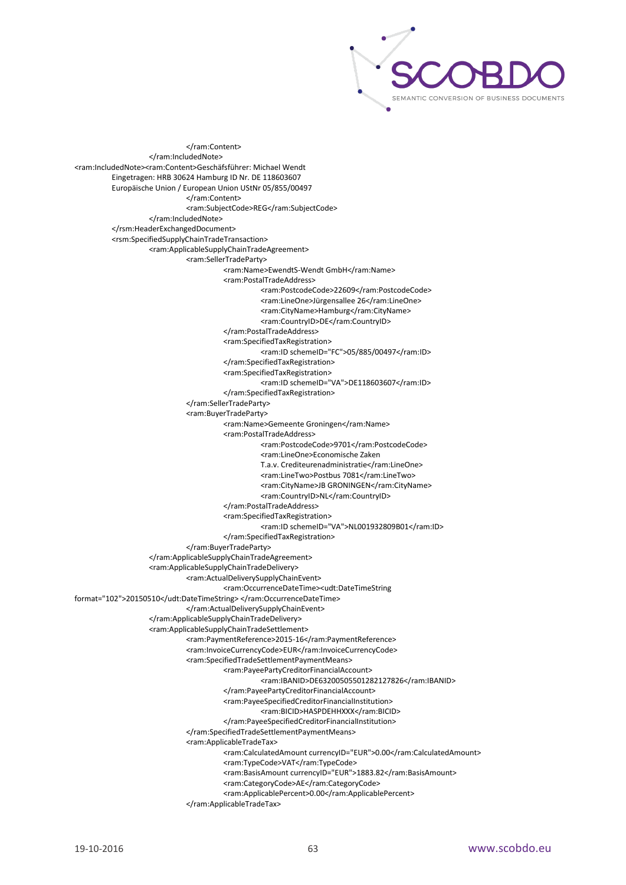```
                    </ram:Content>
               </ram:IncludedNote>
<ram:IncludedNote><ram:Content>Geschäfsführer: Michael Wendt
          Eingetragen: HRB 30624 Hamburg ID Nr. DE 118603607
          Europäische Union / European Union UStNr 05/855/00497
                    </ram:Content>
                    <ram:SubjectCode>REG</ram:SubjectCode>
               </ram:IncludedNote>
          </rsm:HeaderExchangedDocument>
          <rsm:SpecifiedSupplyChainTradeTransaction>
               <ram:ApplicableSupplyChainTradeAgreement>
                    <ram:SellerTradeParty>
                         <ram:Name>EwendtS-Wendt GmbH</ram:Name>
                         <ram:PostalTradeAddress>
                              <ram:PostcodeCode>22609</ram:PostcodeCode>
                              <ram:LineOne>Jürgensallee 26</ram:LineOne>
                              <ram:CityName>Hamburg</ram:CityName>
                              <ram:CountryID>DE</ram:CountryID>
                         </ram:PostalTradeAddress>
                         <ram:SpecifiedTaxRegistration>
                              <ram:ID schemeID="FC">05/885/00497</ram:ID>
                         </ram:SpecifiedTaxRegistration>
                         <ram:SpecifiedTaxRegistration>
                              <ram:ID schemeID="VA">DE118603607</ram:ID>
                         </ram:SpecifiedTaxRegistration>
                    </ram:SellerTradeParty>
                    <ram:BuyerTradeParty>
                         <ram:Name>Gemeente Groningen</ram:Name>
                         <ram:PostalTradeAddress>
                              <ram:PostcodeCode>9701</ram:PostcodeCode>
                              <ram:LineOne>Economische Zaken
                              T.a.v. Crediteurenadministratie</ram:LineOne>
                              <ram:LineTwo>Postbus 7081</ram:LineTwo>
                              <ram:CityName>JB GRONINGEN</ram:CityName>
                              <ram:CountryID>NL</ram:CountryID>
                         </ram:PostalTradeAddress>
                         <ram:SpecifiedTaxRegistration>
                              <ram:ID schemeID="VA">NL001932809B01</ram:ID>
                         </ram:SpecifiedTaxRegistration>
                    </ram:BuyerTradeParty>
               </ram:ApplicableSupplyChainTradeAgreement>
               <ram:ApplicableSupplyChainTradeDelivery>
                    <ram:ActualDeliverySupplyChainEvent>
                         <ram:OccurrenceDateTime><udt:DateTimeString
format="102">20150510</udt:DateTimeString> </ram:OccurrenceDateTime>
                    </ram:ActualDeliverySupplyChainEvent>
               </ram:ApplicableSupplyChainTradeDelivery>
               <ram:ApplicableSupplyChainTradeSettlement>
                    <ram:PaymentReference>2015-16</ram:PaymentReference>
                    <ram:InvoiceCurrencyCode>EUR</ram:InvoiceCurrencyCode>
                    <ram:SpecifiedTradeSettlementPaymentMeans>
                         <ram:PayeePartyCreditorFinancialAccount>
                              <ram:IBANID>DE63200505501282127826</ram:IBANID>
                         </ram:PayeePartyCreditorFinancialAccount>
                         <ram:PayeeSpecifiedCreditorFinancialInstitution>
                              <ram:BICID>HASPDEHHXXX</ram:BICID>
                         </ram:PayeeSpecifiedCreditorFinancialInstitution>
                    </ram:SpecifiedTradeSettlementPaymentMeans>
                    <ram:ApplicableTradeTax>
                         <ram:CalculatedAmount currencyID="EUR">0.00</ram:CalculatedAmount>
                         <ram:TypeCode>VAT</ram:TypeCode>
                         <ram:BasisAmount currencyID="EUR">1883.82</ram:BasisAmount>
                         <ram:CategoryCode>AE</ram:CategoryCode>
                         <ram:ApplicablePercent>0.00</ram:ApplicablePercent>
                    </ram:ApplicableTradeTax>
```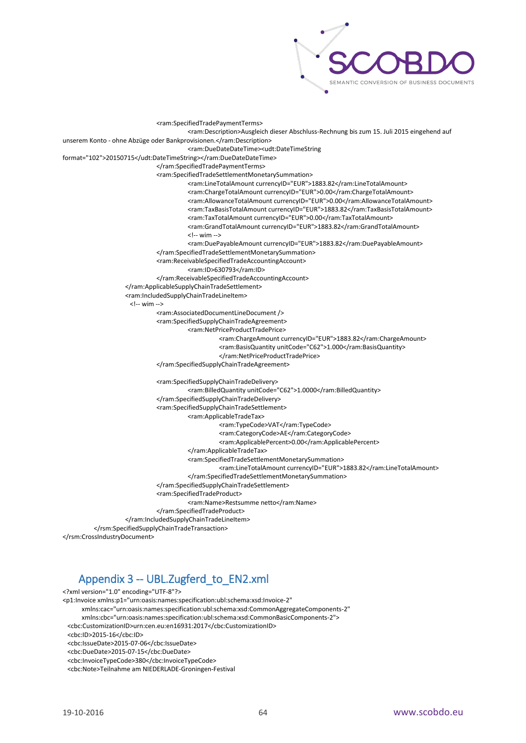```
                    <ram:SpecifiedTradePaymentTerms>
                        <ram:Description>Ausgleich dieser Abschluss-Rechnung bis zum 15. Juli 2015 eingehend auf
unserem Konto - ohne Abzüge oder Bankprovisionen.</ram:Description>
                        <ram:DueDateDateTime><udt:DateTimeString
format="102">20150715</udt:DateTimeString></ram:DueDateDateTime>
                    </ram:SpecifiedTradePaymentTerms>
                    <ram:SpecifiedTradeSettlementMonetarySummation>
                        <ram:LineTotalAmount currencyID="EUR">1883.82</ram:LineTotalAmount>
                        <ram:ChargeTotalAmount currencyID="EUR">0.00</ram:ChargeTotalAmount>
                        <ram:AllowanceTotalAmount currencyID="EUR">0.00</ram:AllowanceTotalAmount>
                        <ram:TaxBasisTotalAmount currencyID="EUR">1883.82</ram:TaxBasisTotalAmount>
                        <ram:TaxTotalAmount currencyID="EUR">0.00</ram:TaxTotalAmount>
                        <ram:GrandTotalAmount currencyID="EUR">1883.82</ram:GrandTotalAmount>
                        <!-- wim -->
                        <ram:DuePayableAmount currencyID="EUR">1883.82</ram:DuePayableAmount>
                    </ram:SpecifiedTradeSettlementMonetarySummation>
                    <ram:ReceivableSpecifiedTradeAccountingAccount>
                        <ram:ID>630793</ram:ID>
                    </ram:ReceivableSpecifiedTradeAccountingAccount>
                </ram:ApplicableSupplyChainTradeSettlement>
                <ram:IncludedSupplyChainTradeLineItem>
                 <!-- wim -->
                    <ram:AssociatedDocumentLineDocument />
                    <ram:SpecifiedSupplyChainTradeAgreement>
                        <ram:NetPriceProductTradePrice>
                            <ram:ChargeAmount currencyID="EUR">1883.82</ram:ChargeAmount>
                            <ram:BasisQuantity unitCode="C62">1.000</ram:BasisQuantity>
                            </ram:NetPriceProductTradePrice>
                    </ram:SpecifiedSupplyChainTradeAgreement>

                    <ram:SpecifiedSupplyChainTradeDelivery>
                        <ram:BilledQuantity unitCode="C62">1.0000</ram:BilledQuantity>
                    </ram:SpecifiedSupplyChainTradeDelivery>
                    <ram:SpecifiedSupplyChainTradeSettlement>
                        <ram:ApplicableTradeTax>
                            <ram:TypeCode>VAT</ram:TypeCode>
                            <ram:CategoryCode>AE</ram:CategoryCode>
                            <ram:ApplicablePercent>0.00</ram:ApplicablePercent>
                        </ram:ApplicableTradeTax>
                        <ram:SpecifiedTradeSettlementMonetarySummation>
                            <ram:LineTotalAmount currencyID="EUR">1883.82</ram:LineTotalAmount>
                        </ram:SpecifiedTradeSettlementMonetarySummation>
                    </ram:SpecifiedSupplyChainTradeSettlement>
                    <ram:SpecifiedTradeProduct>
                        <ram:Name>Restsumme netto</ram:Name>
                    </ram:SpecifiedTradeProduct>
                </ram:IncludedSupplyChainTradeLineItem>
            </rsm:SpecifiedSupplyChainTradeTransaction>
</rsm:CrossIndustryDocument>
```

## Appendix 3 -- UBL.Zugferd_to_EN2.xml

```
<?xml version="1.0" encoding="UTF-8"?>
<p1:Invoice xmlns:p1="urn:oasis:names:specification:ubl:schema:xsd:Invoice-2"
      xmlns:cac="urn:oasis:names:specification:ubl:schema:xsd:CommonAggregateComponents-2"
      xmlns:cbc="urn:oasis:names:specification:ubl:schema:xsd:CommonBasicComponents-2">
  <cbc:CustomizationID>urn:cen.eu:en16931:2017</cbc:CustomizationID>
  <cbc:ID>2015-16</cbc:ID>
  <cbc:IssueDate>2015-07-06</cbc:IssueDate>
  <cbc:DueDate>2015-07-15</cbc:DueDate>
  <cbc:InvoiceTypeCode>380</cbc:InvoiceTypeCode>
  <cbc:Note>Teilnahme am NIEDERLADE-Groningen-Festival
```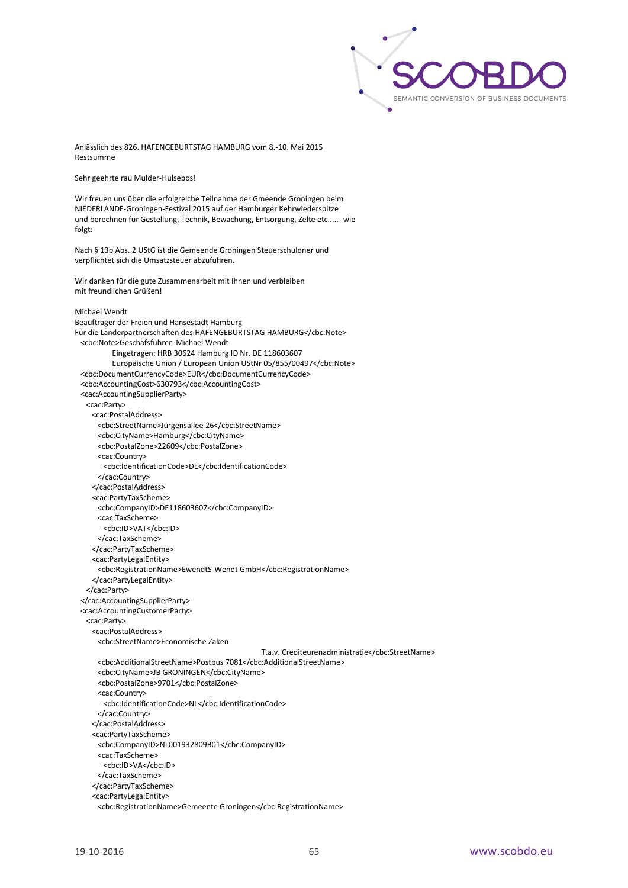```
Anlässlich des 826. HAFENGEBURTSTAG HAMBURG vom 8.-10. Mai 2015
Restsumme

Sehr geehrte rau Mulder-Hulsebos!

Wir freuen uns über die erfolgreiche Teilnahme der Gmeende Groningen beim
NIEDERLANDE-Groningen-Festival 2015 auf der Hamburger Kehrwiederspitze
und berechnen für Gestellung, Technik, Bewachung, Entsorgung, Zelte etc.....- wie
folgt:

Nach § 13b Abs. 2 UStG ist die Gemeende Groningen Steuerschuldner und
verpflichtet sich die Umsatzsteuer abzuführen.

Wir danken für die gute Zusammenarbeit mit Ihnen und verbleiben
mit freundlichen Grüßen!

Michael Wendt
Beauftrager der Freien und Hansestadt Hamburg
Für die Länderpartnerschaften des HAFENGEBURTSTAG HAMBURG</cbc:Note>
  <cbc:Note>Geschäfsführer: Michael Wendt
        Eingetragen: HRB 30624 Hamburg ID Nr. DE 118603607
        Europäische Union / European Union UStNr 05/855/00497</cbc:Note>
  <cbc:DocumentCurrencyCode>EUR</cbc:DocumentCurrencyCode>
  <cbc:AccountingCost>630793</cbc:AccountingCost>
  <cac:AccountingSupplierParty>
    <cac:Party>
      <cac:PostalAddress>
        <cbc:StreetName>Jürgensallee 26</cbc:StreetName>
        <cbc:CityName>Hamburg</cbc:CityName>
        <cbc:PostalZone>22609</cbc:PostalZone>
        <cac:Country>
          <cbc:IdentificationCode>DE</cbc:IdentificationCode>
        </cac:Country>
      </cac:PostalAddress>
      <cac:PartyTaxScheme>
        <cbc:CompanyID>DE118603607</cbc:CompanyID>
        <cac:TaxScheme>
          <cbc:ID>VAT</cbc:ID>
        </cac:TaxScheme>
      </cac:PartyTaxScheme>
      <cac:PartyLegalEntity>
        <cbc:RegistrationName>EwendtS-Wendt GmbH</cbc:RegistrationName>
      </cac:PartyLegalEntity>
    </cac:Party>
  </cac:AccountingSupplierParty>
  <cac:AccountingCustomerParty>
    <cac:Party>
      <cac:PostalAddress>
        <cbc:StreetName>Economische Zaken
                                    T.a.v. Crediteurenadministratie</cbc:StreetName>
        <cbc:AdditionalStreetName>Postbus 7081</cbc:AdditionalStreetName>
        <cbc:CityName>JB GRONINGEN</cbc:CityName>
        <cbc:PostalZone>9701</cbc:PostalZone>
        <cac:Country>
          <cbc:IdentificationCode>NL</cbc:IdentificationCode>
        </cac:Country>
      </cac:PostalAddress>
      <cac:PartyTaxScheme>
        <cbc:CompanyID>NL001932809B01</cbc:CompanyID>
        <cac:TaxScheme>
          <cbc:ID>VA</cbc:ID>
        </cac:TaxScheme>
      </cac:PartyTaxScheme>
      <cac:PartyLegalEntity>
        <cbc:RegistrationName>Gemeente Groningen</cbc:RegistrationName>
```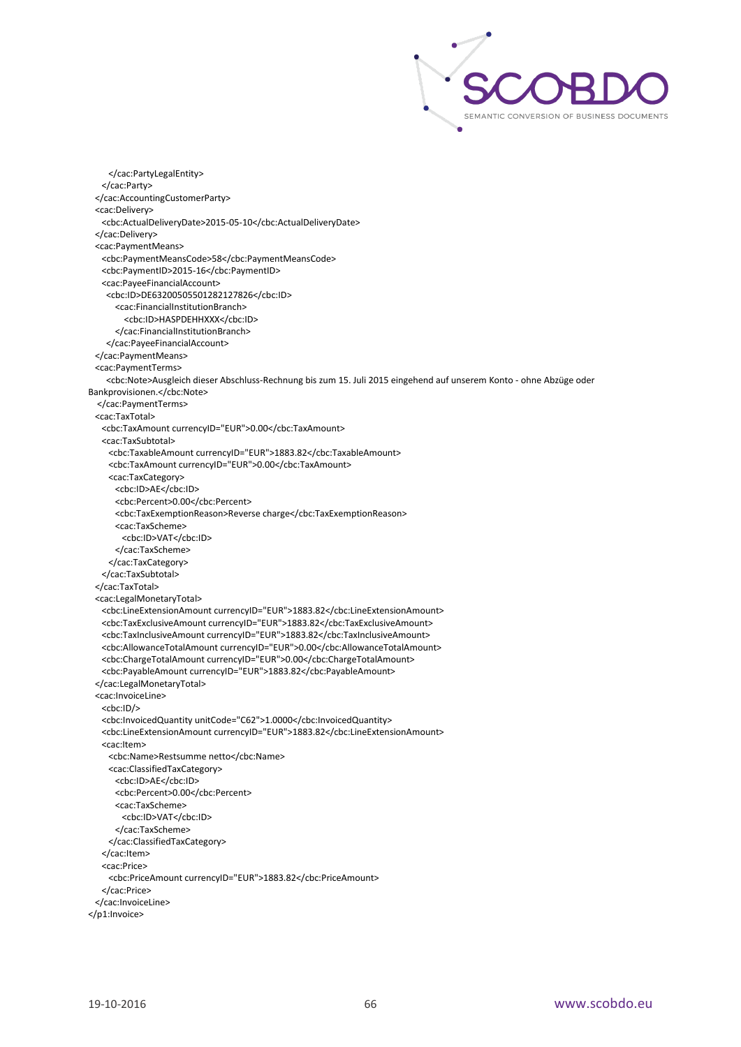```xml
        </cac:PartyLegalEntity>
      </cac:Party>
    </cac:AccountingCustomerParty>
    <cac:Delivery>
      <cbc:ActualDeliveryDate>2015-05-10</cbc:ActualDeliveryDate>
    </cac:Delivery>
    <cac:PaymentMeans>
      <cbc:PaymentMeansCode>58</cbc:PaymentMeansCode>
      <cbc:PaymentID>2015-16</cbc:PaymentID>
      <cac:PayeeFinancialAccount>
        <cbc:ID>DE63200505501282127826</cbc:ID>
          <cac:FinancialInstitutionBranch>
            <cbc:ID>HASPDEHHXXX</cbc:ID>
          </cac:FinancialInstitutionBranch>
        </cac:PayeeFinancialAccount>
    </cac:PaymentMeans>
    <cac:PaymentTerms>
        <cbc:Note>Ausgleich dieser Abschluss-Rechnung bis zum 15. Juli 2015 eingehend auf unserem Konto - ohne Abzüge oder
Bankprovisionen.</cbc:Note>
     </cac:PaymentTerms>
    <cac:TaxTotal>
      <cbc:TaxAmount currencyID="EUR">0.00</cbc:TaxAmount>
      <cac:TaxSubtotal>
        <cbc:TaxableAmount currencyID="EUR">1883.82</cbc:TaxableAmount>
        <cbc:TaxAmount currencyID="EUR">0.00</cbc:TaxAmount>
        <cac:TaxCategory>
          <cbc:ID>AE</cbc:ID>
          <cbc:Percent>0.00</cbc:Percent>
          <cbc:TaxExemptionReason>Reverse charge</cbc:TaxExemptionReason>
          <cac:TaxScheme>
            <cbc:ID>VAT</cbc:ID>
          </cac:TaxScheme>
        </cac:TaxCategory>
      </cac:TaxSubtotal>
    </cac:TaxTotal>
    <cac:LegalMonetaryTotal>
      <cbc:LineExtensionAmount currencyID="EUR">1883.82</cbc:LineExtensionAmount>
      <cbc:TaxExclusiveAmount currencyID="EUR">1883.82</cbc:TaxExclusiveAmount>
      <cbc:TaxInclusiveAmount currencyID="EUR">1883.82</cbc:TaxInclusiveAmount>
      <cbc:AllowanceTotalAmount currencyID="EUR">0.00</cbc:AllowanceTotalAmount>
      <cbc:ChargeTotalAmount currencyID="EUR">0.00</cbc:ChargeTotalAmount>
      <cbc:PayableAmount currencyID="EUR">1883.82</cbc:PayableAmount>
    </cac:LegalMonetaryTotal>
    <cac:InvoiceLine>
      <cbc:ID/>
      <cbc:InvoicedQuantity unitCode="C62">1.0000</cbc:InvoicedQuantity>
      <cbc:LineExtensionAmount currencyID="EUR">1883.82</cbc:LineExtensionAmount>
      <cac:Item>
        <cbc:Name>Restsumme netto</cbc:Name>
        <cac:ClassifiedTaxCategory>
          <cbc:ID>AE</cbc:ID>
          <cbc:Percent>0.00</cbc:Percent>
          <cac:TaxScheme>
            <cbc:ID>VAT</cbc:ID>
          </cac:TaxScheme>
        </cac:ClassifiedTaxCategory>
      </cac:Item>
      <cac:Price>
        <cbc:PriceAmount currencyID="EUR">1883.82</cbc:PriceAmount>
      </cac:Price>
    </cac:InvoiceLine>
</p1:Invoice>
```